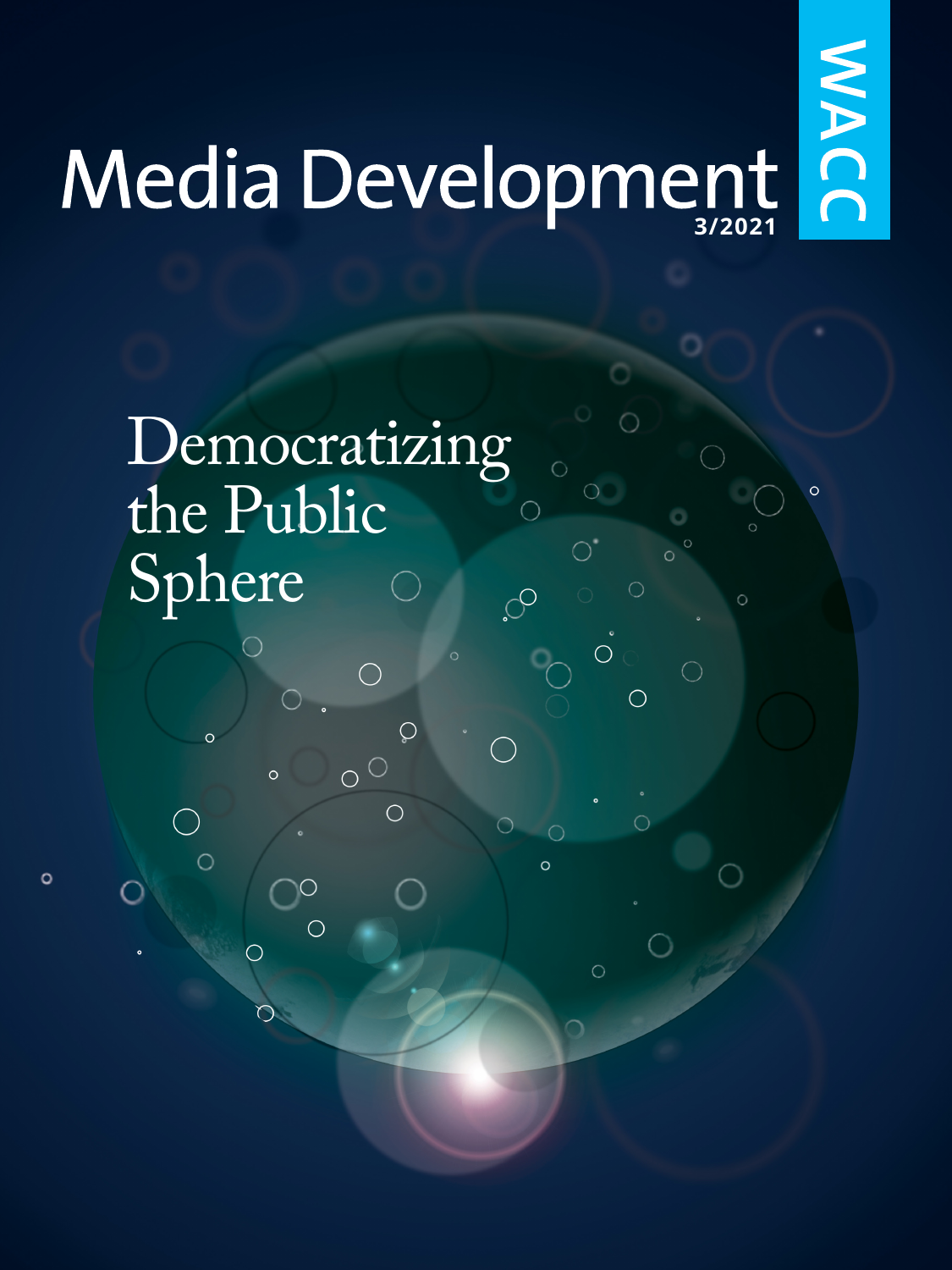# Media Development

WACC

3/2021

## Democratizing the Public Sphere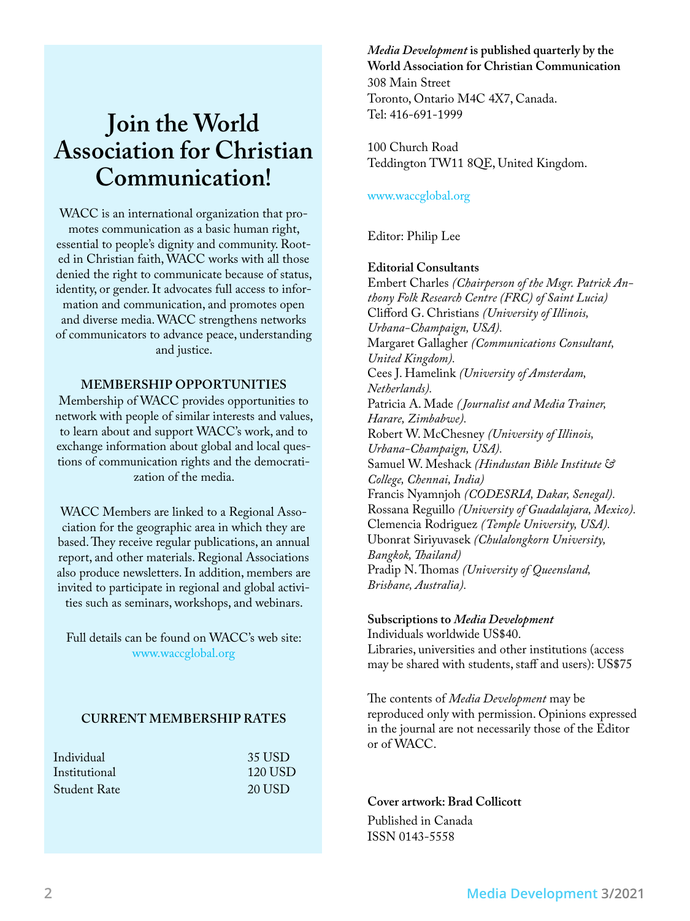# Join the World Association for Christian Communication!

WACC is an international organization that promotes communication as a basic human right, essential to people's dignity and community. Rooted in Christian faith, WACC works with all those denied the right to communicate because of status, identity, or gender. It advocates full access to information and communication, and promotes open and diverse media. WACC strengthens networks of communicators to advance peace, understanding and justice.

**MEMBERSHIP OPPORTUNITIES**

Membership of WACC provides opportunities to network with people of similar interests and values, to learn about and support WACC's work, and to exchange information about global and local questions of communication rights and the democratization of the media.

WACC Members are linked to a Regional Association for the geographic area in which they are based. They receive regular publications, an annual report, and other materials. Regional Associations also produce newsletters. In addition, members are invited to participate in regional and global activities such as seminars, workshops, and webinars.

Full details can be found on WACC's web site: www.waccglobal.org

**CURRENT MEMBERSHIP RATES**

| | |
|---|---|
| Individual | 35 USD |
| Institutional | 120 USD |
| Student Rate | 20 USD |

***Media Development* is published quarterly by the World Association for Christian Communication**

308 Main Street
Toronto, Ontario M4C 4X7, Canada.
Tel: 416-691-1999

100 Church Road
Teddington TW11 8QE, United Kingdom.

www.waccglobal.org

Editor: Philip Lee

**Editorial Consultants**

Embert Charles *(Chairperson of the Msgr. Patrick Anthony Folk Research Centre (FRC) of Saint Lucia)*
Clifford G. Christians *(University of Illinois, Urbana-Champaign, USA).*
Margaret Gallagher *(Communications Consultant, United Kingdom).*
Cees J. Hamelink *(University of Amsterdam, Netherlands).*
Patricia A. Made *( Journalist and Media Trainer, Harare, Zimbabwe).*
Robert W. McChesney *(University of Illinois, Urbana-Champaign, USA).*
Samuel W. Meshack *(Hindustan Bible Institute & College, Chennai, India)*
Francis Nyamnjoh *(CODESRIA, Dakar, Senegal).*
Rossana Reguillo *(University of Guadalajara, Mexico).*
Clemencia Rodriguez *(Temple University, USA).*
Ubonrat Siriyuvasek *(Chulalongkorn University, Bangkok, Thailand)*
Pradip N. Thomas *(University of Queensland, Brisbane, Australia).*

**Subscriptions to *Media Development***

Individuals worldwide US$40.
Libraries, universities and other institutions (access may be shared with students, staff and users): US$75

The contents of *Media Development* may be reproduced only with permission. Opinions expressed in the journal are not necessarily those of the Editor or of WACC.

**Cover artwork: Brad Collicott**

Published in Canada
ISSN 0143-5558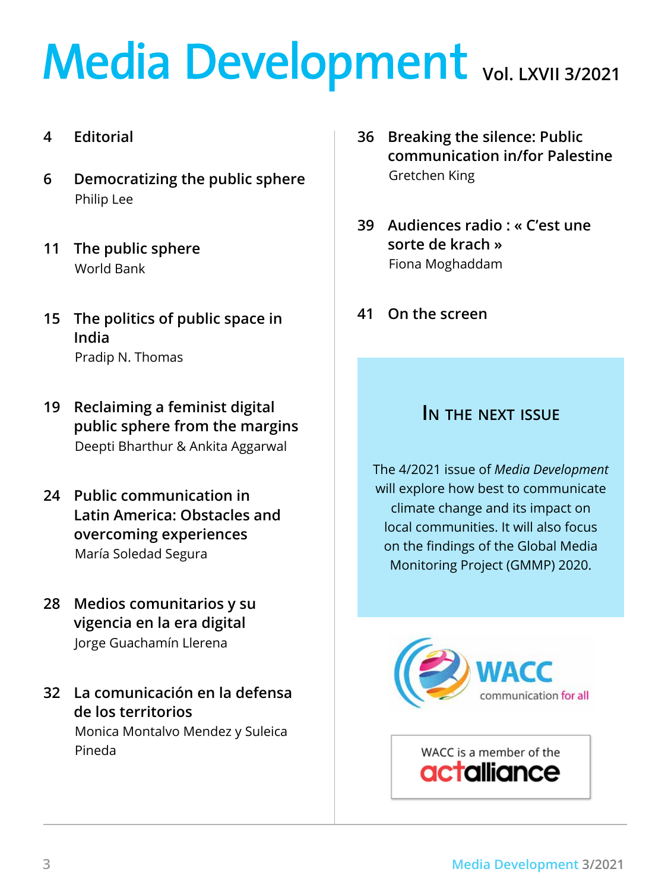# Media Development Vol. LXVII 3/2021

4 **Editorial**

6 **Democratizing the public sphere**
Philip Lee

11 **The public sphere**
World Bank

15 **The politics of public space in India**
Pradip N. Thomas

19 **Reclaiming a feminist digital public sphere from the margins**
Deepti Bharthur & Ankita Aggarwal

24 **Public communication in Latin America: Obstacles and overcoming experiences**
María Soledad Segura

28 **Medios comunitarios y su vigencia en la era digital**
Jorge Guachamín Llerena

32 **La comunicación en la defensa de los territorios**
Monica Montalvo Mendez y Suleica Pineda

36 **Breaking the silence: Public communication in/for Palestine**
Gretchen King

39 **Audiences radio : « C'est une sorte de krach »**
Fiona Moghaddam

41 **On the screen**

## In the next issue

The 4/2021 issue of *Media Development* will explore how best to communicate climate change and its impact on local communities. It will also focus on the findings of the Global Media Monitoring Project (GMMP) 2020.

WACC communication for all

WACC is a member of the actalliance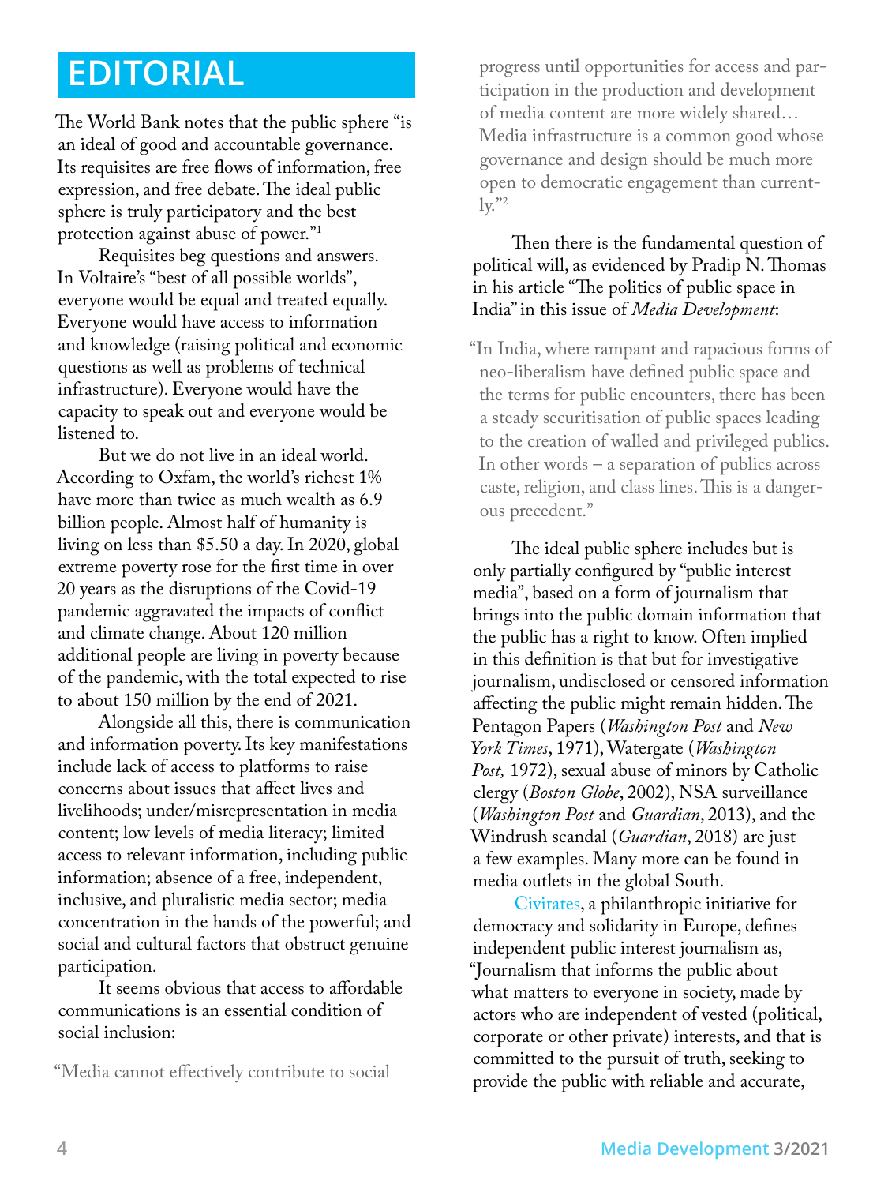# EDITORIAL

The World Bank notes that the public sphere "is an ideal of good and accountable governance. Its requisites are free flows of information, free expression, and free debate. The ideal public sphere is truly participatory and the best protection against abuse of power."[1]

Requisites beg questions and answers. In Voltaire's "best of all possible worlds", everyone would be equal and treated equally. Everyone would have access to information and knowledge (raising political and economic questions as well as problems of technical infrastructure). Everyone would have the capacity to speak out and everyone would be listened to.

But we do not live in an ideal world. According to Oxfam, the world's richest 1% have more than twice as much wealth as 6.9 billion people. Almost half of humanity is living on less than $5.50 a day. In 2020, global extreme poverty rose for the first time in over 20 years as the disruptions of the Covid-19 pandemic aggravated the impacts of conflict and climate change. About 120 million additional people are living in poverty because of the pandemic, with the total expected to rise to about 150 million by the end of 2021.

Alongside all this, there is communication and information poverty. Its key manifestations include lack of access to platforms to raise concerns about issues that affect lives and livelihoods; under/misrepresentation in media content; low levels of media literacy; limited access to relevant information, including public information; absence of a free, independent, inclusive, and pluralistic media sector; media concentration in the hands of the powerful; and social and cultural factors that obstruct genuine participation.

It seems obvious that access to affordable communications is an essential condition of social inclusion:

> "Media cannot effectively contribute to social progress until opportunities for access and participation in the production and development of media content are more widely shared… Media infrastructure is a common good whose governance and design should be much more open to democratic engagement than currently."[2]

Then there is the fundamental question of political will, as evidenced by Pradip N. Thomas in his article "The politics of public space in India" in this issue of *Media Development*:

> "In India, where rampant and rapacious forms of neo-liberalism have defined public space and the terms for public encounters, there has been a steady securitisation of public spaces leading to the creation of walled and privileged publics. In other words – a separation of publics across caste, religion, and class lines. This is a dangerous precedent."

The ideal public sphere includes but is only partially configured by "public interest media", based on a form of journalism that brings into the public domain information that the public has a right to know. Often implied in this definition is that but for investigative journalism, undisclosed or censored information affecting the public might remain hidden. The Pentagon Papers (*Washington Post* and *New York Times*, 1971), Watergate (*Washington Post,* 1972), sexual abuse of minors by Catholic clergy (*Boston Globe*, 2002), NSA surveillance (*Washington Post* and *Guardian*, 2013), and the Windrush scandal (*Guardian*, 2018) are just a few examples. Many more can be found in media outlets in the global South.

Civitates, a philanthropic initiative for democracy and solidarity in Europe, defines independent public interest journalism as, "Journalism that informs the public about what matters to everyone in society, made by actors who are independent of vested (political, corporate or other private) interests, and that is committed to the pursuit of truth, seeking to provide the public with reliable and accurate,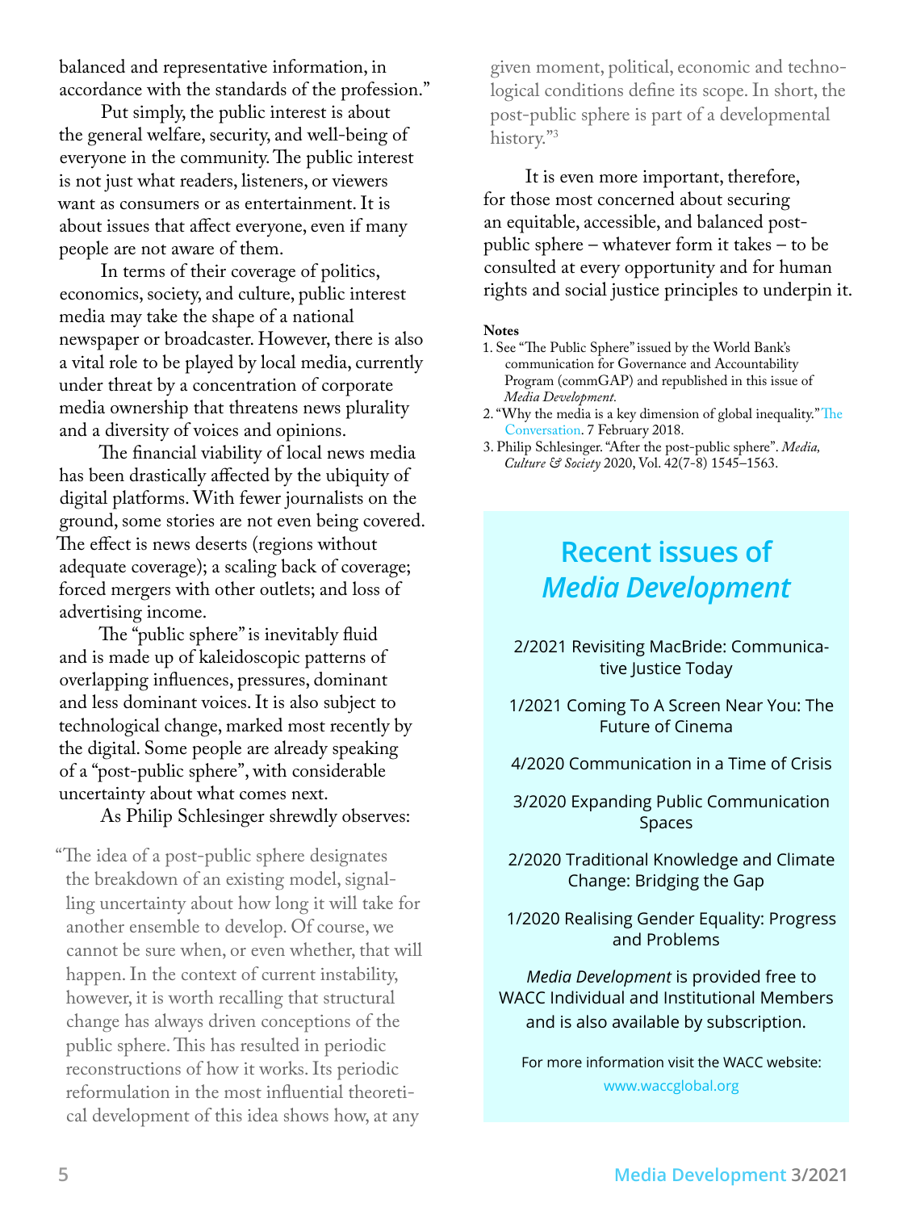balanced and representative information, in accordance with the standards of the profession."

Put simply, the public interest is about the general welfare, security, and well-being of everyone in the community. The public interest is not just what readers, listeners, or viewers want as consumers or as entertainment. It is about issues that affect everyone, even if many people are not aware of them.

In terms of their coverage of politics, economics, society, and culture, public interest media may take the shape of a national newspaper or broadcaster. However, there is also a vital role to be played by local media, currently under threat by a concentration of corporate media ownership that threatens news plurality and a diversity of voices and opinions.

The financial viability of local news media has been drastically affected by the ubiquity of digital platforms. With fewer journalists on the ground, some stories are not even being covered. The effect is news deserts (regions without adequate coverage); a scaling back of coverage; forced mergers with other outlets; and loss of advertising income.

The "public sphere" is inevitably fluid and is made up of kaleidoscopic patterns of overlapping influences, pressures, dominant and less dominant voices. It is also subject to technological change, marked most recently by the digital. Some people are already speaking of a "post-public sphere", with considerable uncertainty about what comes next.

As Philip Schlesinger shrewdly observes:

> "The idea of a post-public sphere designates the breakdown of an existing model, signalling uncertainty about how long it will take for another ensemble to develop. Of course, we cannot be sure when, or even whether, that will happen. In the context of current instability, however, it is worth recalling that structural change has always driven conceptions of the public sphere. This has resulted in periodic reconstructions of how it works. Its periodic reformulation in the most influential theoretical development of this idea shows how, at any given moment, political, economic and technological conditions define its scope. In short, the post-public sphere is part of a developmental history."[3]

It is even more important, therefore, for those most concerned about securing an equitable, accessible, and balanced post-public sphere – whatever form it takes – to be consulted at every opportunity and for human rights and social justice principles to underpin it.

**Notes**

1. See "The Public Sphere" issued by the World Bank's communication for Governance and Accountability Program (commGAP) and republished in this issue of *Media Development.*
2. "Why the media is a key dimension of global inequality." The Conversation. 7 February 2018.
3. Philip Schlesinger. "After the post-public sphere". *Media, Culture & Society* 2020, Vol. 42(7-8) 1545–1563.

## Recent issues of *Media Development*

2/2021 Revisiting MacBride: Communicative Justice Today

1/2021 Coming To A Screen Near You: The Future of Cinema

4/2020 Communication in a Time of Crisis

3/2020 Expanding Public Communication Spaces

2/2020 Traditional Knowledge and Climate Change: Bridging the Gap

1/2020 Realising Gender Equality: Progress and Problems

*Media Development* is provided free to WACC Individual and Institutional Members and is also available by subscription.

For more information visit the WACC website: www.waccglobal.org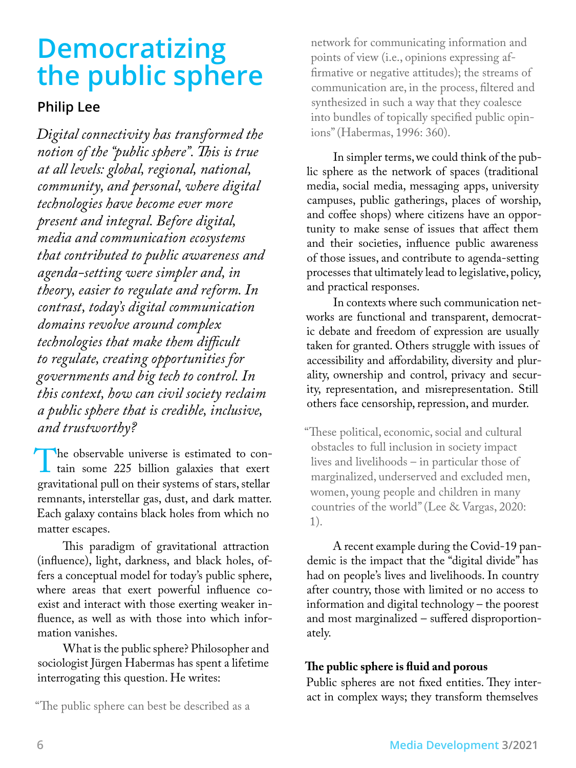// Democratizing the public sphere

# Democratizing the public sphere

## Philip Lee

*Digital connectivity has transformed the notion of the "public sphere". This is true at all levels: global, regional, national, community, and personal, where digital technologies have become ever more present and integral. Before digital, media and communication ecosystems that contributed to public awareness and agenda-setting were simpler and, in theory, easier to regulate and reform. In contrast, today's digital communication domains revolve around complex technologies that make them difficult to regulate, creating opportunities for governments and big tech to control. In this context, how can civil society reclaim a public sphere that is credible, inclusive, and trustworthy?*

The observable universe is estimated to contain some 225 billion galaxies that exert gravitational pull on their systems of stars, stellar remnants, interstellar gas, dust, and dark matter. Each galaxy contains black holes from which no matter escapes.

This paradigm of gravitational attraction (influence), light, darkness, and black holes, offers a conceptual model for today's public sphere, where areas that exert powerful influence coexist and interact with those exerting weaker influence, as well as with those into which information vanishes.

What is the public sphere? Philosopher and sociologist Jürgen Habermas has spent a lifetime interrogating this question. He writes:

> "The public sphere can best be described as a network for communicating information and points of view (i.e., opinions expressing affirmative or negative attitudes); the streams of communication are, in the process, filtered and synthesized in such a way that they coalesce into bundles of topically specified public opinions" (Habermas, 1996: 360).

In simpler terms, we could think of the public sphere as the network of spaces (traditional media, social media, messaging apps, university campuses, public gatherings, places of worship, and coffee shops) where citizens have an opportunity to make sense of issues that affect them and their societies, influence public awareness of those issues, and contribute to agenda-setting processes that ultimately lead to legislative, policy, and practical responses.

In contexts where such communication networks are functional and transparent, democratic debate and freedom of expression are usually taken for granted. Others struggle with issues of accessibility and affordability, diversity and plurality, ownership and control, privacy and security, representation, and misrepresentation. Still others face censorship, repression, and murder.

> "These political, economic, social and cultural obstacles to full inclusion in society impact lives and livelihoods – in particular those of marginalized, underserved and excluded men, women, young people and children in many countries of the world" (Lee & Vargas, 2020: 1).

A recent example during the Covid-19 pandemic is the impact that the "digital divide" has had on people's lives and livelihoods. In country after country, those with limited or no access to information and digital technology – the poorest and most marginalized – suffered disproportionately.

**The public sphere is fluid and porous**

Public spheres are not fixed entities. They interact in complex ways; they transform themselves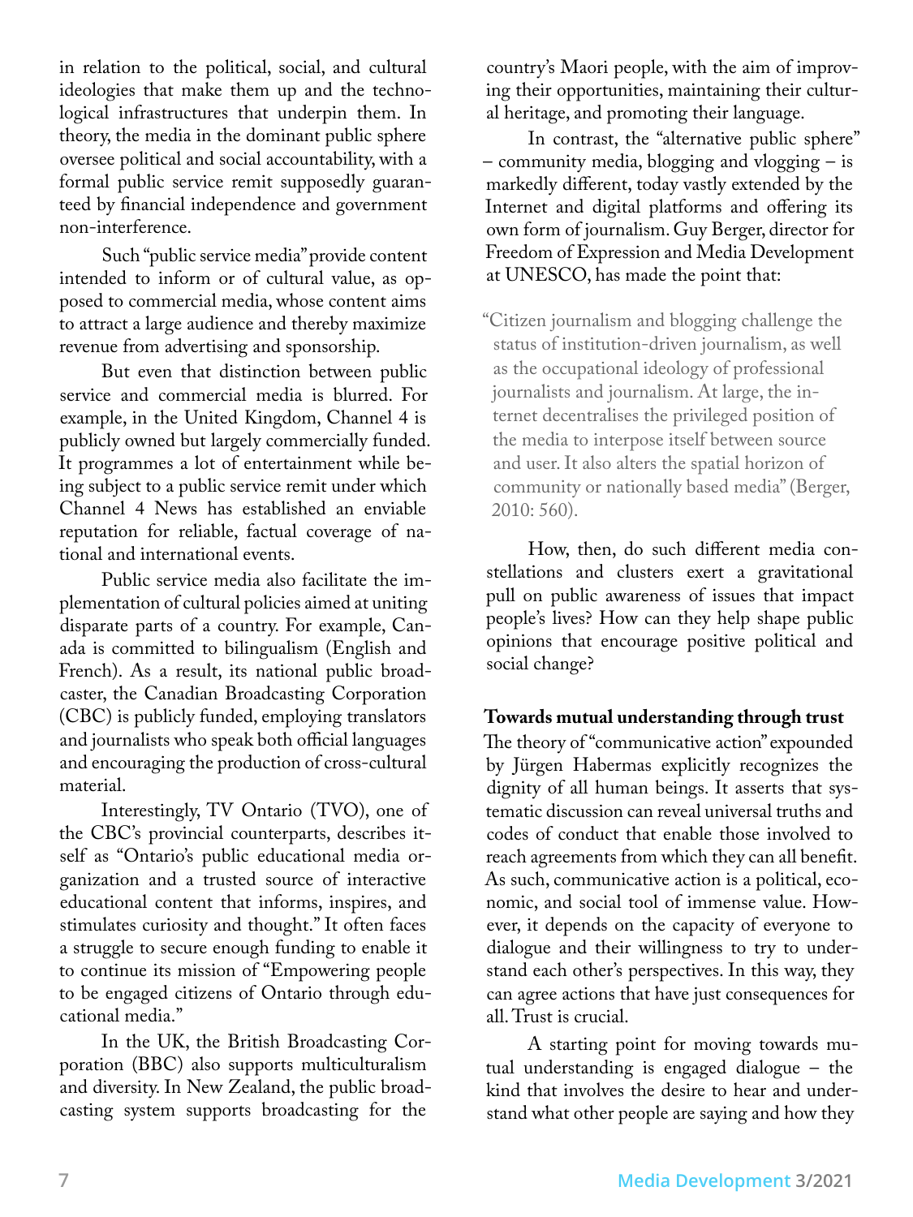in relation to the political, social, and cultural ideologies that make them up and the technological infrastructures that underpin them. In theory, the media in the dominant public sphere oversee political and social accountability, with a formal public service remit supposedly guaranteed by financial independence and government non-interference.

Such "public service media" provide content intended to inform or of cultural value, as opposed to commercial media, whose content aims to attract a large audience and thereby maximize revenue from advertising and sponsorship.

But even that distinction between public service and commercial media is blurred. For example, in the United Kingdom, Channel 4 is publicly owned but largely commercially funded. It programmes a lot of entertainment while being subject to a public service remit under which Channel 4 News has established an enviable reputation for reliable, factual coverage of national and international events.

Public service media also facilitate the implementation of cultural policies aimed at uniting disparate parts of a country. For example, Canada is committed to bilingualism (English and French). As a result, its national public broadcaster, the Canadian Broadcasting Corporation (CBC) is publicly funded, employing translators and journalists who speak both official languages and encouraging the production of cross-cultural material.

Interestingly, TV Ontario (TVO), one of the CBC's provincial counterparts, describes itself as "Ontario's public educational media organization and a trusted source of interactive educational content that informs, inspires, and stimulates curiosity and thought." It often faces a struggle to secure enough funding to enable it to continue its mission of "Empowering people to be engaged citizens of Ontario through educational media."

In the UK, the British Broadcasting Corporation (BBC) also supports multiculturalism and diversity. In New Zealand, the public broadcasting system supports broadcasting for the country's Maori people, with the aim of improving their opportunities, maintaining their cultural heritage, and promoting their language.

In contrast, the "alternative public sphere" – community media, blogging and vlogging – is markedly different, today vastly extended by the Internet and digital platforms and offering its own form of journalism. Guy Berger, director for Freedom of Expression and Media Development at UNESCO, has made the point that:

> "Citizen journalism and blogging challenge the status of institution-driven journalism, as well as the occupational ideology of professional journalists and journalism. At large, the internet decentralises the privileged position of the media to interpose itself between source and user. It also alters the spatial horizon of community or nationally based media" (Berger, 2010: 560).

How, then, do such different media constellations and clusters exert a gravitational pull on public awareness of issues that impact people's lives? How can they help shape public opinions that encourage positive political and social change?

**Towards mutual understanding through trust**

The theory of "communicative action" expounded by Jürgen Habermas explicitly recognizes the dignity of all human beings. It asserts that systematic discussion can reveal universal truths and codes of conduct that enable those involved to reach agreements from which they can all benefit. As such, communicative action is a political, economic, and social tool of immense value. However, it depends on the capacity of everyone to dialogue and their willingness to try to understand each other's perspectives. In this way, they can agree actions that have just consequences for all. Trust is crucial.

A starting point for moving towards mutual understanding is engaged dialogue – the kind that involves the desire to hear and understand what other people are saying and how they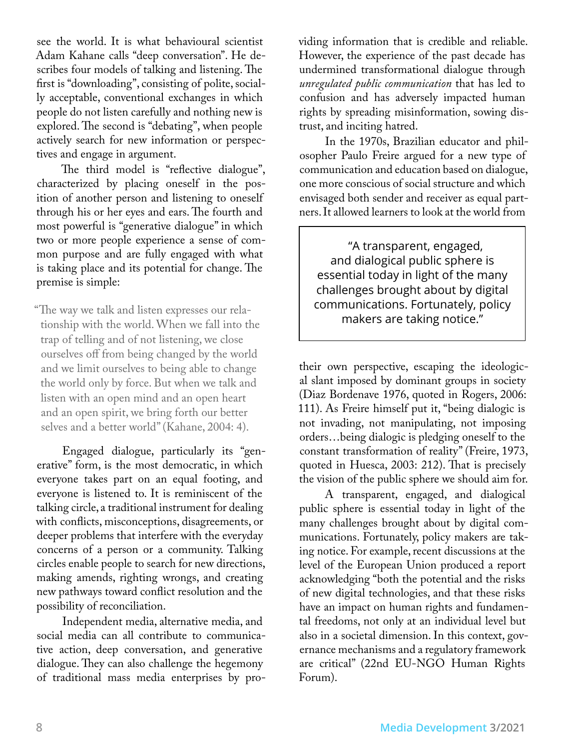see the world. It is what behavioural scientist Adam Kahane calls "deep conversation". He describes four models of talking and listening. The first is "downloading", consisting of polite, socially acceptable, conventional exchanges in which people do not listen carefully and nothing new is explored. The second is "debating", when people actively search for new information or perspectives and engage in argument.

The third model is "reflective dialogue", characterized by placing oneself in the position of another person and listening to oneself through his or her eyes and ears. The fourth and most powerful is "generative dialogue" in which two or more people experience a sense of common purpose and are fully engaged with what is taking place and its potential for change. The premise is simple:

> "The way we talk and listen expresses our relationship with the world. When we fall into the trap of telling and of not listening, we close ourselves off from being changed by the world and we limit ourselves to being able to change the world only by force. But when we talk and listen with an open mind and an open heart and an open spirit, we bring forth our better selves and a better world" (Kahane, 2004: 4).

Engaged dialogue, particularly its "generative" form, is the most democratic, in which everyone takes part on an equal footing, and everyone is listened to. It is reminiscent of the talking circle, a traditional instrument for dealing with conflicts, misconceptions, disagreements, or deeper problems that interfere with the everyday concerns of a person or a community. Talking circles enable people to search for new directions, making amends, righting wrongs, and creating new pathways toward conflict resolution and the possibility of reconciliation.

Independent media, alternative media, and social media can all contribute to communicative action, deep conversation, and generative dialogue. They can also challenge the hegemony of traditional mass media enterprises by providing information that is credible and reliable. However, the experience of the past decade has undermined transformational dialogue through *unregulated public communication* that has led to confusion and has adversely impacted human rights by spreading misinformation, sowing distrust, and inciting hatred.

In the 1970s, Brazilian educator and philosopher Paulo Freire argued for a new type of communication and education based on dialogue, one more conscious of social structure and which envisaged both sender and receiver as equal partners. It allowed learners to look at the world from their own perspective, escaping the ideological slant imposed by dominant groups in society (Diaz Bordenave 1976, quoted in Rogers, 2006: 111). As Freire himself put it, "being dialogic is not invading, not manipulating, not imposing orders…being dialogic is pledging oneself to the constant transformation of reality" (Freire, 1973, quoted in Huesca, 2003: 212). That is precisely the vision of the public sphere we should aim for.

> "A transparent, engaged, and dialogical public sphere is essential today in light of the many challenges brought about by digital communications. Fortunately, policy makers are taking notice."

A transparent, engaged, and dialogical public sphere is essential today in light of the many challenges brought about by digital communications. Fortunately, policy makers are taking notice. For example, recent discussions at the level of the European Union produced a report acknowledging "both the potential and the risks of new digital technologies, and that these risks have an impact on human rights and fundamental freedoms, not only at an individual level but also in a societal dimension. In this context, governance mechanisms and a regulatory framework are critical" (22nd EU-NGO Human Rights Forum).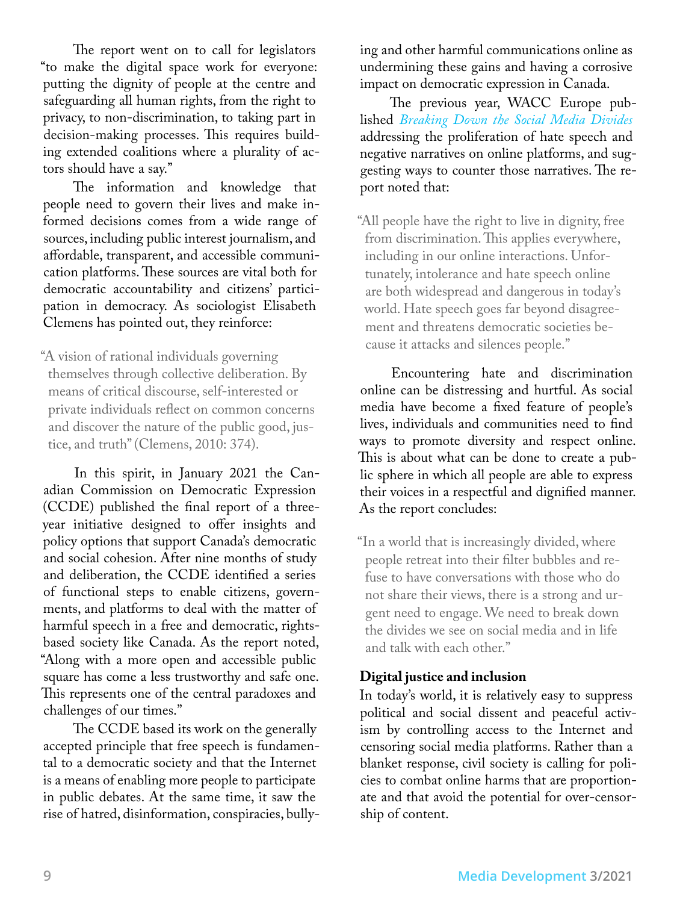The report went on to call for legislators "to make the digital space work for everyone: putting the dignity of people at the centre and safeguarding all human rights, from the right to privacy, to non-discrimination, to taking part in decision-making processes. This requires building extended coalitions where a plurality of actors should have a say."

The information and knowledge that people need to govern their lives and make informed decisions comes from a wide range of sources, including public interest journalism, and affordable, transparent, and accessible communication platforms. These sources are vital both for democratic accountability and citizens' participation in democracy. As sociologist Elisabeth Clemens has pointed out, they reinforce:

> "A vision of rational individuals governing themselves through collective deliberation. By means of critical discourse, self-interested or private individuals reflect on common concerns and discover the nature of the public good, justice, and truth" (Clemens, 2010: 374).

In this spirit, in January 2021 the Canadian Commission on Democratic Expression (CCDE) published the final report of a three-year initiative designed to offer insights and policy options that support Canada's democratic and social cohesion. After nine months of study and deliberation, the CCDE identified a series of functional steps to enable citizens, governments, and platforms to deal with the matter of harmful speech in a free and democratic, rights-based society like Canada. As the report noted, "Along with a more open and accessible public square has come a less trustworthy and safe one. This represents one of the central paradoxes and challenges of our times."

The CCDE based its work on the generally accepted principle that free speech is fundamental to a democratic society and that the Internet is a means of enabling more people to participate in public debates. At the same time, it saw the rise of hatred, disinformation, conspiracies, bullying and other harmful communications online as undermining these gains and having a corrosive impact on democratic expression in Canada.

The previous year, WACC Europe published *Breaking Down the Social Media Divides* addressing the proliferation of hate speech and negative narratives on online platforms, and suggesting ways to counter those narratives. The report noted that:

> "All people have the right to live in dignity, free from discrimination. This applies everywhere, including in our online interactions. Unfortunately, intolerance and hate speech online are both widespread and dangerous in today's world. Hate speech goes far beyond disagreement and threatens democratic societies because it attacks and silences people."

Encountering hate and discrimination online can be distressing and hurtful. As social media have become a fixed feature of people's lives, individuals and communities need to find ways to promote diversity and respect online. This is about what can be done to create a public sphere in which all people are able to express their voices in a respectful and dignified manner. As the report concludes:

> "In a world that is increasingly divided, where people retreat into their filter bubbles and refuse to have conversations with those who do not share their views, there is a strong and urgent need to engage. We need to break down the divides we see on social media and in life and talk with each other."

**Digital justice and inclusion**

In today's world, it is relatively easy to suppress political and social dissent and peaceful activism by controlling access to the Internet and censoring social media platforms. Rather than a blanket response, civil society is calling for policies to combat online harms that are proportionate and that avoid the potential for over-censorship of content.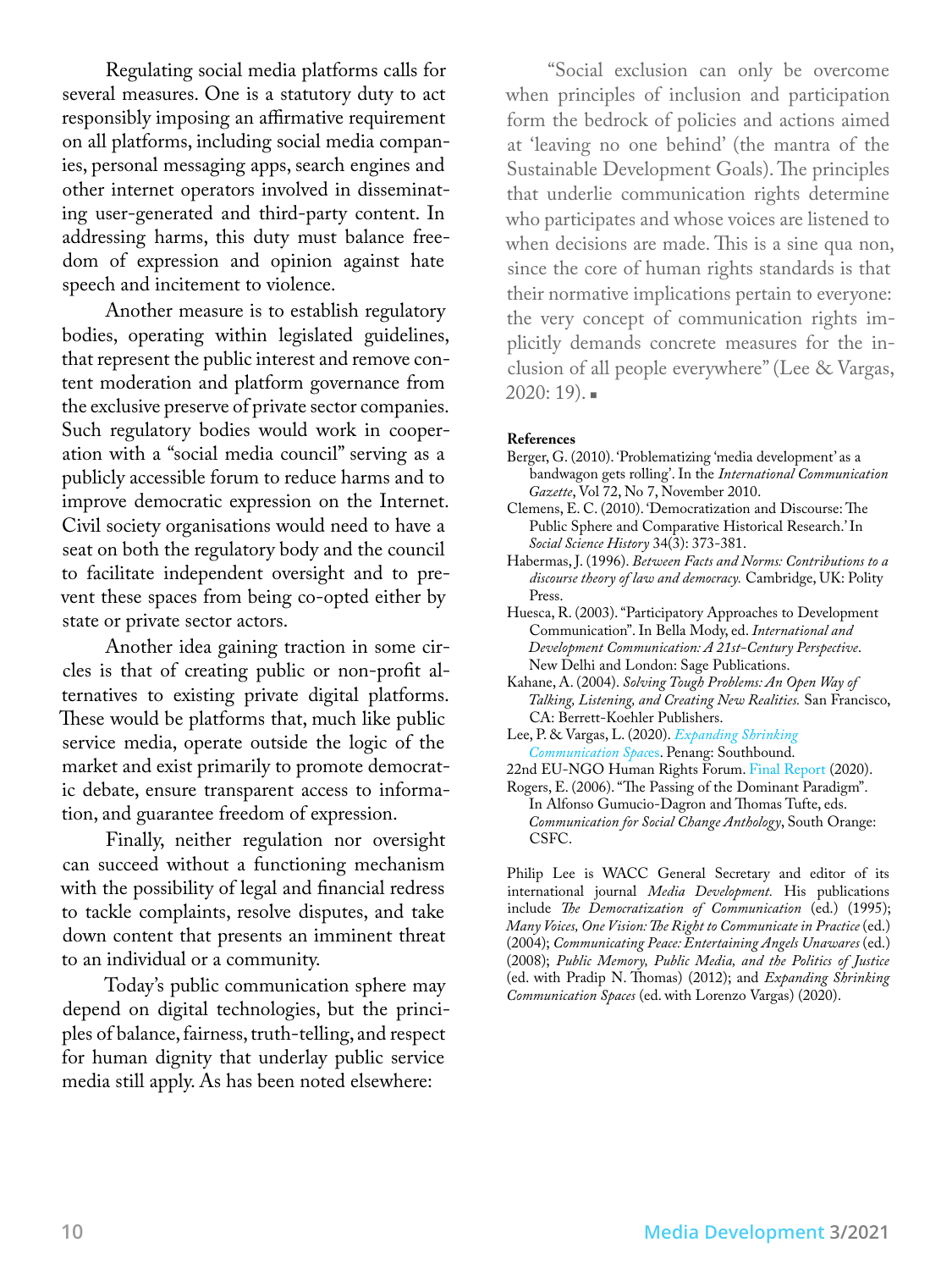Regulating social media platforms calls for several measures. One is a statutory duty to act responsibly imposing an affirmative requirement on all platforms, including social media companies, personal messaging apps, search engines and other internet operators involved in disseminating user-generated and third-party content. In addressing harms, this duty must balance freedom of expression and opinion against hate speech and incitement to violence.

Another measure is to establish regulatory bodies, operating within legislated guidelines, that represent the public interest and remove content moderation and platform governance from the exclusive preserve of private sector companies. Such regulatory bodies would work in cooperation with a "social media council" serving as a publicly accessible forum to reduce harms and to improve democratic expression on the Internet. Civil society organisations would need to have a seat on both the regulatory body and the council to facilitate independent oversight and to prevent these spaces from being co-opted either by state or private sector actors.

Another idea gaining traction in some circles is that of creating public or non-profit alternatives to existing private digital platforms. These would be platforms that, much like public service media, operate outside the logic of the market and exist primarily to promote democratic debate, ensure transparent access to information, and guarantee freedom of expression.

Finally, neither regulation nor oversight can succeed without a functioning mechanism with the possibility of legal and financial redress to tackle complaints, resolve disputes, and take down content that presents an imminent threat to an individual or a community.

Today's public communication sphere may depend on digital technologies, but the principles of balance, fairness, truth-telling, and respect for human dignity that underlay public service media still apply. As has been noted elsewhere:

"Social exclusion can only be overcome when principles of inclusion and participation form the bedrock of policies and actions aimed at 'leaving no one behind' (the mantra of the Sustainable Development Goals). The principles that underlie communication rights determine who participates and whose voices are listened to when decisions are made. This is a sine qua non, since the core of human rights standards is that their normative implications pertain to everyone: the very concept of communication rights implicitly demands concrete measures for the inclusion of all people everywhere" (Lee & Vargas, 2020: 19). ■

**References**

Berger, G. (2010). 'Problematizing 'media development' as a bandwagon gets rolling'. In the *International Communication Gazette*, Vol 72, No 7, November 2010.

Clemens, E. C. (2010). 'Democratization and Discourse: The Public Sphere and Comparative Historical Research.' In *Social Science History* 34(3): 373-381.

Habermas, J. (1996). *Between Facts and Norms: Contributions to a discourse theory of law and democracy.* Cambridge, UK: Polity Press.

Huesca, R. (2003). "Participatory Approaches to Development Communication". In Bella Mody, ed. *International and Development Communication: A 21st-Century Perspective*. New Delhi and London: Sage Publications.

Kahane, A. (2004). *Solving Tough Problems: An Open Way of Talking, Listening, and Creating New Realities.* San Francisco, CA: Berrett-Koehler Publishers.

Lee, P. & Vargas, L. (2020). *Expanding Shrinking Communication Spaces*. Penang: Southbound.

22nd EU-NGO Human Rights Forum. Final Report (2020).

Rogers, E. (2006). "The Passing of the Dominant Paradigm". In Alfonso Gumucio-Dagron and Thomas Tufte, eds. *Communication for Social Change Anthology*, South Orange: CSFC.

Philip Lee is WACC General Secretary and editor of its international journal *Media Development.* His publications include *The Democratization of Communication* (ed.) (1995); *Many Voices, One Vision: The Right to Communicate in Practice* (ed.) (2004); *Communicating Peace: Entertaining Angels Unawares* (ed.) (2008); *Public Memory, Public Media, and the Politics of Justice* (ed. with Pradip N. Thomas) (2012); and *Expanding Shrinking Communication Spaces* (ed. with Lorenzo Vargas) (2020).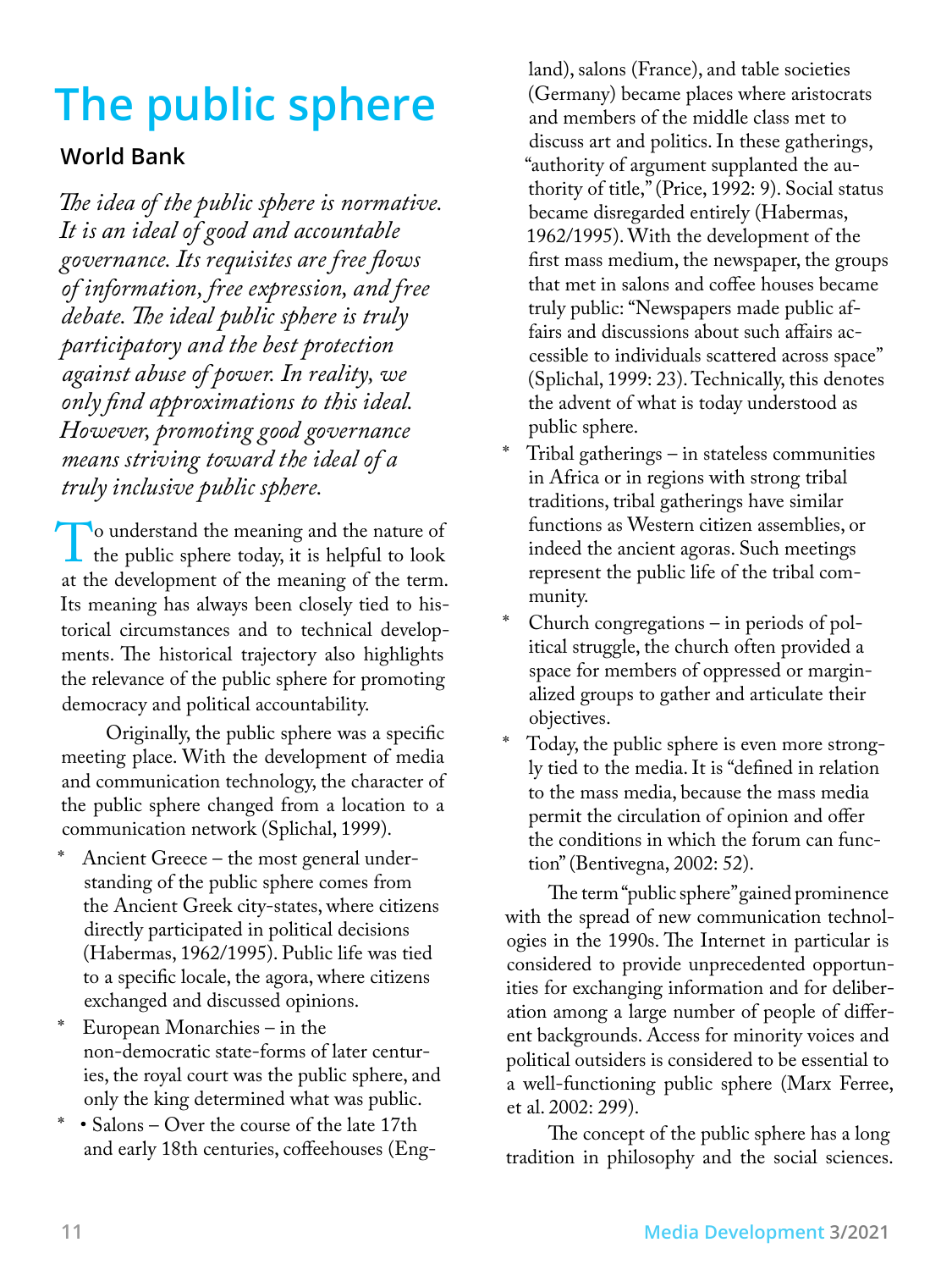# The public sphere

## World Bank

*The idea of the public sphere is normative. It is an ideal of good and accountable governance. Its requisites are free flows of information, free expression, and free debate. The ideal public sphere is truly participatory and the best protection against abuse of power. In reality, we only find approximations to this ideal. However, promoting good governance means striving toward the ideal of a truly inclusive public sphere.*

To understand the meaning and the nature of the public sphere today, it is helpful to look at the development of the meaning of the term. Its meaning has always been closely tied to historical circumstances and to technical developments. The historical trajectory also highlights the relevance of the public sphere for promoting democracy and political accountability.

Originally, the public sphere was a specific meeting place. With the development of media and communication technology, the character of the public sphere changed from a location to a communication network (Splichal, 1999).

* Ancient Greece – the most general understanding of the public sphere comes from the Ancient Greek city-states, where citizens directly participated in political decisions (Habermas, 1962/1995). Public life was tied to a specific locale, the agora, where citizens exchanged and discussed opinions.
* European Monarchies – in the non-democratic state-forms of later centuries, the royal court was the public sphere, and only the king determined what was public.
* • Salons – Over the course of the late 17th and early 18th centuries, coffeehouses (England), salons (France), and table societies (Germany) became places where aristocrats and members of the middle class met to discuss art and politics. In these gatherings, "authority of argument supplanted the authority of title," (Price, 1992: 9). Social status became disregarded entirely (Habermas, 1962/1995). With the development of the first mass medium, the newspaper, the groups that met in salons and coffee houses became truly public: "Newspapers made public affairs and discussions about such affairs accessible to individuals scattered across space" (Splichal, 1999: 23). Technically, this denotes the advent of what is today understood as public sphere.
* Tribal gatherings – in stateless communities in Africa or in regions with strong tribal traditions, tribal gatherings have similar functions as Western citizen assemblies, or indeed the ancient agoras. Such meetings represent the public life of the tribal community.
* Church congregations – in periods of political struggle, the church often provided a space for members of oppressed or marginalized groups to gather and articulate their objectives.
* Today, the public sphere is even more strongly tied to the media. It is "defined in relation to the mass media, because the mass media permit the circulation of opinion and offer the conditions in which the forum can function" (Bentivegna, 2002: 52).

The term "public sphere" gained prominence with the spread of new communication technologies in the 1990s. The Internet in particular is considered to provide unprecedented opportunities for exchanging information and for deliberation among a large number of people of different backgrounds. Access for minority voices and political outsiders is considered to be essential to a well-functioning public sphere (Marx Ferree, et al. 2002: 299).

The concept of the public sphere has a long tradition in philosophy and the social sciences.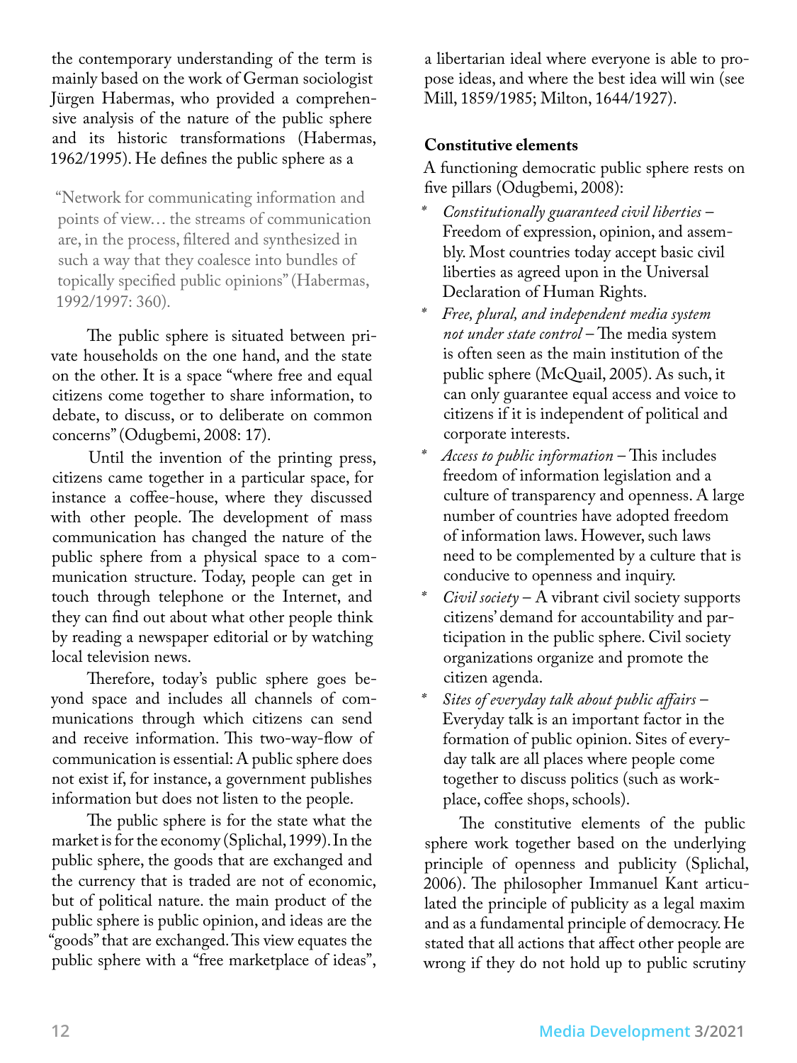the contemporary understanding of the term is mainly based on the work of German sociologist Jürgen Habermas, who provided a comprehensive analysis of the nature of the public sphere and its historic transformations (Habermas, 1962/1995). He defines the public sphere as a

> "Network for communicating information and points of view… the streams of communication are, in the process, filtered and synthesized in such a way that they coalesce into bundles of topically specified public opinions" (Habermas, 1992/1997: 360).

The public sphere is situated between private households on the one hand, and the state on the other. It is a space "where free and equal citizens come together to share information, to debate, to discuss, or to deliberate on common concerns" (Odugbemi, 2008: 17).

Until the invention of the printing press, citizens came together in a particular space, for instance a coffee-house, where they discussed with other people. The development of mass communication has changed the nature of the public sphere from a physical space to a communication structure. Today, people can get in touch through telephone or the Internet, and they can find out about what other people think by reading a newspaper editorial or by watching local television news.

Therefore, today's public sphere goes beyond space and includes all channels of communications through which citizens can send and receive information. This two-way-flow of communication is essential: A public sphere does not exist if, for instance, a government publishes information but does not listen to the people.

The public sphere is for the state what the market is for the economy (Splichal, 1999). In the public sphere, the goods that are exchanged and the currency that is traded are not of economic, but of political nature. the main product of the public sphere is public opinion, and ideas are the "goods" that are exchanged. This view equates the public sphere with a "free marketplace of ideas", a libertarian ideal where everyone is able to propose ideas, and where the best idea will win (see Mill, 1859/1985; Milton, 1644/1927).

**Constitutive elements**

A functioning democratic public sphere rests on five pillars (Odugbemi, 2008):

- *Constitutionally guaranteed civil liberties* – Freedom of expression, opinion, and assembly. Most countries today accept basic civil liberties as agreed upon in the Universal Declaration of Human Rights.
- *Free, plural, and independent media system not under state control* – The media system is often seen as the main institution of the public sphere (McQuail, 2005). As such, it can only guarantee equal access and voice to citizens if it is independent of political and corporate interests.
- *Access to public information* – This includes freedom of information legislation and a culture of transparency and openness. A large number of countries have adopted freedom of information laws. However, such laws need to be complemented by a culture that is conducive to openness and inquiry.
- *Civil society* – A vibrant civil society supports citizens' demand for accountability and participation in the public sphere. Civil society organizations organize and promote the citizen agenda.
- *Sites of everyday talk about public affairs* – Everyday talk is an important factor in the formation of public opinion. Sites of everyday talk are all places where people come together to discuss politics (such as workplace, coffee shops, schools).

The constitutive elements of the public sphere work together based on the underlying principle of openness and publicity (Splichal, 2006). The philosopher Immanuel Kant articulated the principle of publicity as a legal maxim and as a fundamental principle of democracy. He stated that all actions that affect other people are wrong if they do not hold up to public scrutiny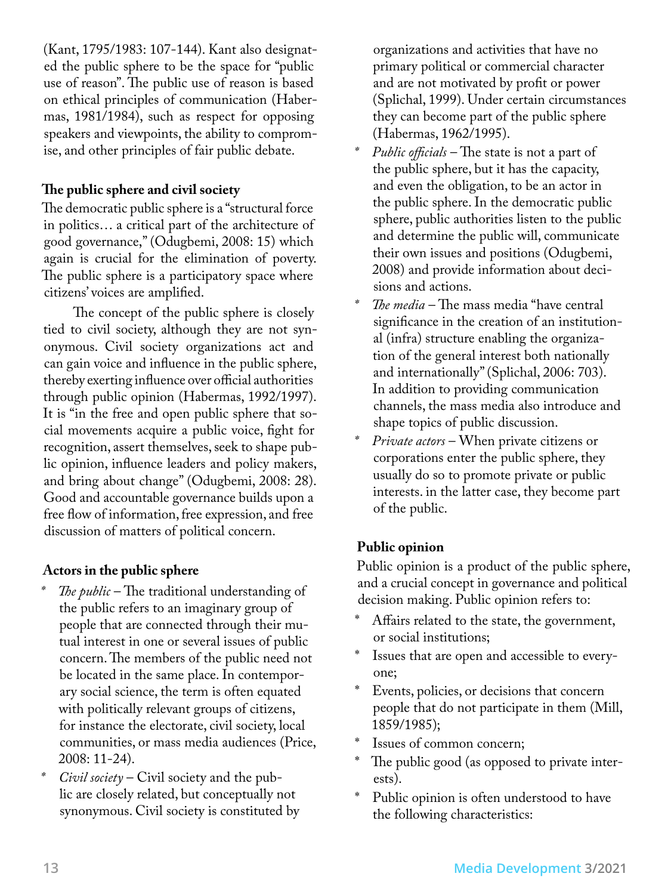(Kant, 1795/1983: 107-144). Kant also designated the public sphere to be the space for "public use of reason". The public use of reason is based on ethical principles of communication (Habermas, 1981/1984), such as respect for opposing speakers and viewpoints, the ability to compromise, and other principles of fair public debate.

### The public sphere and civil society

The democratic public sphere is a "structural force in politics… a critical part of the architecture of good governance," (Odugbemi, 2008: 15) which again is crucial for the elimination of poverty. The public sphere is a participatory space where citizens' voices are amplified.

The concept of the public sphere is closely tied to civil society, although they are not synonymous. Civil society organizations act and can gain voice and influence in the public sphere, thereby exerting influence over official authorities through public opinion (Habermas, 1992/1997). It is "in the free and open public sphere that social movements acquire a public voice, fight for recognition, assert themselves, seek to shape public opinion, influence leaders and policy makers, and bring about change" (Odugbemi, 2008: 28). Good and accountable governance builds upon a free flow of information, free expression, and free discussion of matters of political concern.

### Actors in the public sphere

* *The public* – The traditional understanding of the public refers to an imaginary group of people that are connected through their mutual interest in one or several issues of public concern. The members of the public need not be located in the same place. In contemporary social science, the term is often equated with politically relevant groups of citizens, for instance the electorate, civil society, local communities, or mass media audiences (Price, 2008: 11-24).
* *Civil society* – Civil society and the public are closely related, but conceptually not synonymous. Civil society is constituted by organizations and activities that have no primary political or commercial character and are not motivated by profit or power (Splichal, 1999). Under certain circumstances they can become part of the public sphere (Habermas, 1962/1995).
* *Public officials* – The state is not a part of the public sphere, but it has the capacity, and even the obligation, to be an actor in the public sphere. In the democratic public sphere, public authorities listen to the public and determine the public will, communicate their own issues and positions (Odugbemi, 2008) and provide information about decisions and actions.
* *The media* – The mass media "have central significance in the creation of an institutional (infra) structure enabling the organization of the general interest both nationally and internationally" (Splichal, 2006: 703). In addition to providing communication channels, the mass media also introduce and shape topics of public discussion.
* *Private actors* – When private citizens or corporations enter the public sphere, they usually do so to promote private or public interests. in the latter case, they become part of the public.

### Public opinion

Public opinion is a product of the public sphere, and a crucial concept in governance and political decision making. Public opinion refers to:

* Affairs related to the state, the government, or social institutions;
* Issues that are open and accessible to everyone;
* Events, policies, or decisions that concern people that do not participate in them (Mill, 1859/1985);
* Issues of common concern;
* The public good (as opposed to private interests).
* Public opinion is often understood to have the following characteristics: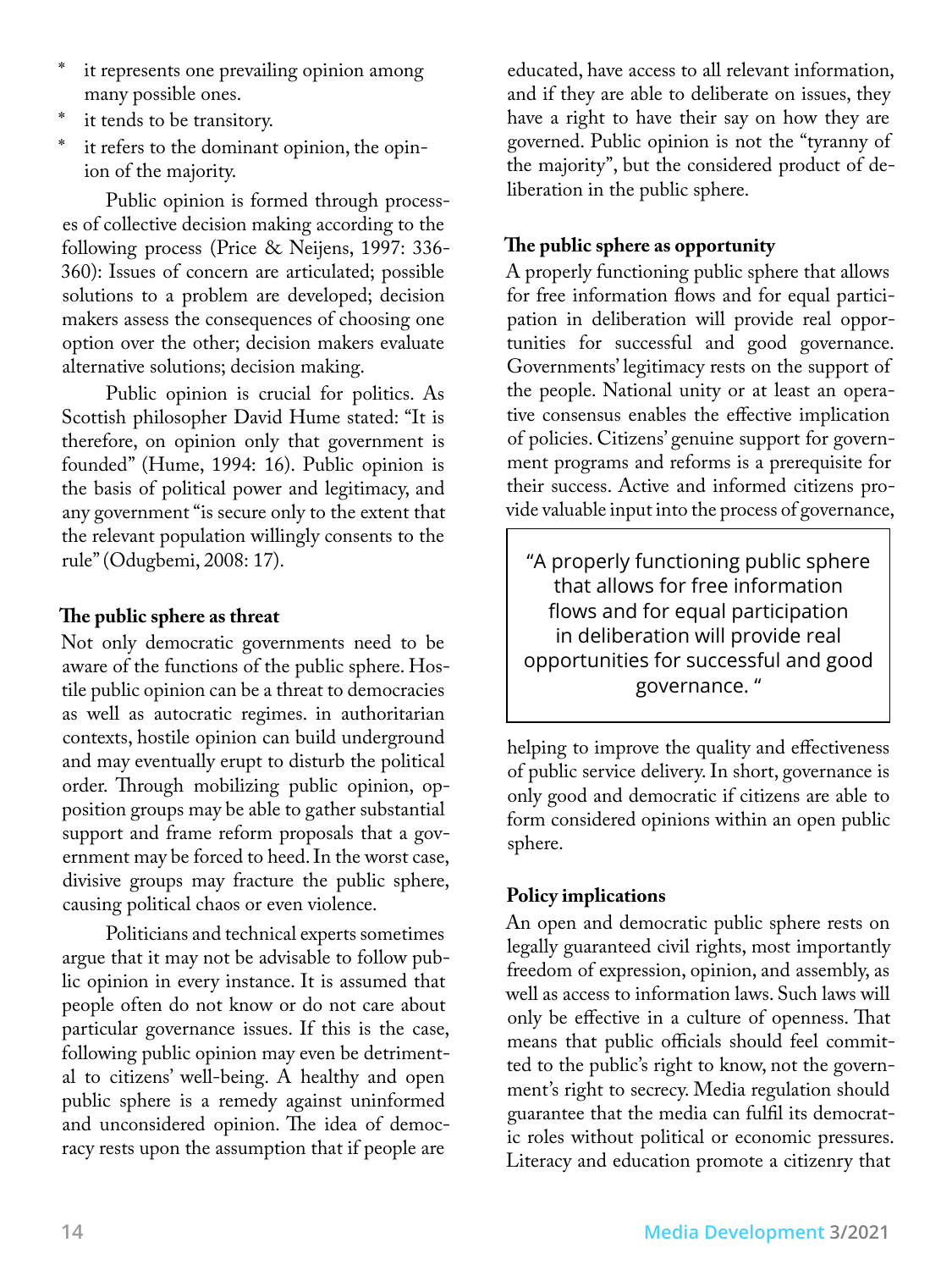- it represents one prevailing opinion among many possible ones.
- it tends to be transitory.
- it refers to the dominant opinion, the opinion of the majority.

Public opinion is formed through processes of collective decision making according to the following process (Price & Neijens, 1997: 336-360): Issues of concern are articulated; possible solutions to a problem are developed; decision makers assess the consequences of choosing one option over the other; decision makers evaluate alternative solutions; decision making.

Public opinion is crucial for politics. As Scottish philosopher David Hume stated: "It is therefore, on opinion only that government is founded" (Hume, 1994: 16). Public opinion is the basis of political power and legitimacy, and any government "is secure only to the extent that the relevant population willingly consents to the rule" (Odugbemi, 2008: 17).

### The public sphere as threat

Not only democratic governments need to be aware of the functions of the public sphere. Hostile public opinion can be a threat to democracies as well as autocratic regimes. in authoritarian contexts, hostile opinion can build underground and may eventually erupt to disturb the political order. Through mobilizing public opinion, opposition groups may be able to gather substantial support and frame reform proposals that a government may be forced to heed. In the worst case, divisive groups may fracture the public sphere, causing political chaos or even violence.

Politicians and technical experts sometimes argue that it may not be advisable to follow public opinion in every instance. It is assumed that people often do not know or do not care about particular governance issues. If this is the case, following public opinion may even be detrimental to citizens' well-being. A healthy and open public sphere is a remedy against uninformed and unconsidered opinion. The idea of democracy rests upon the assumption that if people are educated, have access to all relevant information, and if they are able to deliberate on issues, they have a right to have their say on how they are governed. Public opinion is not the "tyranny of the majority", but the considered product of deliberation in the public sphere.

### The public sphere as opportunity

A properly functioning public sphere that allows for free information flows and for equal participation in deliberation will provide real opportunities for successful and good governance. Governments' legitimacy rests on the support of the people. National unity or at least an operative consensus enables the effective implication of policies. Citizens' genuine support for government programs and reforms is a prerequisite for their success. Active and informed citizens provide valuable input into the process of governance, helping to improve the quality and effectiveness of public service delivery. In short, governance is only good and democratic if citizens are able to form considered opinions within an open public sphere.

> "A properly functioning public sphere that allows for free information flows and for equal participation in deliberation will provide real opportunities for successful and good governance. "

### Policy implications

An open and democratic public sphere rests on legally guaranteed civil rights, most importantly freedom of expression, opinion, and assembly, as well as access to information laws. Such laws will only be effective in a culture of openness. That means that public officials should feel committed to the public's right to know, not the government's right to secrecy. Media regulation should guarantee that the media can fulfil its democratic roles without political or economic pressures. Literacy and education promote a citizenry that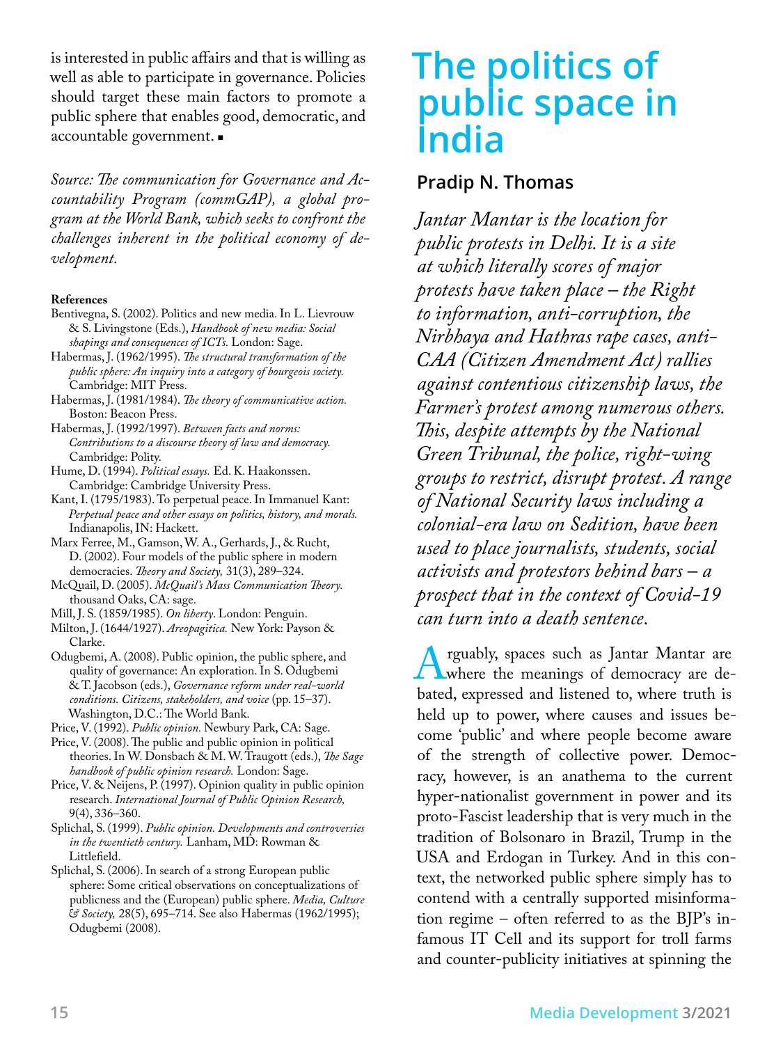is interested in public affairs and that is willing as well as able to participate in governance. Policies should target these main factors to promote a public sphere that enables good, democratic, and accountable government. ▪

*Source: The communication for Governance and Accountability Program (commGAP), a global program at the World Bank, which seeks to confront the challenges inherent in the political economy of development.*

**References**

Bentivegna, S. (2002). Politics and new media. In L. Lievrouw & S. Livingstone (Eds.), *Handbook of new media: Social shapings and consequences of ICTs.* London: Sage.

Habermas, J. (1962/1995). *The structural transformation of the public sphere: An inquiry into a category of bourgeois society.* Cambridge: MIT Press.

Habermas, J. (1981/1984). *The theory of communicative action.* Boston: Beacon Press.

Habermas, J. (1992/1997). *Between facts and norms: Contributions to a discourse theory of law and democracy.* Cambridge: Polity.

Hume, D. (1994). *Political essays.* Ed. K. Haakonssen. Cambridge: Cambridge University Press.

Kant, I. (1795/1983). To perpetual peace. In Immanuel Kant: *Perpetual peace and other essays on politics, history, and morals.* Indianapolis, IN: Hackett.

Marx Ferree, M., Gamson, W. A., Gerhards, J., & Rucht, D. (2002). Four models of the public sphere in modern democracies. *Theory and Society,* 31(3), 289–324.

McQuail, D. (2005). *McQuail's Mass Communication Theory.* thousand Oaks, CA: sage.

Mill, J. S. (1859/1985). *On liberty*. London: Penguin.

Milton, J. (1644/1927). *Areopagitica.* New York: Payson & Clarke.

Odugbemi, A. (2008). Public opinion, the public sphere, and quality of governance: An exploration. In S. Odugbemi & T. Jacobson (eds.), *Governance reform under real-world conditions. Citizens, stakeholders, and voice* (pp. 15–37). Washington, D.C.: The World Bank.

Price, V. (1992). *Public opinion.* Newbury Park, CA: Sage.

Price, V. (2008). The public and public opinion in political theories. In W. Donsbach & M. W. Traugott (eds.), *The Sage handbook of public opinion research.* London: Sage.

Price, V. & Neijens, P. (1997). Opinion quality in public opinion research. *International Journal of Public Opinion Research,* 9(4), 336–360.

Splichal, S. (1999). *Public opinion. Developments and controversies in the twentieth century.* Lanham, MD: Rowman & Littlefield.

Splichal, S. (2006). In search of a strong European public sphere: Some critical observations on conceptualizations of publicness and the (European) public sphere. *Media, Culture & Society,* 28(5), 695–714. See also Habermas (1962/1995); Odugbemi (2008).

# The politics of public space in India

## Pradip N. Thomas

*Jantar Mantar is the location for public protests in Delhi. It is a site at which literally scores of major protests have taken place – the Right to information, anti-corruption, the Nirbhaya and Hathras rape cases, anti-CAA (Citizen Amendment Act) rallies against contentious citizenship laws, the Farmer's protest among numerous others. This, despite attempts by the National Green Tribunal, the police, right-wing groups to restrict, disrupt protest. A range of National Security laws including a colonial-era law on Sedition, have been used to place journalists, students, social activists and protestors behind bars – a prospect that in the context of Covid-19 can turn into a death sentence.*

Arguably, spaces such as Jantar Mantar are where the meanings of democracy are debated, expressed and listened to, where truth is held up to power, where causes and issues become 'public' and where people become aware of the strength of collective power. Democracy, however, is an anathema to the current hyper-nationalist government in power and its proto-Fascist leadership that is very much in the tradition of Bolsonaro in Brazil, Trump in the USA and Erdogan in Turkey. And in this context, the networked public sphere simply has to contend with a centrally supported misinformation regime – often referred to as the BJP's infamous IT Cell and its support for troll farms and counter-publicity initiatives at spinning the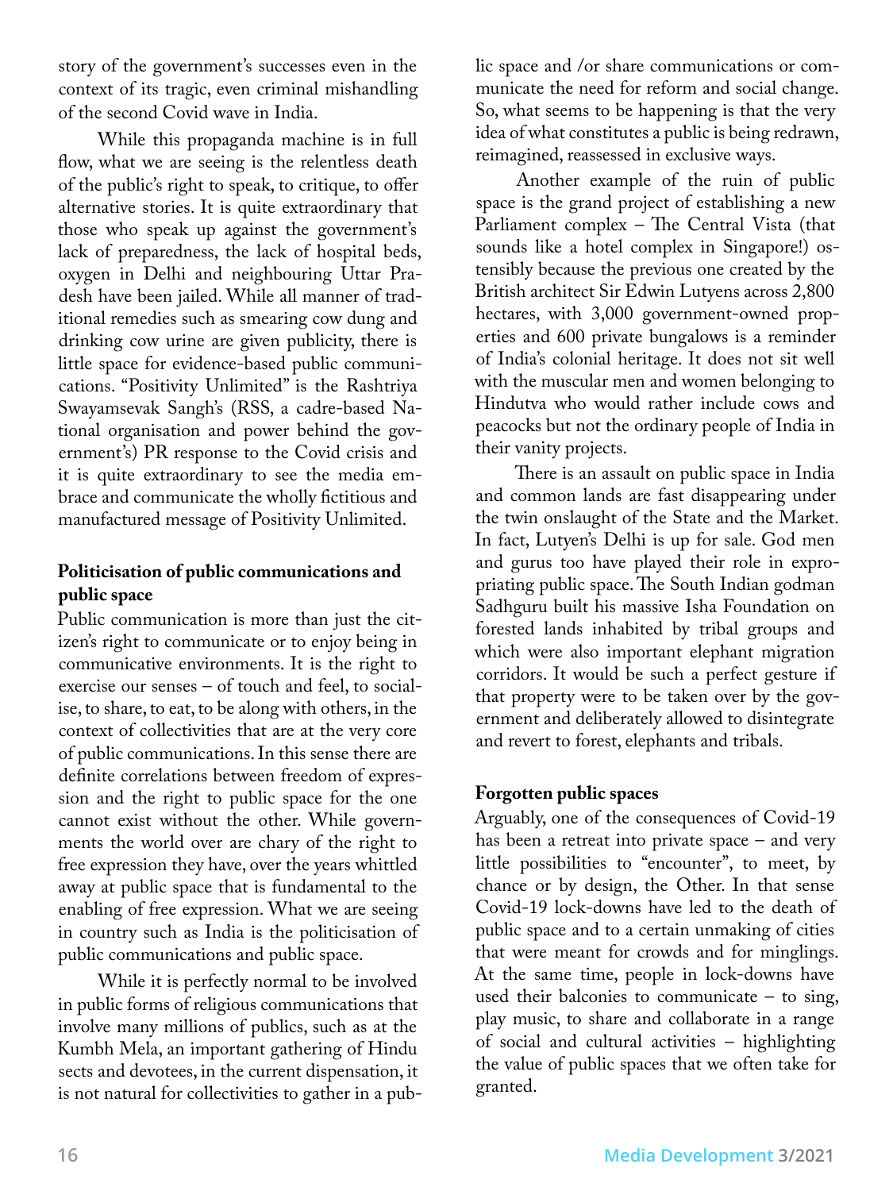story of the government's successes even in the context of its tragic, even criminal mishandling of the second Covid wave in India.

While this propaganda machine is in full flow, what we are seeing is the relentless death of the public's right to speak, to critique, to offer alternative stories. It is quite extraordinary that those who speak up against the government's lack of preparedness, the lack of hospital beds, oxygen in Delhi and neighbouring Uttar Pradesh have been jailed. While all manner of traditional remedies such as smearing cow dung and drinking cow urine are given publicity, there is little space for evidence-based public communications. "Positivity Unlimited" is the Rashtriya Swayamsevak Sangh's (RSS, a cadre-based National organisation and power behind the government's) PR response to the Covid crisis and it is quite extraordinary to see the media embrace and communicate the wholly fictitious and manufactured message of Positivity Unlimited.

**Politicisation of public communications and public space**

Public communication is more than just the citizen's right to communicate or to enjoy being in communicative environments. It is the right to exercise our senses – of touch and feel, to socialise, to share, to eat, to be along with others, in the context of collectivities that are at the very core of public communications. In this sense there are definite correlations between freedom of expression and the right to public space for the one cannot exist without the other. While governments the world over are chary of the right to free expression they have, over the years whittled away at public space that is fundamental to the enabling of free expression. What we are seeing in country such as India is the politicisation of public communications and public space.

While it is perfectly normal to be involved in public forms of religious communications that involve many millions of publics, such as at the Kumbh Mela, an important gathering of Hindu sects and devotees, in the current dispensation, it is not natural for collectivities to gather in a public space and /or share communications or communicate the need for reform and social change. So, what seems to be happening is that the very idea of what constitutes a public is being redrawn, reimagined, reassessed in exclusive ways.

Another example of the ruin of public space is the grand project of establishing a new Parliament complex – The Central Vista (that sounds like a hotel complex in Singapore!) ostensibly because the previous one created by the British architect Sir Edwin Lutyens across 2,800 hectares, with 3,000 government-owned properties and 600 private bungalows is a reminder of India's colonial heritage. It does not sit well with the muscular men and women belonging to Hindutva who would rather include cows and peacocks but not the ordinary people of India in their vanity projects.

There is an assault on public space in India and common lands are fast disappearing under the twin onslaught of the State and the Market. In fact, Lutyen's Delhi is up for sale. God men and gurus too have played their role in expropriating public space. The South Indian godman Sadhguru built his massive Isha Foundation on forested lands inhabited by tribal groups and which were also important elephant migration corridors. It would be such a perfect gesture if that property were to be taken over by the government and deliberately allowed to disintegrate and revert to forest, elephants and tribals.

**Forgotten public spaces**

Arguably, one of the consequences of Covid-19 has been a retreat into private space – and very little possibilities to "encounter", to meet, by chance or by design, the Other. In that sense Covid-19 lock-downs have led to the death of public space and to a certain unmaking of cities that were meant for crowds and for minglings. At the same time, people in lock-downs have used their balconies to communicate – to sing, play music, to share and collaborate in a range of social and cultural activities – highlighting the value of public spaces that we often take for granted.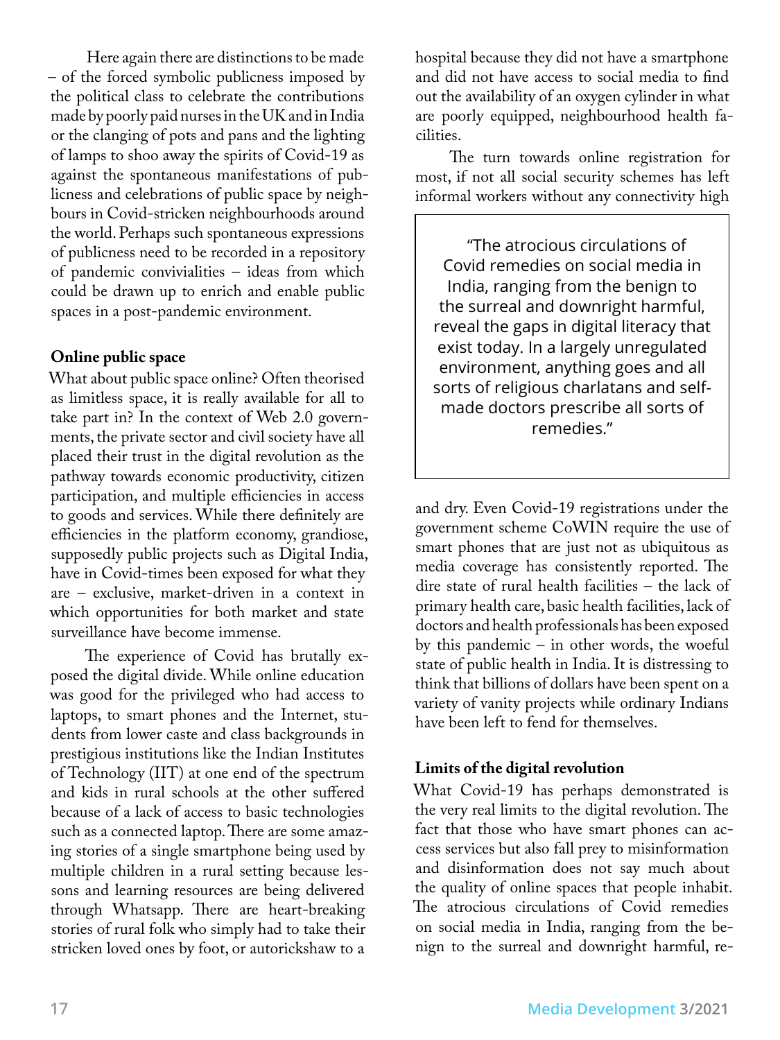Here again there are distinctions to be made – of the forced symbolic publicness imposed by the political class to celebrate the contributions made by poorly paid nurses in the UK and in India or the clanging of pots and pans and the lighting of lamps to shoo away the spirits of Covid-19 as against the spontaneous manifestations of publicness and celebrations of public space by neighbours in Covid-stricken neighbourhoods around the world. Perhaps such spontaneous expressions of publicness need to be recorded in a repository of pandemic convivialities – ideas from which could be drawn up to enrich and enable public spaces in a post-pandemic environment.

**Online public space**

What about public space online? Often theorised as limitless space, it is really available for all to take part in? In the context of Web 2.0 governments, the private sector and civil society have all placed their trust in the digital revolution as the pathway towards economic productivity, citizen participation, and multiple efficiencies in access to goods and services. While there definitely are efficiencies in the platform economy, grandiose, supposedly public projects such as Digital India, have in Covid-times been exposed for what they are – exclusive, market-driven in a context in which opportunities for both market and state surveillance have become immense.

The experience of Covid has brutally exposed the digital divide. While online education was good for the privileged who had access to laptops, to smart phones and the Internet, students from lower caste and class backgrounds in prestigious institutions like the Indian Institutes of Technology (IIT) at one end of the spectrum and kids in rural schools at the other suffered because of a lack of access to basic technologies such as a connected laptop. There are some amazing stories of a single smartphone being used by multiple children in a rural setting because lessons and learning resources are being delivered through Whatsapp. There are heart-breaking stories of rural folk who simply had to take their stricken loved ones by foot, or autorickshaw to a hospital because they did not have a smartphone and did not have access to social media to find out the availability of an oxygen cylinder in what are poorly equipped, neighbourhood health facilities.

The turn towards online registration for most, if not all social security schemes has left informal workers without any connectivity high and dry. Even Covid-19 registrations under the government scheme CoWIN require the use of smart phones that are just not as ubiquitous as media coverage has consistently reported. The dire state of rural health facilities – the lack of primary health care, basic health facilities, lack of doctors and health professionals has been exposed by this pandemic – in other words, the woeful state of public health in India. It is distressing to think that billions of dollars have been spent on a variety of vanity projects while ordinary Indians have been left to fend for themselves.

> "The atrocious circulations of Covid remedies on social media in India, ranging from the benign to the surreal and downright harmful, reveal the gaps in digital literacy that exist today. In a largely unregulated environment, anything goes and all sorts of religious charlatans and self-made doctors prescribe all sorts of remedies."

**Limits of the digital revolution**

What Covid-19 has perhaps demonstrated is the very real limits to the digital revolution. The fact that those who have smart phones can access services but also fall prey to misinformation and disinformation does not say much about the quality of online spaces that people inhabit. The atrocious circulations of Covid remedies on social media in India, ranging from the benign to the surreal and downright harmful, re-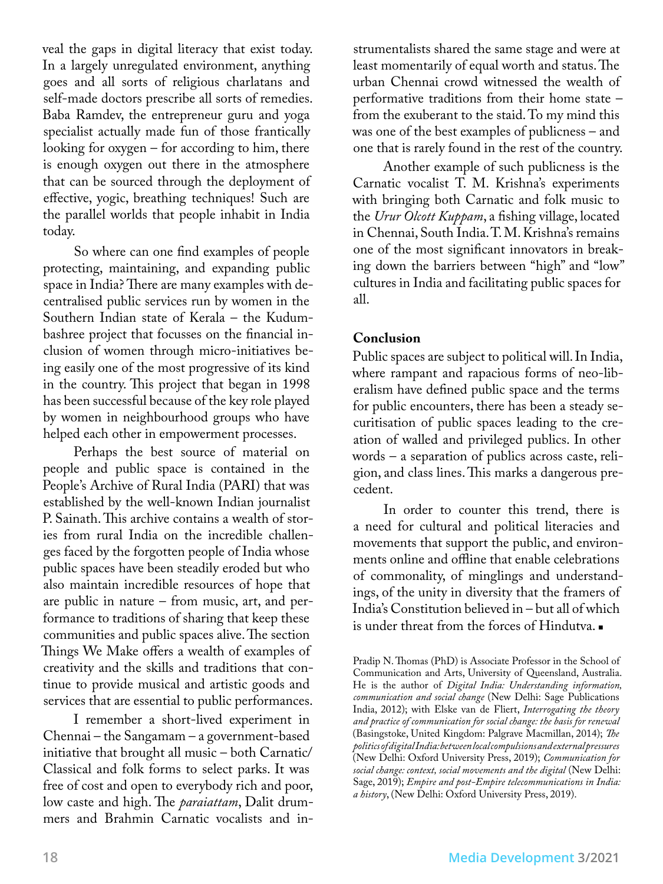veal the gaps in digital literacy that exist today. In a largely unregulated environment, anything goes and all sorts of religious charlatans and self-made doctors prescribe all sorts of remedies. Baba Ramdev, the entrepreneur guru and yoga specialist actually made fun of those frantically looking for oxygen – for according to him, there is enough oxygen out there in the atmosphere that can be sourced through the deployment of effective, yogic, breathing techniques! Such are the parallel worlds that people inhabit in India today.

So where can one find examples of people protecting, maintaining, and expanding public space in India? There are many examples with decentralised public services run by women in the Southern Indian state of Kerala – the Kudumbashree project that focusses on the financial inclusion of women through micro-initiatives being easily one of the most progressive of its kind in the country. This project that began in 1998 has been successful because of the key role played by women in neighbourhood groups who have helped each other in empowerment processes.

Perhaps the best source of material on people and public space is contained in the People's Archive of Rural India (PARI) that was established by the well-known Indian journalist P. Sainath. This archive contains a wealth of stories from rural India on the incredible challenges faced by the forgotten people of India whose public spaces have been steadily eroded but who also maintain incredible resources of hope that are public in nature – from music, art, and performance to traditions of sharing that keep these communities and public spaces alive. The section Things We Make offers a wealth of examples of creativity and the skills and traditions that continue to provide musical and artistic goods and services that are essential to public performances.

I remember a short-lived experiment in Chennai – the Sangamam – a government-based initiative that brought all music – both Carnatic/Classical and folk forms to select parks. It was free of cost and open to everybody rich and poor, low caste and high. The *paraiattam*, Dalit drummers and Brahmin Carnatic vocalists and instrumentalists shared the same stage and were at least momentarily of equal worth and status. The urban Chennai crowd witnessed the wealth of performative traditions from their home state – from the exuberant to the staid. To my mind this was one of the best examples of publicness – and one that is rarely found in the rest of the country.

Another example of such publicness is the Carnatic vocalist T. M. Krishna's experiments with bringing both Carnatic and folk music to the *Urur Olcott Kuppam*, a fishing village, located in Chennai, South India. T. M. Krishna's remains one of the most significant innovators in breaking down the barriers between "high" and "low" cultures in India and facilitating public spaces for all.

## Conclusion

Public spaces are subject to political will. In India, where rampant and rapacious forms of neo-liberalism have defined public space and the terms for public encounters, there has been a steady securitisation of public spaces leading to the creation of walled and privileged publics. In other words – a separation of publics across caste, religion, and class lines. This marks a dangerous precedent.

In order to counter this trend, there is a need for cultural and political literacies and movements that support the public, and environments online and offline that enable celebrations of commonality, of minglings and understandings, of the unity in diversity that the framers of India's Constitution believed in – but all of which is under threat from the forces of Hindutva. ▪

Pradip N. Thomas (PhD) is Associate Professor in the School of Communication and Arts, University of Queensland, Australia. He is the author of *Digital India: Understanding information, communication and social change* (New Delhi: Sage Publications India, 2012); with Elske van de Fliert, *Interrogating the theory and practice of communication for social change: the basis for renewal* (Basingstoke, United Kingdom: Palgrave Macmillan, 2014); *The politics of digital India: between local compulsions and external pressures* (New Delhi: Oxford University Press, 2019); *Communication for social change: context, social movements and the digital* (New Delhi: Sage, 2019); *Empire and post-Empire telecommunications in India: a history*, (New Delhi: Oxford University Press, 2019).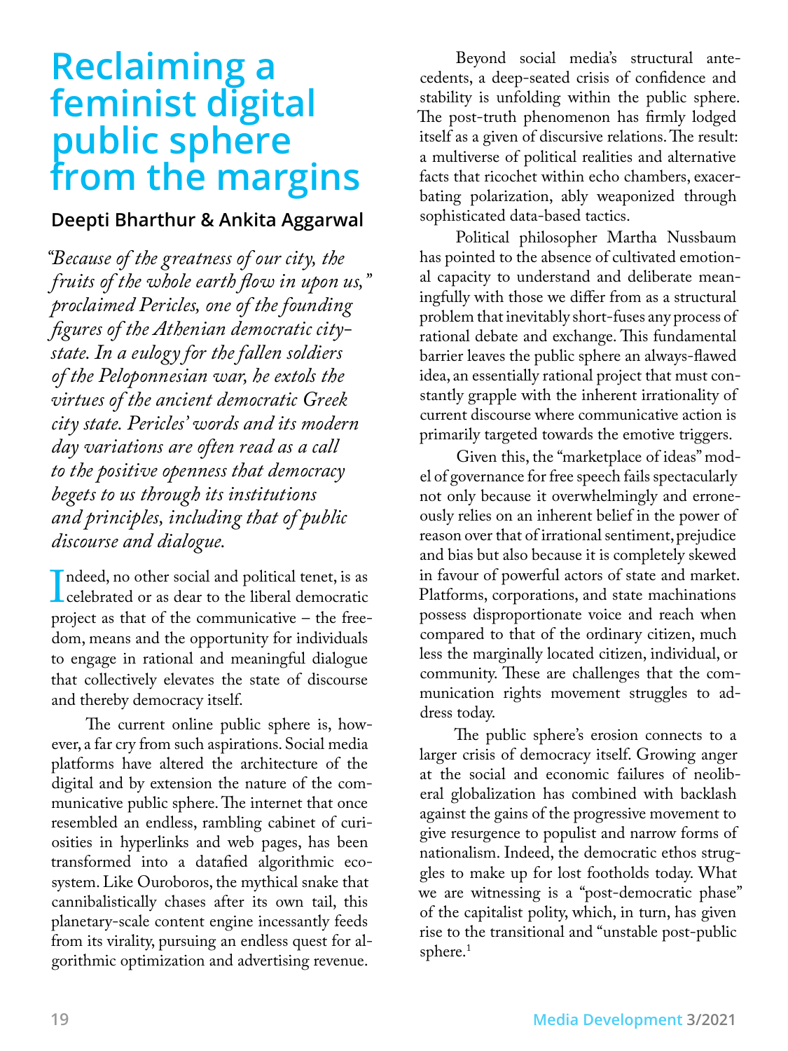# Reclaiming a feminist digital public sphere from the margins

**Deepti Bharthur & Ankita Aggarwal**

*"Because of the greatness of our city, the fruits of the whole earth flow in upon us," proclaimed Pericles, one of the founding figures of the Athenian democratic city-state. In a eulogy for the fallen soldiers of the Peloponnesian war, he extols the virtues of the ancient democratic Greek city state. Pericles' words and its modern day variations are often read as a call to the positive openness that democracy begets to us through its institutions and principles, including that of public discourse and dialogue.*

Indeed, no other social and political tenet, is as celebrated or as dear to the liberal democratic project as that of the communicative – the freedom, means and the opportunity for individuals to engage in rational and meaningful dialogue that collectively elevates the state of discourse and thereby democracy itself.

The current online public sphere is, however, a far cry from such aspirations. Social media platforms have altered the architecture of the digital and by extension the nature of the communicative public sphere. The internet that once resembled an endless, rambling cabinet of curiosities in hyperlinks and web pages, has been transformed into a datafied algorithmic ecosystem. Like Ouroboros, the mythical snake that cannibalistically chases after its own tail, this planetary-scale content engine incessantly feeds from its virality, pursuing an endless quest for algorithmic optimization and advertising revenue.

Beyond social media's structural antecedents, a deep-seated crisis of confidence and stability is unfolding within the public sphere. The post-truth phenomenon has firmly lodged itself as a given of discursive relations. The result: a multiverse of political realities and alternative facts that ricochet within echo chambers, exacerbating polarization, ably weaponized through sophisticated data-based tactics.

Political philosopher Martha Nussbaum has pointed to the absence of cultivated emotional capacity to understand and deliberate meaningfully with those we differ from as a structural problem that inevitably short-fuses any process of rational debate and exchange. This fundamental barrier leaves the public sphere an always-flawed idea, an essentially rational project that must constantly grapple with the inherent irrationality of current discourse where communicative action is primarily targeted towards the emotive triggers.

Given this, the "marketplace of ideas" model of governance for free speech fails spectacularly not only because it overwhelmingly and erroneously relies on an inherent belief in the power of reason over that of irrational sentiment, prejudice and bias but also because it is completely skewed in favour of powerful actors of state and market. Platforms, corporations, and state machinations possess disproportionate voice and reach when compared to that of the ordinary citizen, much less the marginally located citizen, individual, or community. These are challenges that the communication rights movement struggles to address today.

The public sphere's erosion connects to a larger crisis of democracy itself. Growing anger at the social and economic failures of neoliberal globalization has combined with backlash against the gains of the progressive movement to give resurgence to populist and narrow forms of nationalism. Indeed, the democratic ethos struggles to make up for lost footholds today. What we are witnessing is a "post-democratic phase" of the capitalist polity, which, in turn, has given rise to the transitional and "unstable post-public sphere.[1]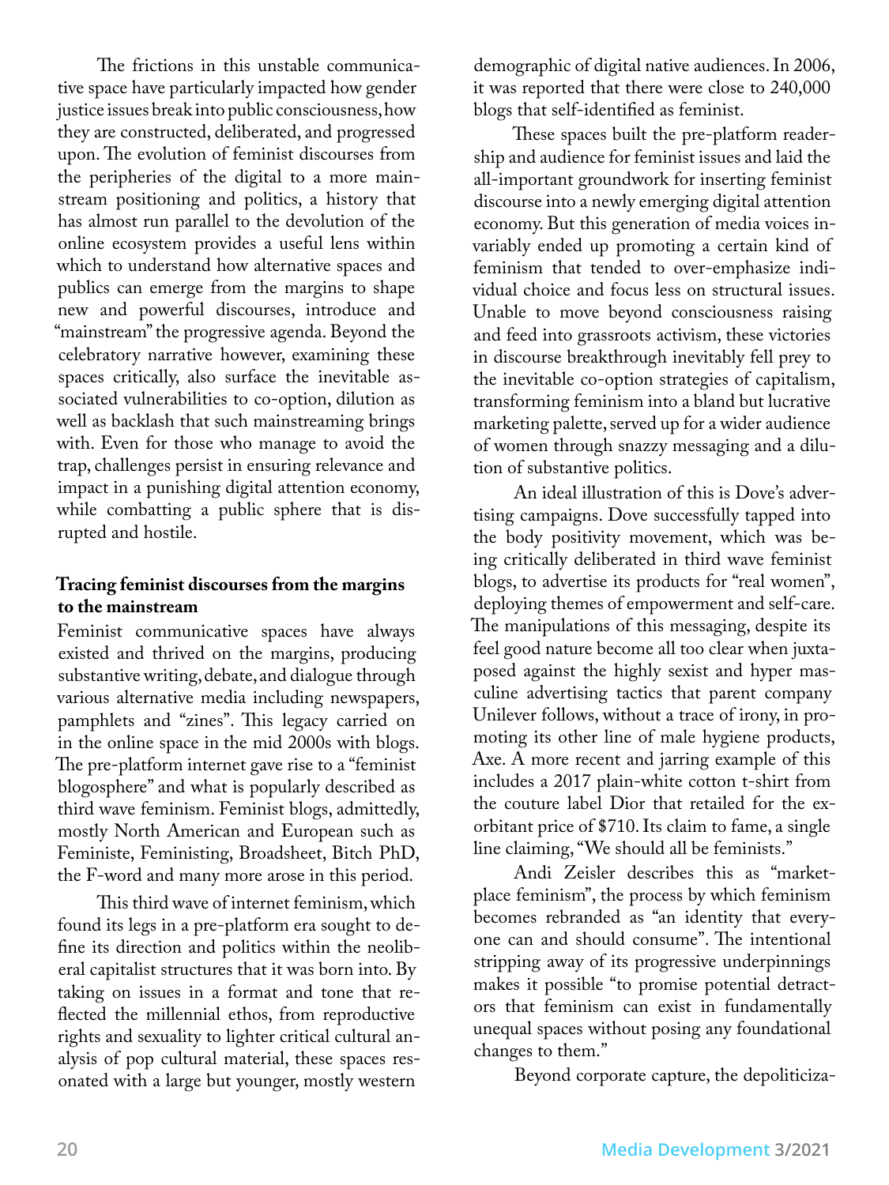The frictions in this unstable communicative space have particularly impacted how gender justice issues break into public consciousness, how they are constructed, deliberated, and progressed upon. The evolution of feminist discourses from the peripheries of the digital to a more mainstream positioning and politics, a history that has almost run parallel to the devolution of the online ecosystem provides a useful lens within which to understand how alternative spaces and publics can emerge from the margins to shape new and powerful discourses, introduce and "mainstream" the progressive agenda. Beyond the celebratory narrative however, examining these spaces critically, also surface the inevitable associated vulnerabilities to co-option, dilution as well as backlash that such mainstreaming brings with. Even for those who manage to avoid the trap, challenges persist in ensuring relevance and impact in a punishing digital attention economy, while combatting a public sphere that is disrupted and hostile.

**Tracing feminist discourses from the margins to the mainstream**

Feminist communicative spaces have always existed and thrived on the margins, producing substantive writing, debate, and dialogue through various alternative media including newspapers, pamphlets and "zines". This legacy carried on in the online space in the mid 2000s with blogs. The pre-platform internet gave rise to a "feminist blogosphere" and what is popularly described as third wave feminism. Feminist blogs, admittedly, mostly North American and European such as Feministe, Feministing, Broadsheet, Bitch PhD, the F-word and many more arose in this period.

This third wave of internet feminism, which found its legs in a pre-platform era sought to define its direction and politics within the neoliberal capitalist structures that it was born into. By taking on issues in a format and tone that reflected the millennial ethos, from reproductive rights and sexuality to lighter critical cultural analysis of pop cultural material, these spaces resonated with a large but younger, mostly western demographic of digital native audiences. In 2006, it was reported that there were close to 240,000 blogs that self-identified as feminist.

These spaces built the pre-platform readership and audience for feminist issues and laid the all-important groundwork for inserting feminist discourse into a newly emerging digital attention economy. But this generation of media voices invariably ended up promoting a certain kind of feminism that tended to over-emphasize individual choice and focus less on structural issues. Unable to move beyond consciousness raising and feed into grassroots activism, these victories in discourse breakthrough inevitably fell prey to the inevitable co-option strategies of capitalism, transforming feminism into a bland but lucrative marketing palette, served up for a wider audience of women through snazzy messaging and a dilution of substantive politics.

An ideal illustration of this is Dove's advertising campaigns. Dove successfully tapped into the body positivity movement, which was being critically deliberated in third wave feminist blogs, to advertise its products for "real women", deploying themes of empowerment and self-care. The manipulations of this messaging, despite its feel good nature become all too clear when juxtaposed against the highly sexist and hyper masculine advertising tactics that parent company Unilever follows, without a trace of irony, in promoting its other line of male hygiene products, Axe. A more recent and jarring example of this includes a 2017 plain-white cotton t-shirt from the couture label Dior that retailed for the exorbitant price of $710. Its claim to fame, a single line claiming, "We should all be feminists."

Andi Zeisler describes this as "marketplace feminism", the process by which feminism becomes rebranded as "an identity that everyone can and should consume". The intentional stripping away of its progressive underpinnings makes it possible "to promise potential detractors that feminism can exist in fundamentally unequal spaces without posing any foundational changes to them."

Beyond corporate capture, the depoliticiza-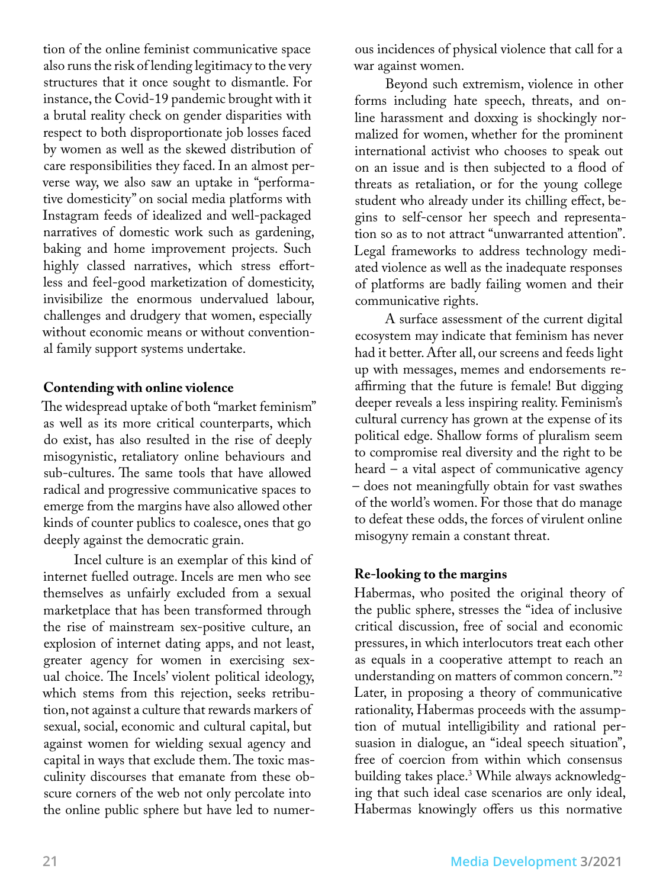tion of the online feminist communicative space also runs the risk of lending legitimacy to the very structures that it once sought to dismantle. For instance, the Covid-19 pandemic brought with it a brutal reality check on gender disparities with respect to both disproportionate job losses faced by women as well as the skewed distribution of care responsibilities they faced. In an almost perverse way, we also saw an uptake in "performative domesticity" on social media platforms with Instagram feeds of idealized and well-packaged narratives of domestic work such as gardening, baking and home improvement projects. Such highly classed narratives, which stress effortless and feel-good marketization of domesticity, invisibilize the enormous undervalued labour, challenges and drudgery that women, especially without economic means or without conventional family support systems undertake.

**Contending with online violence**

The widespread uptake of both "market feminism" as well as its more critical counterparts, which do exist, has also resulted in the rise of deeply misogynistic, retaliatory online behaviours and sub-cultures. The same tools that have allowed radical and progressive communicative spaces to emerge from the margins have also allowed other kinds of counter publics to coalesce, ones that go deeply against the democratic grain.

Incel culture is an exemplar of this kind of internet fuelled outrage. Incels are men who see themselves as unfairly excluded from a sexual marketplace that has been transformed through the rise of mainstream sex-positive culture, an explosion of internet dating apps, and not least, greater agency for women in exercising sexual choice. The Incels' violent political ideology, which stems from this rejection, seeks retribution, not against a culture that rewards markers of sexual, social, economic and cultural capital, but against women for wielding sexual agency and capital in ways that exclude them. The toxic masculinity discourses that emanate from these obscure corners of the web not only percolate into the online public sphere but have led to numerous incidences of physical violence that call for a war against women.

Beyond such extremism, violence in other forms including hate speech, threats, and online harassment and doxxing is shockingly normalized for women, whether for the prominent international activist who chooses to speak out on an issue and is then subjected to a flood of threats as retaliation, or for the young college student who already under its chilling effect, begins to self-censor her speech and representation so as to not attract "unwarranted attention". Legal frameworks to address technology mediated violence as well as the inadequate responses of platforms are badly failing women and their communicative rights.

A surface assessment of the current digital ecosystem may indicate that feminism has never had it better. After all, our screens and feeds light up with messages, memes and endorsements reaffirming that the future is female! But digging deeper reveals a less inspiring reality. Feminism's cultural currency has grown at the expense of its political edge. Shallow forms of pluralism seem to compromise real diversity and the right to be heard – a vital aspect of communicative agency – does not meaningfully obtain for vast swathes of the world's women. For those that do manage to defeat these odds, the forces of virulent online misogyny remain a constant threat.

**Re-looking to the margins**

Habermas, who posited the original theory of the public sphere, stresses the "idea of inclusive critical discussion, free of social and economic pressures, in which interlocutors treat each other as equals in a cooperative attempt to reach an understanding on matters of common concern."[2] Later, in proposing a theory of communicative rationality, Habermas proceeds with the assumption of mutual intelligibility and rational persuasion in dialogue, an "ideal speech situation", free of coercion from within which consensus building takes place.[3] While always acknowledging that such ideal case scenarios are only ideal, Habermas knowingly offers us this normative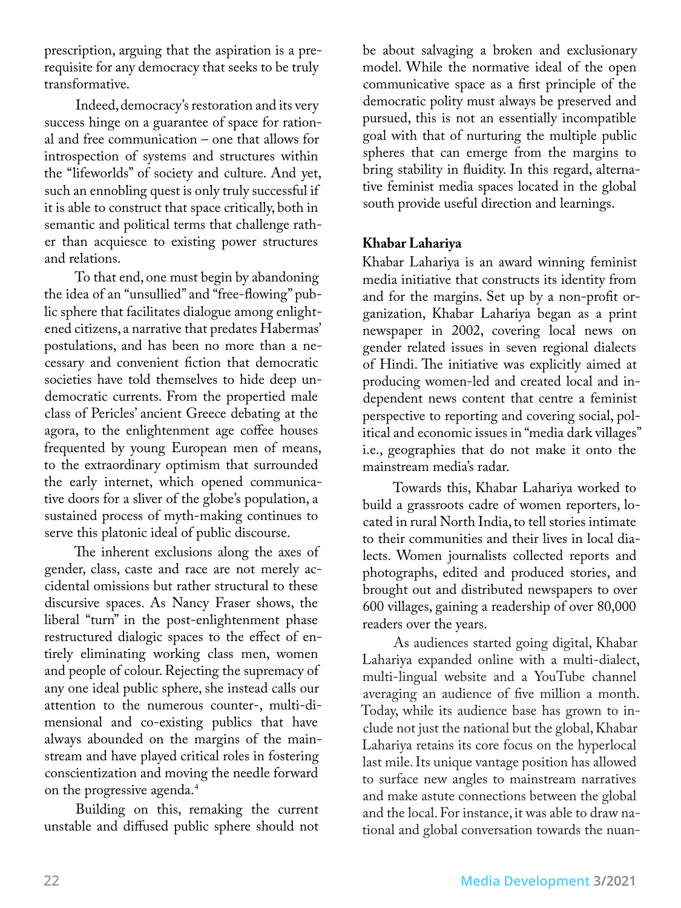prescription, arguing that the aspiration is a prerequisite for any democracy that seeks to be truly transformative.

Indeed, democracy's restoration and its very success hinge on a guarantee of space for rational and free communication – one that allows for introspection of systems and structures within the "lifeworlds" of society and culture. And yet, such an ennobling quest is only truly successful if it is able to construct that space critically, both in semantic and political terms that challenge rather than acquiesce to existing power structures and relations.

To that end, one must begin by abandoning the idea of an "unsullied" and "free-flowing" public sphere that facilitates dialogue among enlightened citizens, a narrative that predates Habermas' postulations, and has been no more than a necessary and convenient fiction that democratic societies have told themselves to hide deep undemocratic currents. From the propertied male class of Pericles' ancient Greece debating at the agora, to the enlightenment age coffee houses frequented by young European men of means, to the extraordinary optimism that surrounded the early internet, which opened communicative doors for a sliver of the globe's population, a sustained process of myth-making continues to serve this platonic ideal of public discourse.

The inherent exclusions along the axes of gender, class, caste and race are not merely accidental omissions but rather structural to these discursive spaces. As Nancy Fraser shows, the liberal "turn" in the post-enlightenment phase restructured dialogic spaces to the effect of entirely eliminating working class men, women and people of colour. Rejecting the supremacy of any one ideal public sphere, she instead calls our attention to the numerous counter-, multi-dimensional and co-existing publics that have always abounded on the margins of the mainstream and have played critical roles in fostering conscientization and moving the needle forward on the progressive agenda.[4]

Building on this, remaking the current unstable and diffused public sphere should not be about salvaging a broken and exclusionary model. While the normative ideal of the open communicative space as a first principle of the democratic polity must always be preserved and pursued, this is not an essentially incompatible goal with that of nurturing the multiple public spheres that can emerge from the margins to bring stability in fluidity. In this regard, alternative feminist media spaces located in the global south provide useful direction and learnings.

**Khabar Lahariya**

Khabar Lahariya is an award winning feminist media initiative that constructs its identity from and for the margins. Set up by a non-profit organization, Khabar Lahariya began as a print newspaper in 2002, covering local news on gender related issues in seven regional dialects of Hindi. The initiative was explicitly aimed at producing women-led and created local and independent news content that centre a feminist perspective to reporting and covering social, political and economic issues in "media dark villages" i.e., geographies that do not make it onto the mainstream media's radar.

Towards this, Khabar Lahariya worked to build a grassroots cadre of women reporters, located in rural North India, to tell stories intimate to their communities and their lives in local dialects. Women journalists collected reports and photographs, edited and produced stories, and brought out and distributed newspapers to over 600 villages, gaining a readership of over 80,000 readers over the years.

As audiences started going digital, Khabar Lahariya expanded online with a multi-dialect, multi-lingual website and a YouTube channel averaging an audience of five million a month. Today, while its audience base has grown to include not just the national but the global, Khabar Lahariya retains its core focus on the hyperlocal last mile. Its unique vantage position has allowed to surface new angles to mainstream narratives and make astute connections between the global and the local. For instance, it was able to draw national and global conversation towards the nuan-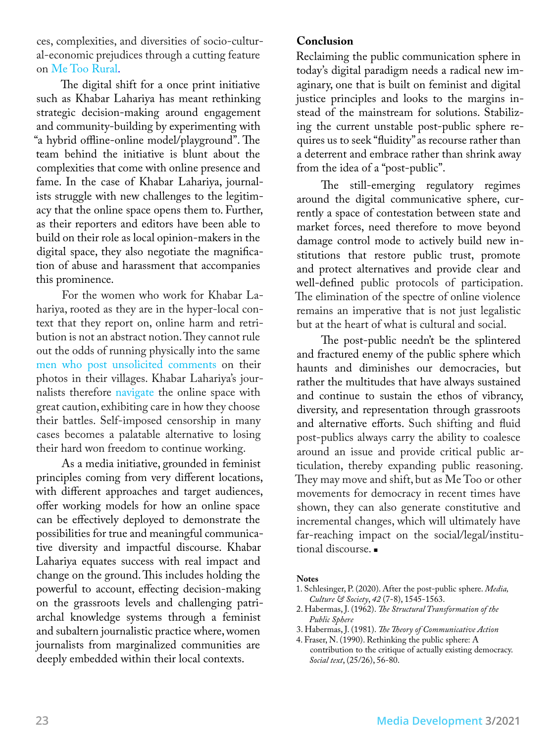ces, complexities, and diversities of socio-cultural-economic prejudices through a cutting feature on Me Too Rural.

The digital shift for a once print initiative such as Khabar Lahariya has meant rethinking strategic decision-making around engagement and community-building by experimenting with "a hybrid offline-online model/playground". The team behind the initiative is blunt about the complexities that come with online presence and fame. In the case of Khabar Lahariya, journalists struggle with new challenges to the legitimacy that the online space opens them to. Further, as their reporters and editors have been able to build on their role as local opinion-makers in the digital space, they also negotiate the magnification of abuse and harassment that accompanies this prominence.

For the women who work for Khabar Lahariya, rooted as they are in the hyper-local context that they report on, online harm and retribution is not an abstract notion. They cannot rule out the odds of running physically into the same men who post unsolicited comments on their photos in their villages. Khabar Lahariya's journalists therefore navigate the online space with great caution, exhibiting care in how they choose their battles. Self-imposed censorship in many cases becomes a palatable alternative to losing their hard won freedom to continue working.

As a media initiative, grounded in feminist principles coming from very different locations, with different approaches and target audiences, offer working models for how an online space can be effectively deployed to demonstrate the possibilities for true and meaningful communicative diversity and impactful discourse. Khabar Lahariya equates success with real impact and change on the ground. This includes holding the powerful to account, effecting decision-making on the grassroots levels and challenging patriarchal knowledge systems through a feminist and subaltern journalistic practice where, women journalists from marginalized communities are deeply embedded within their local contexts.

## Conclusion

Reclaiming the public communication sphere in today's digital paradigm needs a radical new imaginary, one that is built on feminist and digital justice principles and looks to the margins instead of the mainstream for solutions. Stabilizing the current unstable post-public sphere requires us to seek "fluidity" as recourse rather than a deterrent and embrace rather than shrink away from the idea of a "post-public".

The still-emerging regulatory regimes around the digital communicative sphere, currently a space of contestation between state and market forces, need therefore to move beyond damage control mode to actively build new institutions that restore public trust, promote and protect alternatives and provide clear and well-defined public protocols of participation. The elimination of the spectre of online violence remains an imperative that is not just legalistic but at the heart of what is cultural and social.

The post-public needn't be the splintered and fractured enemy of the public sphere which haunts and diminishes our democracies, but rather the multitudes that have always sustained and continue to sustain the ethos of vibrancy, diversity, and representation through grassroots and alternative efforts. Such shifting and fluid post-publics always carry the ability to coalesce around an issue and provide critical public articulation, thereby expanding public reasoning. They may move and shift, but as Me Too or other movements for democracy in recent times have shown, they can also generate constitutive and incremental changes, which will ultimately have far-reaching impact on the social/legal/institutional discourse. ▪

**Notes**

1. Schlesinger, P. (2020). After the post-public sphere. *Media, Culture & Society*, *42* (7-8), 1545-1563.
2. Habermas, J. (1962). *The Structural Transformation of the Public Sphere*
3. Habermas, J. (1981). *The Theory of Communicative Action*
4. Fraser, N. (1990). Rethinking the public sphere: A contribution to the critique of actually existing democracy. *Social text*, (25/26), 56-80.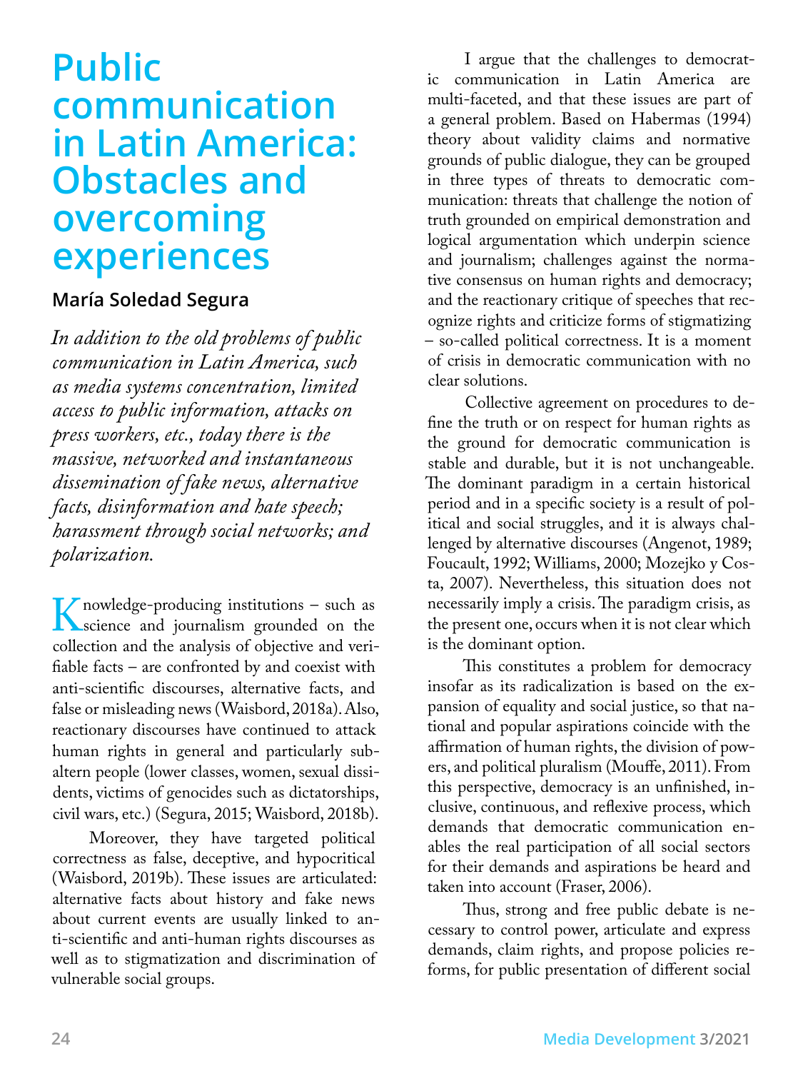# Public communication in Latin America: Obstacles and overcoming experiences

**María Soledad Segura**

*In addition to the old problems of public communication in Latin America, such as media systems concentration, limited access to public information, attacks on press workers, etc., today there is the massive, networked and instantaneous dissemination of fake news, alternative facts, disinformation and hate speech; harassment through social networks; and polarization.*

Knowledge-producing institutions – such as science and journalism grounded on the collection and the analysis of objective and verifiable facts – are confronted by and coexist with anti-scientific discourses, alternative facts, and false or misleading news (Waisbord, 2018a). Also, reactionary discourses have continued to attack human rights in general and particularly subaltern people (lower classes, women, sexual dissidents, victims of genocides such as dictatorships, civil wars, etc.) (Segura, 2015; Waisbord, 2018b).

Moreover, they have targeted political correctness as false, deceptive, and hypocritical (Waisbord, 2019b). These issues are articulated: alternative facts about history and fake news about current events are usually linked to anti-scientific and anti-human rights discourses as well as to stigmatization and discrimination of vulnerable social groups.

I argue that the challenges to democratic communication in Latin America are multi-faceted, and that these issues are part of a general problem. Based on Habermas (1994) theory about validity claims and normative grounds of public dialogue, they can be grouped in three types of threats to democratic communication: threats that challenge the notion of truth grounded on empirical demonstration and logical argumentation which underpin science and journalism; challenges against the normative consensus on human rights and democracy; and the reactionary critique of speeches that recognize rights and criticize forms of stigmatizing – so-called political correctness. It is a moment of crisis in democratic communication with no clear solutions.

Collective agreement on procedures to define the truth or on respect for human rights as the ground for democratic communication is stable and durable, but it is not unchangeable. The dominant paradigm in a certain historical period and in a specific society is a result of political and social struggles, and it is always challenged by alternative discourses (Angenot, 1989; Foucault, 1992; Williams, 2000; Mozejko y Costa, 2007). Nevertheless, this situation does not necessarily imply a crisis. The paradigm crisis, as the present one, occurs when it is not clear which is the dominant option.

This constitutes a problem for democracy insofar as its radicalization is based on the expansion of equality and social justice, so that national and popular aspirations coincide with the affirmation of human rights, the division of powers, and political pluralism (Mouffe, 2011). From this perspective, democracy is an unfinished, inclusive, continuous, and reflexive process, which demands that democratic communication enables the real participation of all social sectors for their demands and aspirations be heard and taken into account (Fraser, 2006).

Thus, strong and free public debate is necessary to control power, articulate and express demands, claim rights, and propose policies reforms, for public presentation of different social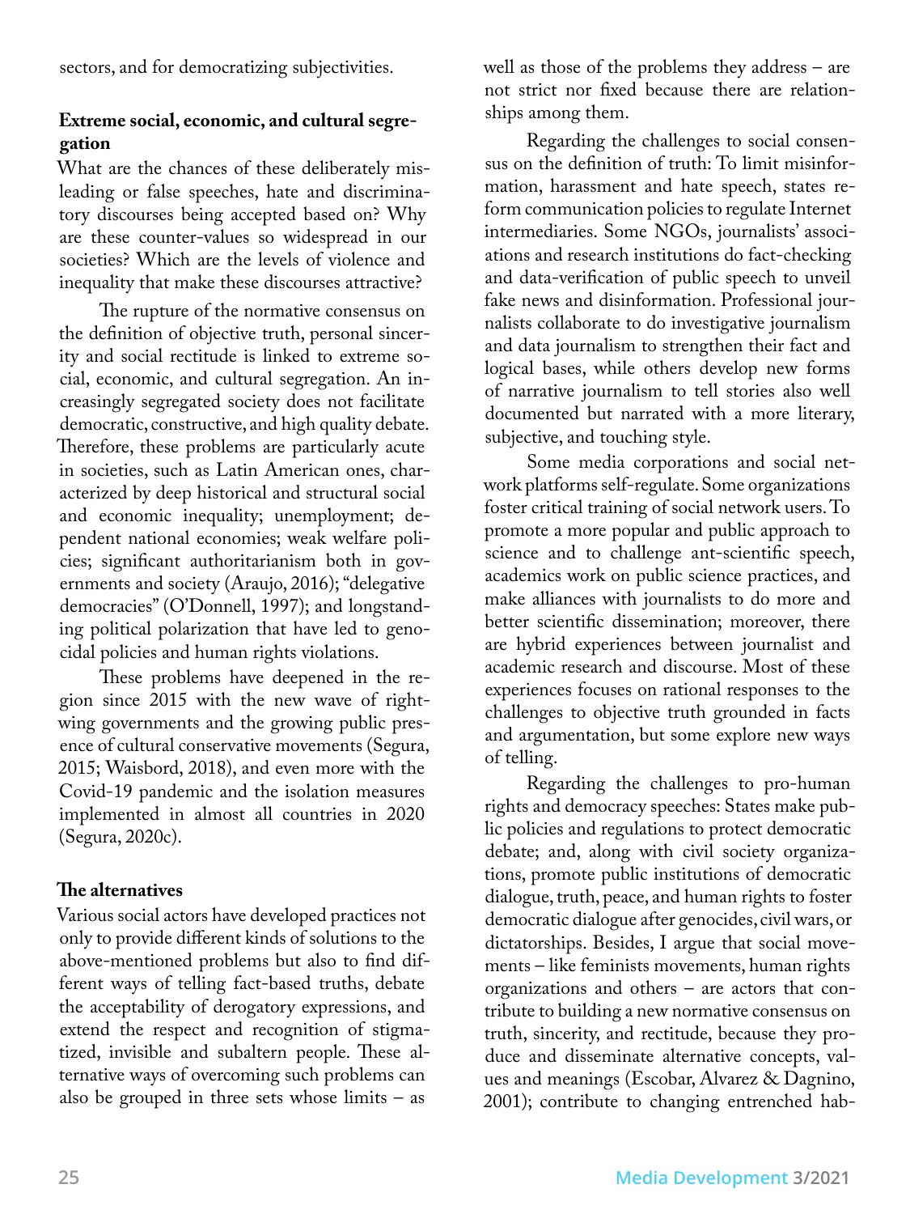sectors, and for democratizing subjectivities.

**Extreme social, economic, and cultural segregation**

What are the chances of these deliberately misleading or false speeches, hate and discriminatory discourses being accepted based on? Why are these counter-values so widespread in our societies? Which are the levels of violence and inequality that make these discourses attractive?

The rupture of the normative consensus on the definition of objective truth, personal sincerity and social rectitude is linked to extreme social, economic, and cultural segregation. An increasingly segregated society does not facilitate democratic, constructive, and high quality debate. Therefore, these problems are particularly acute in societies, such as Latin American ones, characterized by deep historical and structural social and economic inequality; unemployment; dependent national economies; weak welfare policies; significant authoritarianism both in governments and society (Araujo, 2016); "delegative democracies" (O'Donnell, 1997); and longstanding political polarization that have led to genocidal policies and human rights violations.

These problems have deepened in the region since 2015 with the new wave of right-wing governments and the growing public presence of cultural conservative movements (Segura, 2015; Waisbord, 2018), and even more with the Covid-19 pandemic and the isolation measures implemented in almost all countries in 2020 (Segura, 2020c).

**The alternatives**

Various social actors have developed practices not only to provide different kinds of solutions to the above-mentioned problems but also to find different ways of telling fact-based truths, debate the acceptability of derogatory expressions, and extend the respect and recognition of stigmatized, invisible and subaltern people. These alternative ways of overcoming such problems can also be grouped in three sets whose limits – as well as those of the problems they address – are not strict nor fixed because there are relationships among them.

Regarding the challenges to social consensus on the definition of truth: To limit misinformation, harassment and hate speech, states reform communication policies to regulate Internet intermediaries. Some NGOs, journalists' associations and research institutions do fact-checking and data-verification of public speech to unveil fake news and disinformation. Professional journalists collaborate to do investigative journalism and data journalism to strengthen their fact and logical bases, while others develop new forms of narrative journalism to tell stories also well documented but narrated with a more literary, subjective, and touching style.

Some media corporations and social network platforms self-regulate. Some organizations foster critical training of social network users. To promote a more popular and public approach to science and to challenge ant-scientific speech, academics work on public science practices, and make alliances with journalists to do more and better scientific dissemination; moreover, there are hybrid experiences between journalist and academic research and discourse. Most of these experiences focuses on rational responses to the challenges to objective truth grounded in facts and argumentation, but some explore new ways of telling.

Regarding the challenges to pro-human rights and democracy speeches: States make public policies and regulations to protect democratic debate; and, along with civil society organizations, promote public institutions of democratic dialogue, truth, peace, and human rights to foster democratic dialogue after genocides, civil wars, or dictatorships. Besides, I argue that social movements – like feminists movements, human rights organizations and others – are actors that contribute to building a new normative consensus on truth, sincerity, and rectitude, because they produce and disseminate alternative concepts, values and meanings (Escobar, Alvarez & Dagnino, 2001); contribute to changing entrenched hab-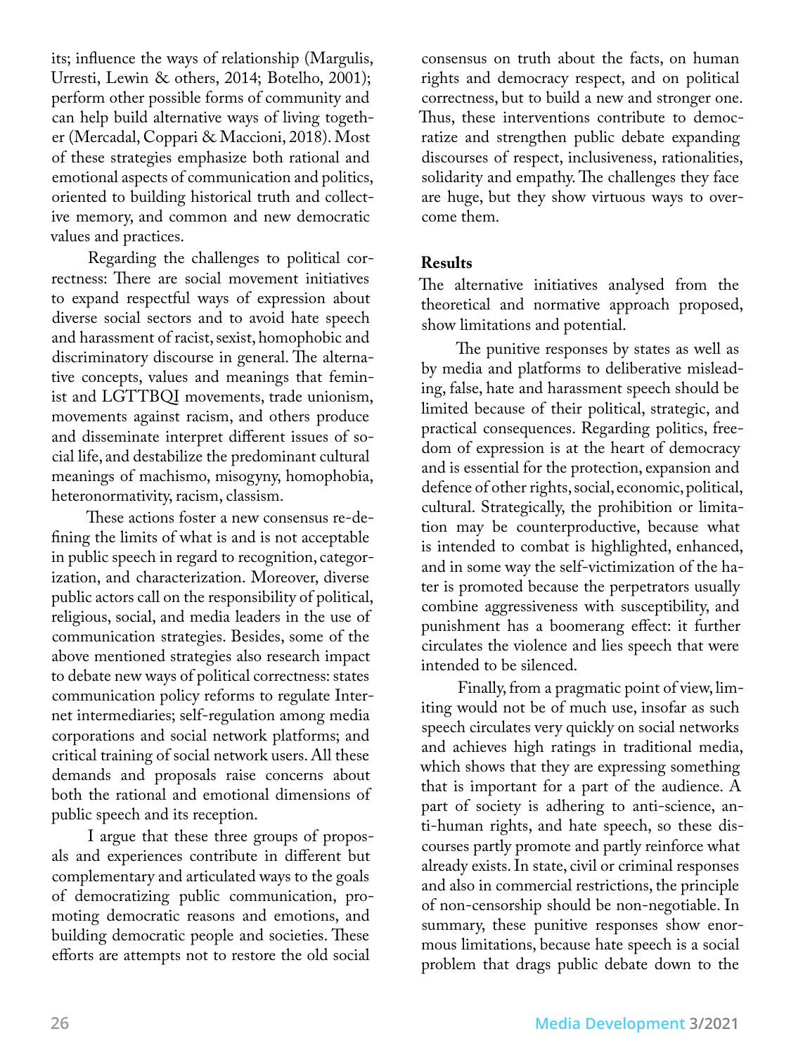its; influence the ways of relationship (Margulis, Urresti, Lewin & others, 2014; Botelho, 2001); perform other possible forms of community and can help build alternative ways of living together (Mercadal, Coppari & Maccioni, 2018). Most of these strategies emphasize both rational and emotional aspects of communication and politics, oriented to building historical truth and collective memory, and common and new democratic values and practices.

Regarding the challenges to political correctness: There are social movement initiatives to expand respectful ways of expression about diverse social sectors and to avoid hate speech and harassment of racist, sexist, homophobic and discriminatory discourse in general. The alternative concepts, values and meanings that feminist and LGTTBQI movements, trade unionism, movements against racism, and others produce and disseminate interpret different issues of social life, and destabilize the predominant cultural meanings of machismo, misogyny, homophobia, heteronormativity, racism, classism.

These actions foster a new consensus re-defining the limits of what is and is not acceptable in public speech in regard to recognition, categorization, and characterization. Moreover, diverse public actors call on the responsibility of political, religious, social, and media leaders in the use of communication strategies. Besides, some of the above mentioned strategies also research impact to debate new ways of political correctness: states communication policy reforms to regulate Internet intermediaries; self-regulation among media corporations and social network platforms; and critical training of social network users. All these demands and proposals raise concerns about both the rational and emotional dimensions of public speech and its reception.

I argue that these three groups of proposals and experiences contribute in different but complementary and articulated ways to the goals of democratizing public communication, promoting democratic reasons and emotions, and building democratic people and societies. These efforts are attempts not to restore the old social consensus on truth about the facts, on human rights and democracy respect, and on political correctness, but to build a new and stronger one. Thus, these interventions contribute to democratize and strengthen public debate expanding discourses of respect, inclusiveness, rationalities, solidarity and empathy. The challenges they face are huge, but they show virtuous ways to overcome them.

**Results**

The alternative initiatives analysed from the theoretical and normative approach proposed, show limitations and potential.

The punitive responses by states as well as by media and platforms to deliberative misleading, false, hate and harassment speech should be limited because of their political, strategic, and practical consequences. Regarding politics, freedom of expression is at the heart of democracy and is essential for the protection, expansion and defence of other rights, social, economic, political, cultural. Strategically, the prohibition or limitation may be counterproductive, because what is intended to combat is highlighted, enhanced, and in some way the self-victimization of the hater is promoted because the perpetrators usually combine aggressiveness with susceptibility, and punishment has a boomerang effect: it further circulates the violence and lies speech that were intended to be silenced.

Finally, from a pragmatic point of view, limiting would not be of much use, insofar as such speech circulates very quickly on social networks and achieves high ratings in traditional media, which shows that they are expressing something that is important for a part of the audience. A part of society is adhering to anti-science, anti-human rights, and hate speech, so these discourses partly promote and partly reinforce what already exists. In state, civil or criminal responses and also in commercial restrictions, the principle of non-censorship should be non-negotiable. In summary, these punitive responses show enormous limitations, because hate speech is a social problem that drags public debate down to the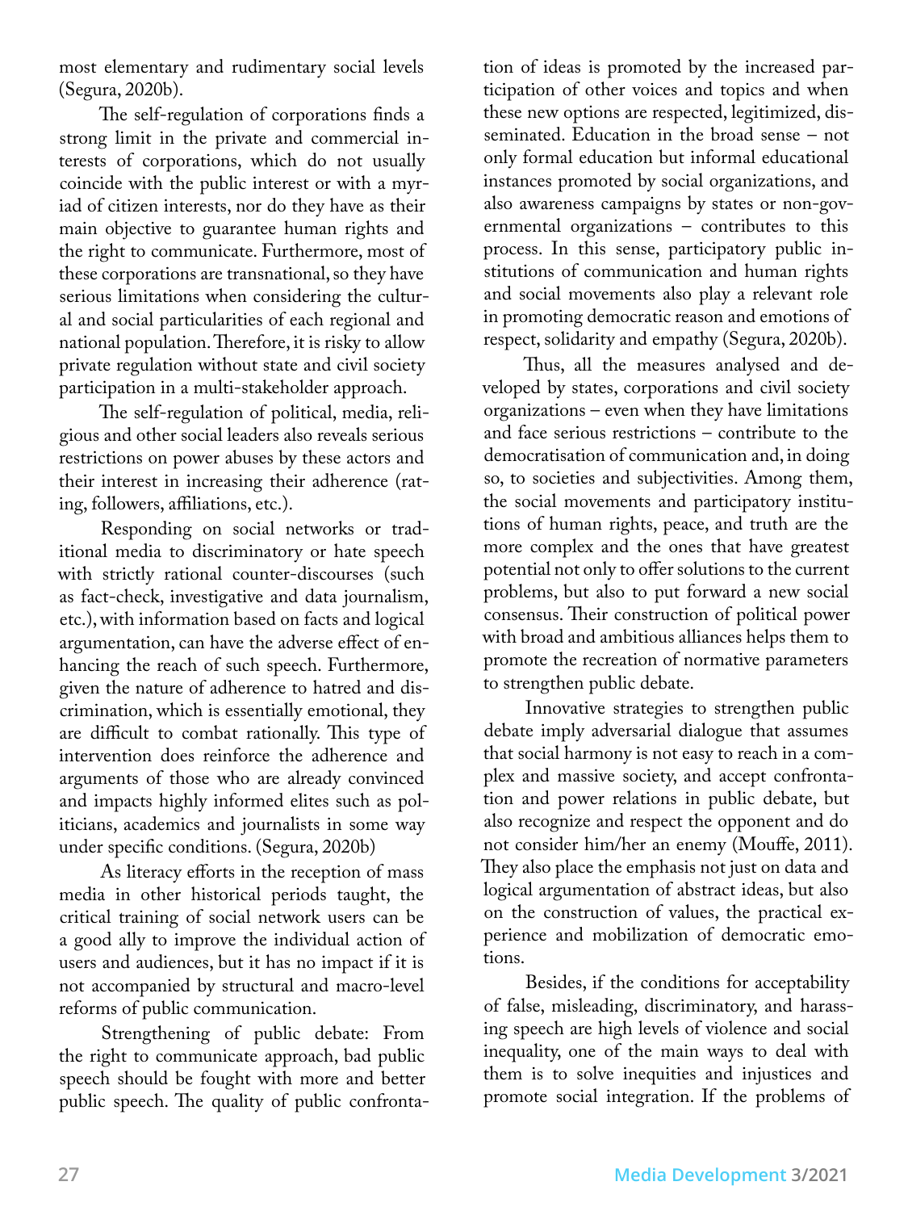most elementary and rudimentary social levels (Segura, 2020b).

The self-regulation of corporations finds a strong limit in the private and commercial interests of corporations, which do not usually coincide with the public interest or with a myriad of citizen interests, nor do they have as their main objective to guarantee human rights and the right to communicate. Furthermore, most of these corporations are transnational, so they have serious limitations when considering the cultural and social particularities of each regional and national population. Therefore, it is risky to allow private regulation without state and civil society participation in a multi-stakeholder approach.

The self-regulation of political, media, religious and other social leaders also reveals serious restrictions on power abuses by these actors and their interest in increasing their adherence (rating, followers, affiliations, etc.).

Responding on social networks or traditional media to discriminatory or hate speech with strictly rational counter-discourses (such as fact-check, investigative and data journalism, etc.), with information based on facts and logical argumentation, can have the adverse effect of enhancing the reach of such speech. Furthermore, given the nature of adherence to hatred and discrimination, which is essentially emotional, they are difficult to combat rationally. This type of intervention does reinforce the adherence and arguments of those who are already convinced and impacts highly informed elites such as politicians, academics and journalists in some way under specific conditions. (Segura, 2020b)

As literacy efforts in the reception of mass media in other historical periods taught, the critical training of social network users can be a good ally to improve the individual action of users and audiences, but it has no impact if it is not accompanied by structural and macro-level reforms of public communication.

Strengthening of public debate: From the right to communicate approach, bad public speech should be fought with more and better public speech. The quality of public confrontation of ideas is promoted by the increased participation of other voices and topics and when these new options are respected, legitimized, disseminated. Education in the broad sense – not only formal education but informal educational instances promoted by social organizations, and also awareness campaigns by states or non-governmental organizations – contributes to this process. In this sense, participatory public institutions of communication and human rights and social movements also play a relevant role in promoting democratic reason and emotions of respect, solidarity and empathy (Segura, 2020b).

Thus, all the measures analysed and developed by states, corporations and civil society organizations – even when they have limitations and face serious restrictions – contribute to the democratisation of communication and, in doing so, to societies and subjectivities. Among them, the social movements and participatory institutions of human rights, peace, and truth are the more complex and the ones that have greatest potential not only to offer solutions to the current problems, but also to put forward a new social consensus. Their construction of political power with broad and ambitious alliances helps them to promote the recreation of normative parameters to strengthen public debate.

Innovative strategies to strengthen public debate imply adversarial dialogue that assumes that social harmony is not easy to reach in a complex and massive society, and accept confrontation and power relations in public debate, but also recognize and respect the opponent and do not consider him/her an enemy (Mouffe, 2011). They also place the emphasis not just on data and logical argumentation of abstract ideas, but also on the construction of values, the practical experience and mobilization of democratic emotions.

Besides, if the conditions for acceptability of false, misleading, discriminatory, and harassing speech are high levels of violence and social inequality, one of the main ways to deal with them is to solve inequities and injustices and promote social integration. If the problems of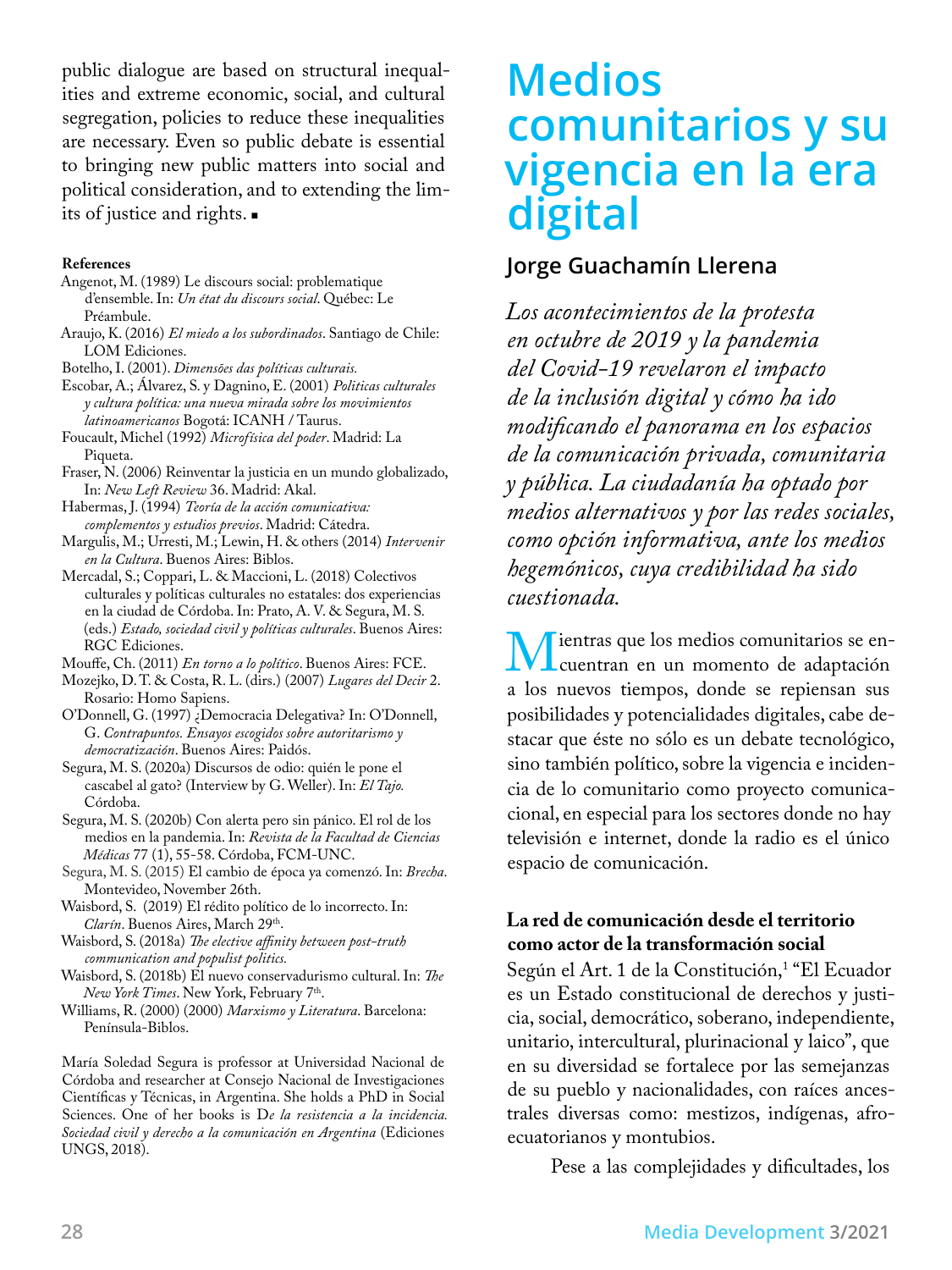public dialogue are based on structural inequalities and extreme economic, social, and cultural segregation, policies to reduce these inequalities are necessary. Even so public debate is essential to bringing new public matters into social and political consideration, and to extending the limits of justice and rights. ■

**References**

Angenot, M. (1989) Le discours social: problematique d'ensemble. In: *Un état du discours social*. Québec: Le Préambule.

Araujo, K. (2016) *El miedo a los subordinados*. Santiago de Chile: LOM Ediciones.

Botelho, I. (2001). *Dimensões das políticas culturais.*

Escobar, A.; Álvarez, S. y Dagnino, E. (2001) *Políticas culturales y cultura política: una nueva mirada sobre los movimientos latinoamericanos* Bogotá: ICANH / Taurus.

Foucault, Michel (1992) *Microfísica del poder*. Madrid: La Piqueta.

Fraser, N. (2006) Reinventar la justicia en un mundo globalizado, In: *New Left Review* 36. Madrid: Akal.

Habermas, J. (1994) *Teoría de la acción comunicativa: complementos y estudios previos*. Madrid: Cátedra.

Margulis, M.; Urresti, M.; Lewin, H. & others (2014) *Intervenir en la Cultura*. Buenos Aires: Biblos.

Mercadal, S.; Coppari, L. & Maccioni, L. (2018) Colectivos culturales y políticas culturales no estatales: dos experiencias en la ciudad de Córdoba. In: Prato, A. V. & Segura, M. S. (eds.) *Estado, sociedad civil y políticas culturales*. Buenos Aires: RGC Ediciones.

Mouffe, Ch. (2011) *En torno a lo político*. Buenos Aires: FCE.

Mozejko, D. T. & Costa, R. L. (dirs.) (2007) *Lugares del Decir* 2. Rosario: Homo Sapiens.

O'Donnell, G. (1997) ¿Democracia Delegativa? In: O'Donnell, G. *Contrapuntos. Ensayos escogidos sobre autoritarismo y democratización*. Buenos Aires: Paidós.

Segura, M. S. (2020a) Discursos de odio: quién le pone el cascabel al gato? (Interview by G. Weller). In: *El Tajo.* Córdoba.

Segura, M. S. (2020b) Con alerta pero sin pánico. El rol de los medios en la pandemia. In: *Revista de la Facultad de Ciencias Médicas* 77 (1), 55-58. Córdoba, FCM-UNC.

Segura, M. S. (2015) El cambio de época ya comenzó. In: *Brecha*. Montevideo, November 26th.

Waisbord, S. (2019) El rédito político de lo incorrecto. In: *Clarín*. Buenos Aires, March 29th.

Waisbord, S. (2018a) *The elective affinity between post-truth communication and populist politics.*

Waisbord, S. (2018b) El nuevo conservadurismo cultural. In: *The New York Times*. New York, February 7th.

Williams, R. (2000) (2000) *Marxismo y Literatura*. Barcelona: Península-Biblos.

María Soledad Segura is professor at Universidad Nacional de Córdoba and researcher at Consejo Nacional de Investigaciones Científicas y Técnicas, in Argentina. She holds a PhD in Social Sciences. One of her books is D*e la resistencia a la incidencia. Sociedad civil y derecho a la comunicación en Argentina* (Ediciones UNGS, 2018).

# Medios comunitarios y su vigencia en la era digital

## Jorge Guachamín Llerena

*Los acontecimientos de la protesta en octubre de 2019 y la pandemia del Covid-19 revelaron el impacto de la inclusión digital y cómo ha ido modificando el panorama en los espacios de la comunicación privada, comunitaria y pública. La ciudadanía ha optado por medios alternativos y por las redes sociales, como opción informativa, ante los medios hegemónicos, cuya credibilidad ha sido cuestionada.*

Mientras que los medios comunitarios se encuentran en un momento de adaptación a los nuevos tiempos, donde se repiensan sus posibilidades y potencialidades digitales, cabe destacar que éste no sólo es un debate tecnológico, sino también político, sobre la vigencia e incidencia de lo comunitario como proyecto comunicacional, en especial para los sectores donde no hay televisión e internet, donde la radio es el único espacio de comunicación.

### La red de comunicación desde el territorio como actor de la transformación social

Según el Art. 1 de la Constitución,[1] "El Ecuador es un Estado constitucional de derechos y justicia, social, democrático, soberano, independiente, unitario, intercultural, plurinacional y laico", que en su diversidad se fortalece por las semejanzas de su pueblo y nacionalidades, con raíces ancestrales diversas como: mestizos, indígenas, afroecuatorianos y montubios.

Pese a las complejidades y dificultades, los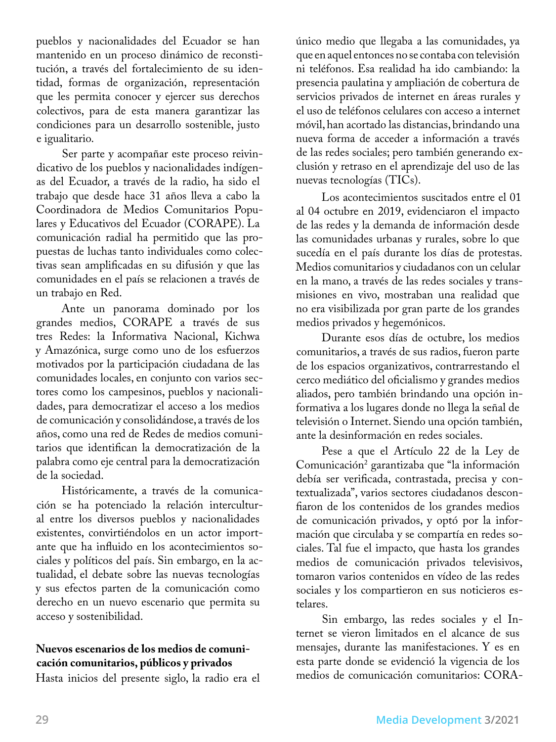pueblos y nacionalidades del Ecuador se han mantenido en un proceso dinámico de reconstitución, a través del fortalecimiento de su identidad, formas de organización, representación que les permita conocer y ejercer sus derechos colectivos, para de esta manera garantizar las condiciones para un desarrollo sostenible, justo e igualitario.

Ser parte y acompañar este proceso reivindicativo de los pueblos y nacionalidades indígenas del Ecuador, a través de la radio, ha sido el trabajo que desde hace 31 años lleva a cabo la Coordinadora de Medios Comunitarios Populares y Educativos del Ecuador (CORAPE). La comunicación radial ha permitido que las propuestas de luchas tanto individuales como colectivas sean amplificadas en su difusión y que las comunidades en el país se relacionen a través de un trabajo en Red.

Ante un panorama dominado por los grandes medios, CORAPE a través de sus tres Redes: la Informativa Nacional, Kichwa y Amazónica, surge como uno de los esfuerzos motivados por la participación ciudadana de las comunidades locales, en conjunto con varios sectores como los campesinos, pueblos y nacionalidades, para democratizar el acceso a los medios de comunicación y consolidándose, a través de los años, como una red de Redes de medios comunitarios que identifican la democratización de la palabra como eje central para la democratización de la sociedad.

Históricamente, a través de la comunicación se ha potenciado la relación intercultural entre los diversos pueblos y nacionalidades existentes, convirtiéndolos en un actor importante que ha influido en los acontecimientos sociales y políticos del país. Sin embargo, en la actualidad, el debate sobre las nuevas tecnologías y sus efectos parten de la comunicación como derecho en un nuevo escenario que permita su acceso y sostenibilidad.

**Nuevos escenarios de los medios de comunicación comunitarios, públicos y privados**

Hasta inicios del presente siglo, la radio era el único medio que llegaba a las comunidades, ya que en aquel entonces no se contaba con televisión ni teléfonos. Esa realidad ha ido cambiando: la presencia paulatina y ampliación de cobertura de servicios privados de internet en áreas rurales y el uso de teléfonos celulares con acceso a internet móvil, han acortado las distancias, brindando una nueva forma de acceder a información a través de las redes sociales; pero también generando exclusión y retraso en el aprendizaje del uso de las nuevas tecnologías (TICs).

Los acontecimientos suscitados entre el 01 al 04 octubre en 2019, evidenciaron el impacto de las redes y la demanda de información desde las comunidades urbanas y rurales, sobre lo que sucedía en el país durante los días de protestas. Medios comunitarios y ciudadanos con un celular en la mano, a través de las redes sociales y transmisiones en vivo, mostraban una realidad que no era visibilizada por gran parte de los grandes medios privados y hegemónicos.

Durante esos días de octubre, los medios comunitarios, a través de sus radios, fueron parte de los espacios organizativos, contrarrestando el cerco mediático del oficialismo y grandes medios aliados, pero también brindando una opción informativa a los lugares donde no llega la señal de televisión o Internet. Siendo una opción también, ante la desinformación en redes sociales.

Pese a que el Artículo 22 de la Ley de Comunicación[2] garantizaba que "la información debía ser verificada, contrastada, precisa y contextualizada", varios sectores ciudadanos desconfiaron de los contenidos de los grandes medios de comunicación privados, y optó por la información que circulaba y se compartía en redes sociales. Tal fue el impacto, que hasta los grandes medios de comunicación privados televisivos, tomaron varios contenidos en vídeo de las redes sociales y los compartieron en sus noticieros estelares.

Sin embargo, las redes sociales y el Internet se vieron limitados en el alcance de sus mensajes, durante las manifestaciones. Y es en esta parte donde se evidenció la vigencia de los medios de comunicación comunitarios: CORA-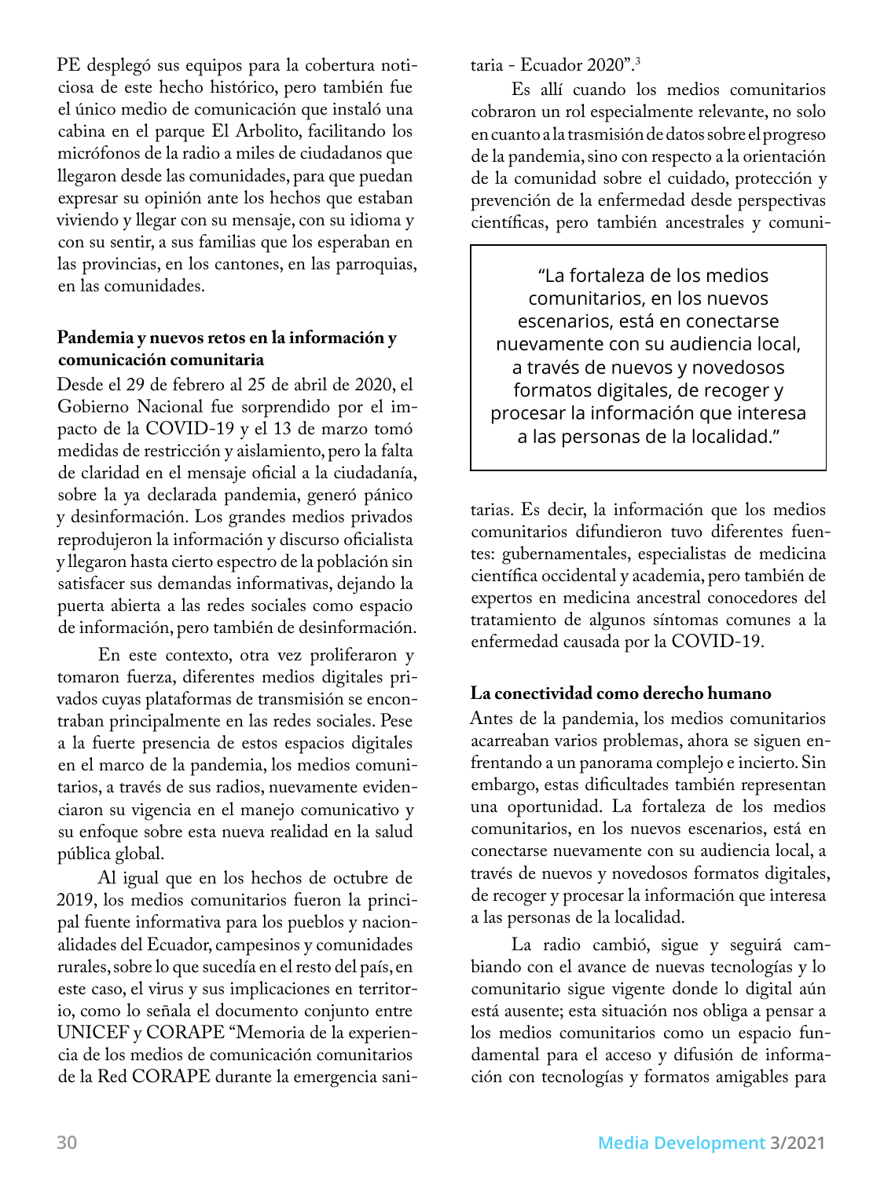PE desplegó sus equipos para la cobertura noticiosa de este hecho histórico, pero también fue el único medio de comunicación que instaló una cabina en el parque El Arbolito, facilitando los micrófonos de la radio a miles de ciudadanos que llegaron desde las comunidades, para que puedan expresar su opinión ante los hechos que estaban viviendo y llegar con su mensaje, con su idioma y con su sentir, a sus familias que los esperaban en las provincias, en los cantones, en las parroquias, en las comunidades.

**Pandemia y nuevos retos en la información y comunicación comunitaria**

Desde el 29 de febrero al 25 de abril de 2020, el Gobierno Nacional fue sorprendido por el impacto de la COVID-19 y el 13 de marzo tomó medidas de restricción y aislamiento, pero la falta de claridad en el mensaje oficial a la ciudadanía, sobre la ya declarada pandemia, generó pánico y desinformación. Los grandes medios privados reprodujeron la información y discurso oficialista y llegaron hasta cierto espectro de la población sin satisfacer sus demandas informativas, dejando la puerta abierta a las redes sociales como espacio de información, pero también de desinformación.

En este contexto, otra vez proliferaron y tomaron fuerza, diferentes medios digitales privados cuyas plataformas de transmisión se encontraban principalmente en las redes sociales. Pese a la fuerte presencia de estos espacios digitales en el marco de la pandemia, los medios comunitarios, a través de sus radios, nuevamente evidenciaron su vigencia en el manejo comunicativo y su enfoque sobre esta nueva realidad en la salud pública global.

Al igual que en los hechos de octubre de 2019, los medios comunitarios fueron la principal fuente informativa para los pueblos y nacionalidades del Ecuador, campesinos y comunidades rurales, sobre lo que sucedía en el resto del país, en este caso, el virus y sus implicaciones en territorio, como lo señala el documento conjunto entre UNICEF y CORAPE "Memoria de la experiencia de los medios de comunicación comunitarios de la Red CORAPE durante la emergencia sanitaria - Ecuador 2020".[3]

Es allí cuando los medios comunitarios cobraron un rol especialmente relevante, no solo en cuanto a la trasmisión de datos sobre el progreso de la pandemia, sino con respecto a la orientación de la comunidad sobre el cuidado, protección y prevención de la enfermedad desde perspectivas científicas, pero también ancestrales y comunitarias. Es decir, la información que los medios comunitarios difundieron tuvo diferentes fuentes: gubernamentales, especialistas de medicina científica occidental y academia, pero también de expertos en medicina ancestral conocedores del tratamiento de algunos síntomas comunes a la enfermedad causada por la COVID-19.

> "La fortaleza de los medios comunitarios, en los nuevos escenarios, está en conectarse nuevamente con su audiencia local, a través de nuevos y novedosos formatos digitales, de recoger y procesar la información que interesa a las personas de la localidad."

**La conectividad como derecho humano**

Antes de la pandemia, los medios comunitarios acarreaban varios problemas, ahora se siguen enfrentando a un panorama complejo e incierto. Sin embargo, estas dificultades también representan una oportunidad. La fortaleza de los medios comunitarios, en los nuevos escenarios, está en conectarse nuevamente con su audiencia local, a través de nuevos y novedosos formatos digitales, de recoger y procesar la información que interesa a las personas de la localidad.

La radio cambió, sigue y seguirá cambiando con el avance de nuevas tecnologías y lo comunitario sigue vigente donde lo digital aún está ausente; esta situación nos obliga a pensar a los medios comunitarios como un espacio fundamental para el acceso y difusión de información con tecnologías y formatos amigables para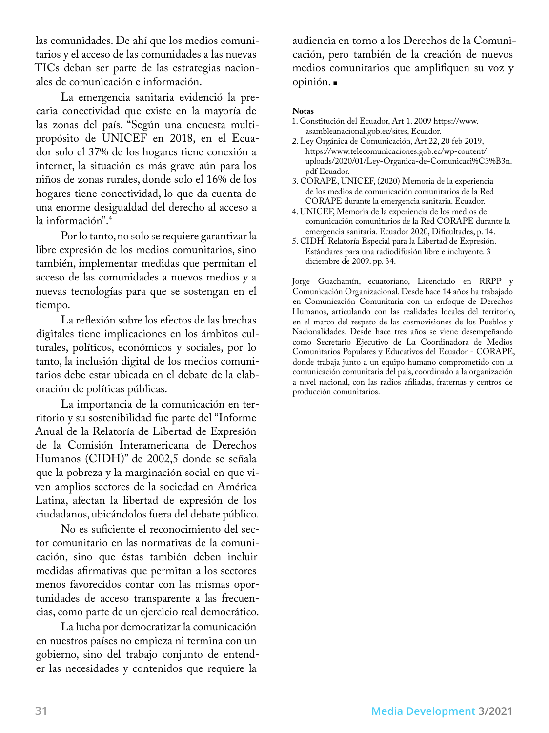las comunidades. De ahí que los medios comunitarios y el acceso de las comunidades a las nuevas TICs deban ser parte de las estrategias nacionales de comunicación e información.

La emergencia sanitaria evidenció la precaria conectividad que existe en la mayoría de las zonas del país. “Según una encuesta multipropósito de UNICEF en 2018, en el Ecuador solo el 37% de los hogares tiene conexión a internet, la situación es más grave aún para los niños de zonas rurales, donde solo el 16% de los hogares tiene conectividad, lo que da cuenta de una enorme desigualdad del derecho al acceso a la información”.[4]

Por lo tanto, no solo se requiere garantizar la libre expresión de los medios comunitarios, sino también, implementar medidas que permitan el acceso de las comunidades a nuevos medios y a nuevas tecnologías para que se sostengan en el tiempo.

La reflexión sobre los efectos de las brechas digitales tiene implicaciones en los ámbitos culturales, políticos, económicos y sociales, por lo tanto, la inclusión digital de los medios comunitarios debe estar ubicada en el debate de la elaboración de políticas públicas.

La importancia de la comunicación en territorio y su sostenibilidad fue parte del “Informe Anual de la Relatoría de Libertad de Expresión de la Comisión Interamericana de Derechos Humanos (CIDH)” de 2002,5 donde se señala que la pobreza y la marginación social en que viven amplios sectores de la sociedad en América Latina, afectan la libertad de expresión de los ciudadanos, ubicándolos fuera del debate público.

No es suficiente el reconocimiento del sector comunitario en las normativas de la comunicación, sino que éstas también deben incluir medidas afirmativas que permitan a los sectores menos favorecidos contar con las mismas oportunidades de acceso transparente a las frecuencias, como parte de un ejercicio real democrático.

La lucha por democratizar la comunicación en nuestros países no empieza ni termina con un gobierno, sino del trabajo conjunto de entender las necesidades y contenidos que requiere la audiencia en torno a los Derechos de la Comunicación, pero también de la creación de nuevos medios comunitarios que amplifiquen su voz y opinión. ■

**Notas**

1. Constitución del Ecuador, Art 1. 2009 https://www.asambleanacional.gob.ec/sites, Ecuador.
2. Ley Orgánica de Comunicación, Art 22, 20 feb 2019, https://www.telecomunicaciones.gob.ec/wp-content/uploads/2020/01/Ley-Organica-de-Comunicaci%C3%B3n.pdf Ecuador.
3. CORAPE, UNICEF, (2020) Memoria de la experiencia de los medios de comunicación comunitarios de la Red CORAPE durante la emergencia sanitaria. Ecuador.
4. UNICEF, Memoria de la experiencia de los medios de comunicación comunitarios de la Red CORAPE durante la emergencia sanitaria. Ecuador 2020, Dificultades, p. 14.
5. CIDH. Relatoría Especial para la Libertad de Expresión. Estándares para una radiodifusión libre e incluyente. 3 diciembre de 2009. pp. 34.

Jorge Guachamín, ecuatoriano, Licenciado en RRPP y Comunicación Organizacional. Desde hace 14 años ha trabajado en Comunicación Comunitaria con un enfoque de Derechos Humanos, articulando con las realidades locales del territorio, en el marco del respeto de las cosmovisiones de los Pueblos y Nacionalidades. Desde hace tres años se viene desempeñando como Secretario Ejecutivo de La Coordinadora de Medios Comunitarios Populares y Educativos del Ecuador - CORAPE, donde trabaja junto a un equipo humano comprometido con la comunicación comunitaria del país, coordinado a la organización a nivel nacional, con las radios afiliadas, fraternas y centros de producción comunitarios.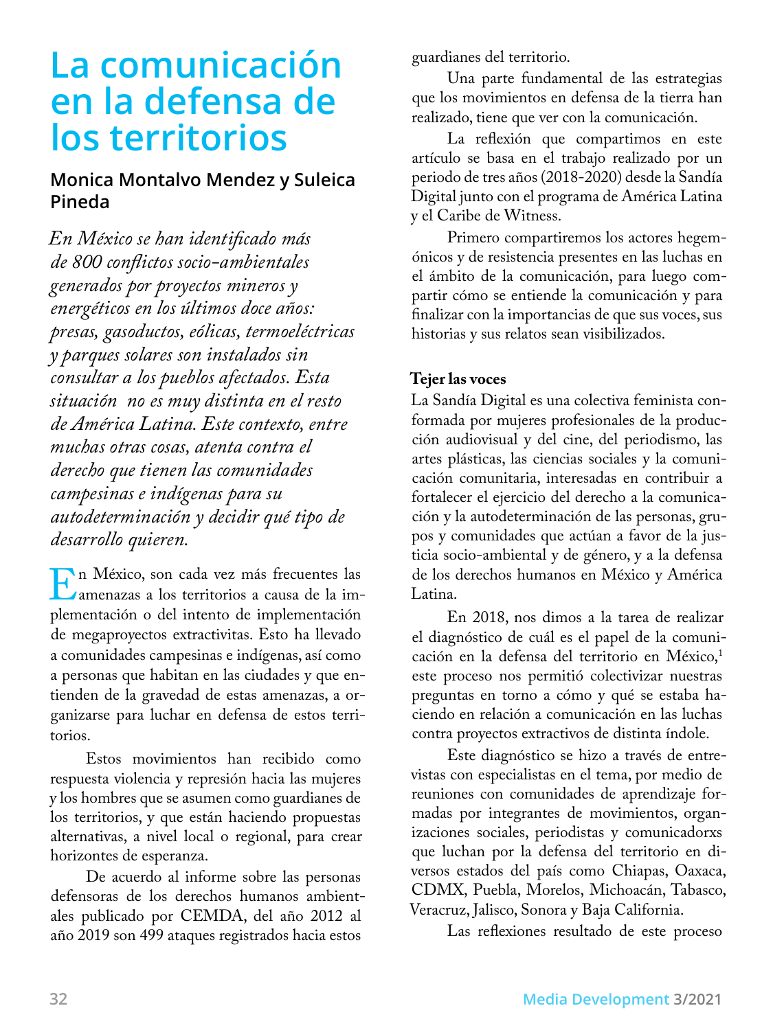# La comunicación en la defensa de los territorios

**Monica Montalvo Mendez y Suleica Pineda**

*En México se han identificado más de 800 conflictos socio-ambientales generados por proyectos mineros y energéticos en los últimos doce años: presas, gasoductos, eólicas, termoeléctricas y parques solares son instalados sin consultar a los pueblos afectados. Esta situación no es muy distinta en el resto de América Latina. Este contexto, entre muchas otras cosas, atenta contra el derecho que tienen las comunidades campesinas e indígenas para su autodeterminación y decidir qué tipo de desarrollo quieren.*

En México, son cada vez más frecuentes las amenazas a los territorios a causa de la implementación o del intento de implementación de megaproyectos extractivitas. Esto ha llevado a comunidades campesinas e indígenas, así como a personas que habitan en las ciudades y que entienden de la gravedad de estas amenazas, a organizarse para luchar en defensa de estos territorios.

Estos movimientos han recibido como respuesta violencia y represión hacia las mujeres y los hombres que se asumen como guardianes de los territorios, y que están haciendo propuestas alternativas, a nivel local o regional, para crear horizontes de esperanza.

De acuerdo al informe sobre las personas defensoras de los derechos humanos ambientales publicado por CEMDA, del año 2012 al año 2019 son 499 ataques registrados hacia estos guardianes del territorio.

Una parte fundamental de las estrategias que los movimientos en defensa de la tierra han realizado, tiene que ver con la comunicación.

La reflexión que compartimos en este artículo se basa en el trabajo realizado por un periodo de tres años (2018-2020) desde la Sandía Digital junto con el programa de América Latina y el Caribe de Witness.

Primero compartiremos los actores hegemónicos y de resistencia presentes en las luchas en el ámbito de la comunicación, para luego compartir cómo se entiende la comunicación y para finalizar con la importancias de que sus voces, sus historias y sus relatos sean visibilizados.

**Tejer las voces**

La Sandía Digital es una colectiva feminista conformada por mujeres profesionales de la producción audiovisual y del cine, del periodismo, las artes plásticas, las ciencias sociales y la comunicación comunitaria, interesadas en contribuir a fortalecer el ejercicio del derecho a la comunicación y la autodeterminación de las personas, grupos y comunidades que actúan a favor de la justicia socio-ambiental y de género, y a la defensa de los derechos humanos en México y América Latina.

En 2018, nos dimos a la tarea de realizar el diagnóstico de cuál es el papel de la comunicación en la defensa del territorio en México,[1] este proceso nos permitió colectivizar nuestras preguntas en torno a cómo y qué se estaba haciendo en relación a comunicación en las luchas contra proyectos extractivos de distinta índole.

Este diagnóstico se hizo a través de entrevistas con especialistas en el tema, por medio de reuniones con comunidades de aprendizaje formadas por integrantes de movimientos, organizaciones sociales, periodistas y comunicadorxs que luchan por la defensa del territorio en diversos estados del país como Chiapas, Oaxaca, CDMX, Puebla, Morelos, Michoacán, Tabasco, Veracruz, Jalisco, Sonora y Baja California.

Las reflexiones resultado de este proceso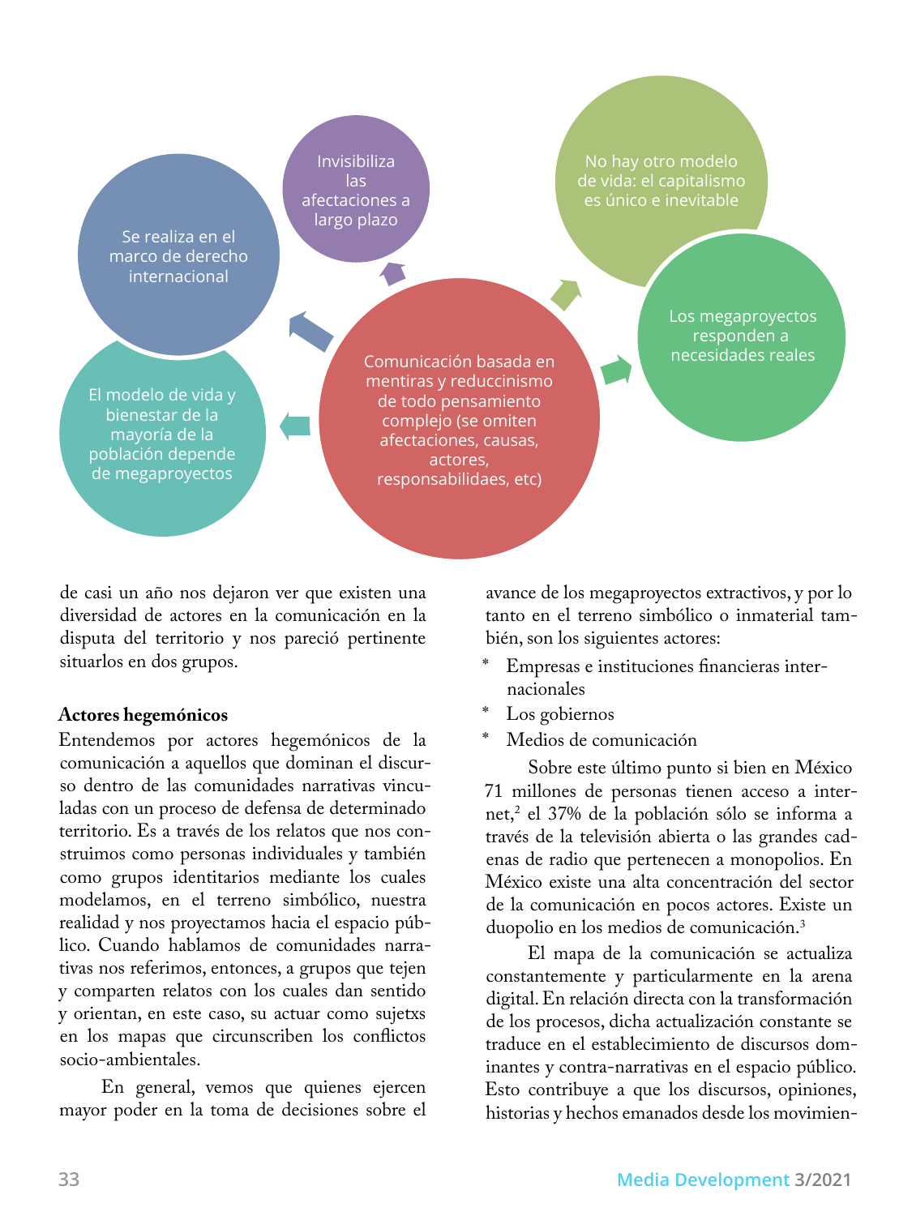Comunicación basada en mentiras y reduccinismo de todo pensamiento complejo (se omiten afectaciones, causas, actores, responsabilidaes, etc)

- Se realiza en el marco de derecho internacional
- Invisibiliza las afectaciones a largo plazo
- No hay otro modelo de vida: el capitalismo es único e inevitable
- Los megaproyectos responden a necesidades reales
- El modelo de vida y bienestar de la mayoría de la población depende de megaproyectos

de casi un año nos dejaron ver que existen una diversidad de actores en la comunicación en la disputa del territorio y nos pareció pertinente situarlos en dos grupos.

**Actores hegemónicos**

Entendemos por actores hegemónicos de la comunicación a aquellos que dominan el discurso dentro de las comunidades narrativas vinculadas con un proceso de defensa de determinado territorio. Es a través de los relatos que nos construimos como personas individuales y también como grupos identitarios mediante los cuales modelamos, en el terreno simbólico, nuestra realidad y nos proyectamos hacia el espacio público. Cuando hablamos de comunidades narrativas nos referimos, entonces, a grupos que tejen y comparten relatos con los cuales dan sentido y orientan, en este caso, su actuar como sujetxs en los mapas que circunscriben los conflictos socio-ambientales.

En general, vemos que quienes ejercen mayor poder en la toma de decisiones sobre el avance de los megaproyectos extractivos, y por lo tanto en el terreno simbólico o inmaterial también, son los siguientes actores:

* Empresas e instituciones financieras internacionales
* Los gobiernos
* Medios de comunicación

Sobre este último punto si bien en México 71 millones de personas tienen acceso a internet,[2] el 37% de la población sólo se informa a través de la televisión abierta o las grandes cadenas de radio que pertenecen a monopolios. En México existe una alta concentración del sector de la comunicación en pocos actores. Existe un duopolio en los medios de comunicación.[3]

El mapa de la comunicación se actualiza constantemente y particularmente en la arena digital. En relación directa con la transformación de los procesos, dicha actualización constante se traduce en el establecimiento de discursos dominantes y contra-narrativas en el espacio público. Esto contribuye a que los discursos, opiniones, historias y hechos emanados desde los movimien-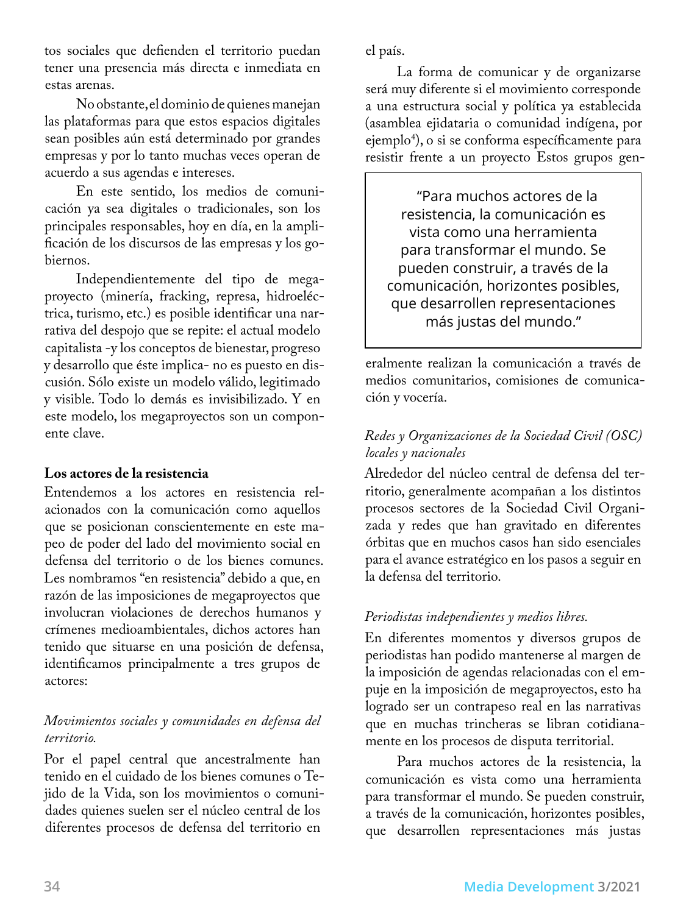tos sociales que defienden el territorio puedan tener una presencia más directa e inmediata en estas arenas.

No obstante, el dominio de quienes manejan las plataformas para que estos espacios digitales sean posibles aún está determinado por grandes empresas y por lo tanto muchas veces operan de acuerdo a sus agendas e intereses.

En este sentido, los medios de comunicación ya sea digitales o tradicionales, son los principales responsables, hoy en día, en la amplificación de los discursos de las empresas y los gobiernos.

Independientemente del tipo de megaproyecto (minería, fracking, represa, hidroeléctrica, turismo, etc.) es posible identificar una narrativa del despojo que se repite: el actual modelo capitalista -y los conceptos de bienestar, progreso y desarrollo que éste implica- no es puesto en discusión. Sólo existe un modelo válido, legitimado y visible. Todo lo demás es invisibilizado. Y en este modelo, los megaproyectos son un componente clave.

**Los actores de la resistencia**

Entendemos a los actores en resistencia relacionados con la comunicación como aquellos que se posicionan conscientemente en este mapeo de poder del lado del movimiento social en defensa del territorio o de los bienes comunes. Les nombramos "en resistencia" debido a que, en razón de las imposiciones de megaproyectos que involucran violaciones de derechos humanos y crímenes medioambientales, dichos actores han tenido que situarse en una posición de defensa, identificamos principalmente a tres grupos de actores:

*Movimientos sociales y comunidades en defensa del territorio.*

Por el papel central que ancestralmente han tenido en el cuidado de los bienes comunes o Tejido de la Vida, son los movimientos o comunidades quienes suelen ser el núcleo central de los diferentes procesos de defensa del territorio en el país.

La forma de comunicar y de organizarse será muy diferente si el movimiento corresponde a una estructura social y política ya establecida (asamblea ejidataria o comunidad indígena, por ejemplo[4]), o si se conforma específicamente para resistir frente a un proyecto Estos grupos generalmente realizan la comunicación a través de medios comunitarios, comisiones de comunicación y vocería.

> "Para muchos actores de la resistencia, la comunicación es vista como una herramienta para transformar el mundo. Se pueden construir, a través de la comunicación, horizontes posibles, que desarrollen representaciones más justas del mundo."

*Redes y Organizaciones de la Sociedad Civil (OSC) locales y nacionales*

Alrededor del núcleo central de defensa del territorio, generalmente acompañan a los distintos procesos sectores de la Sociedad Civil Organizada y redes que han gravitado en diferentes órbitas que en muchos casos han sido esenciales para el avance estratégico en los pasos a seguir en la defensa del territorio.

*Periodistas independientes y medios libres.*

En diferentes momentos y diversos grupos de periodistas han podido mantenerse al margen de la imposición de agendas relacionadas con el empuje en la imposición de megaproyectos, esto ha logrado ser un contrapeso real en las narrativas que en muchas trincheras se libran cotidianamente en los procesos de disputa territorial.

Para muchos actores de la resistencia, la comunicación es vista como una herramienta para transformar el mundo. Se pueden construir, a través de la comunicación, horizontes posibles, que desarrollen representaciones más justas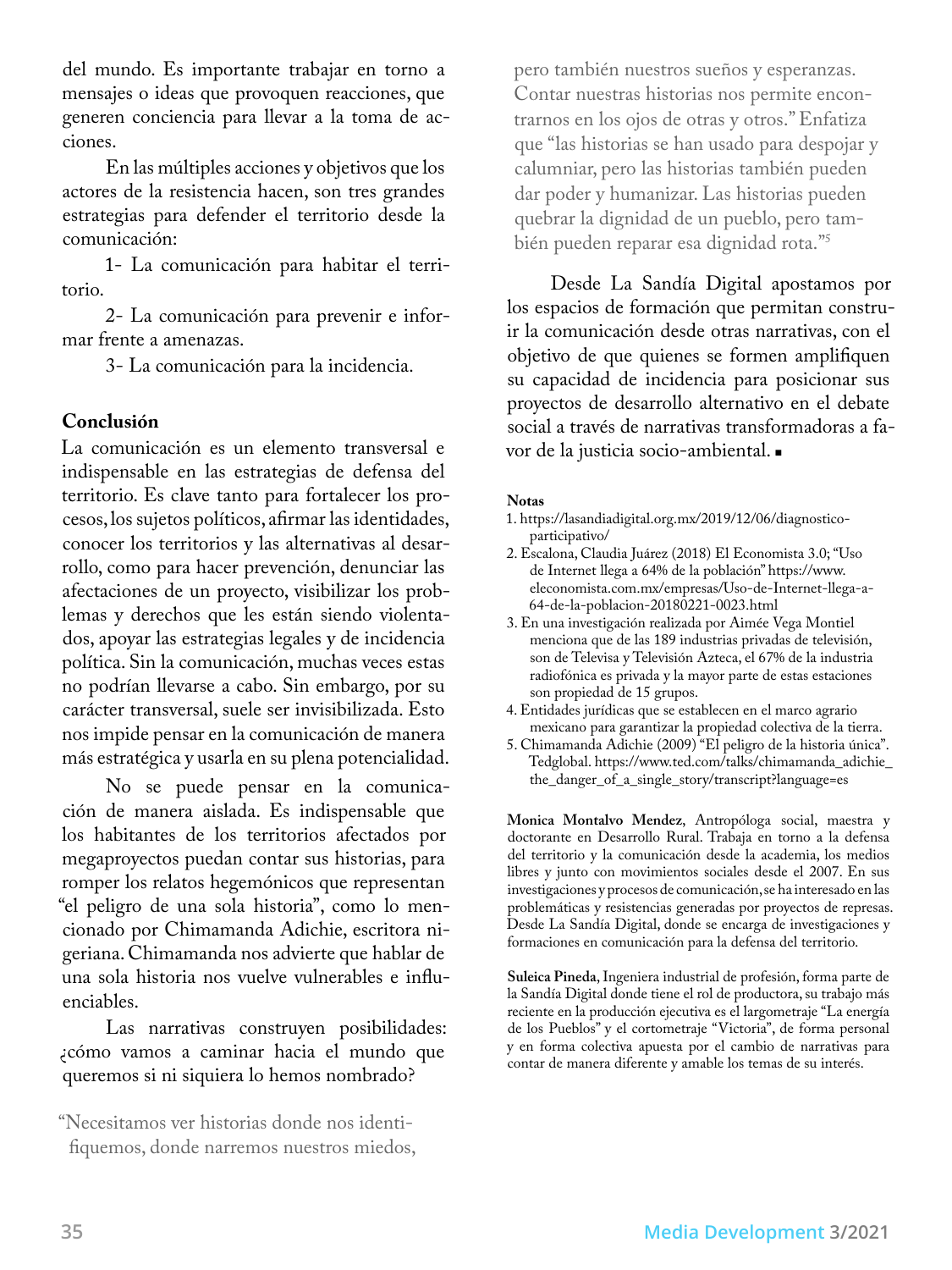del mundo. Es importante trabajar en torno a mensajes o ideas que provoquen reacciones, que generen conciencia para llevar a la toma de acciones.

En las múltiples acciones y objetivos que los actores de la resistencia hacen, son tres grandes estrategias para defender el territorio desde la comunicación:

1- La comunicación para habitar el territorio.

2- La comunicación para prevenir e informar frente a amenazas.

3- La comunicación para la incidencia.

**Conclusión**

La comunicación es un elemento transversal e indispensable en las estrategias de defensa del territorio. Es clave tanto para fortalecer los procesos, los sujetos políticos, afirmar las identidades, conocer los territorios y las alternativas al desarrollo, como para hacer prevención, denunciar las afectaciones de un proyecto, visibilizar los problemas y derechos que les están siendo violentados, apoyar las estrategias legales y de incidencia política. Sin la comunicación, muchas veces estas no podrían llevarse a cabo. Sin embargo, por su carácter transversal, suele ser invisibilizada. Esto nos impide pensar en la comunicación de manera más estratégica y usarla en su plena potencialidad.

No se puede pensar en la comunicación de manera aislada. Es indispensable que los habitantes de los territorios afectados por megaproyectos puedan contar sus historias, para romper los relatos hegemónicos que representan "el peligro de una sola historia", como lo mencionado por Chimamanda Adichie, escritora nigeriana. Chimamanda nos advierte que hablar de una sola historia nos vuelve vulnerables e influenciables.

Las narrativas construyen posibilidades: ¿cómo vamos a caminar hacia el mundo que queremos si ni siquiera lo hemos nombrado?

> "Necesitamos ver historias donde nos identifiquemos, donde narremos nuestros miedos, pero también nuestros sueños y esperanzas. Contar nuestras historias nos permite encontrarnos en los ojos de otras y otros." Enfatiza que "las historias se han usado para despojar y calumniar, pero las historias también pueden dar poder y humanizar. Las historias pueden quebrar la dignidad de un pueblo, pero también pueden reparar esa dignidad rota."[5]

Desde La Sandía Digital apostamos por los espacios de formación que permitan construir la comunicación desde otras narrativas, con el objetivo de que quienes se formen amplifiquen su capacidad de incidencia para posicionar sus proyectos de desarrollo alternativo en el debate social a través de narrativas transformadoras a favor de la justicia socio-ambiental. ■

**Notas**

1. https://lasandiadigital.org.mx/2019/12/06/diagnostico-participativo/
2. Escalona, Claudia Juárez (2018) El Economista 3.0; "Uso de Internet llega a 64% de la población" https://www.eleconomista.com.mx/empresas/Uso-de-Internet-llega-a-64-de-la-poblacion-20180221-0023.html
3. En una investigación realizada por Aimée Vega Montiel menciona que de las 189 industrias privadas de televisión, son de Televisa y Televisión Azteca, el 67% de la industria radiofónica es privada y la mayor parte de estas estaciones son propiedad de 15 grupos.
4. Entidades jurídicas que se establecen en el marco agrario mexicano para garantizar la propiedad colectiva de la tierra.
5. Chimamanda Adichie (2009) "El peligro de la historia única". Tedglobal. https://www.ted.com/talks/chimamanda_adichie_the_danger_of_a_single_story/transcript?language=es

**Monica Montalvo Mendez**, Antropóloga social, maestra y doctorante en Desarrollo Rural. Trabaja en torno a la defensa del territorio y la comunicación desde la academia, los medios libres y junto con movimientos sociales desde el 2007. En sus investigaciones y procesos de comunicación, se ha interesado en las problemáticas y resistencias generadas por proyectos de represas. Desde La Sandía Digital, donde se encarga de investigaciones y formaciones en comunicación para la defensa del territorio.

**Suleica Pineda**, Ingeniera industrial de profesión, forma parte de la Sandía Digital donde tiene el rol de productora, su trabajo más reciente en la producción ejecutiva es el largometraje "La energía de los Pueblos" y el cortometraje "Victoria", de forma personal y en forma colectiva apuesta por el cambio de narrativas para contar de manera diferente y amable los temas de su interés.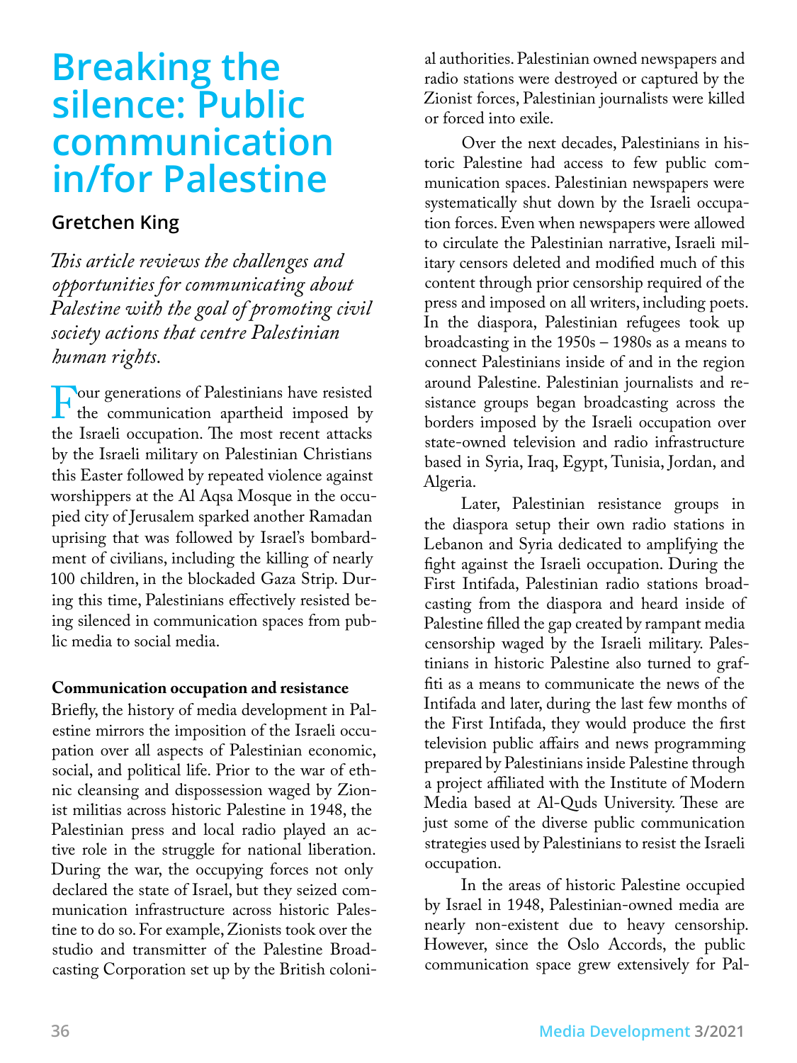# Breaking the silence: Public communication in/for Palestine

## Gretchen King

*This article reviews the challenges and opportunities for communicating about Palestine with the goal of promoting civil society actions that centre Palestinian human rights.*

Four generations of Palestinians have resisted the communication apartheid imposed by the Israeli occupation. The most recent attacks by the Israeli military on Palestinian Christians this Easter followed by repeated violence against worshippers at the Al Aqsa Mosque in the occupied city of Jerusalem sparked another Ramadan uprising that was followed by Israel's bombardment of civilians, including the killing of nearly 100 children, in the blockaded Gaza Strip. During this time, Palestinians effectively resisted being silenced in communication spaces from public media to social media.

**Communication occupation and resistance**

Briefly, the history of media development in Palestine mirrors the imposition of the Israeli occupation over all aspects of Palestinian economic, social, and political life. Prior to the war of ethnic cleansing and dispossession waged by Zionist militias across historic Palestine in 1948, the Palestinian press and local radio played an active role in the struggle for national liberation. During the war, the occupying forces not only declared the state of Israel, but they seized communication infrastructure across historic Palestine to do so. For example, Zionists took over the studio and transmitter of the Palestine Broadcasting Corporation set up by the British colonial authorities. Palestinian owned newspapers and radio stations were destroyed or captured by the Zionist forces, Palestinian journalists were killed or forced into exile.

Over the next decades, Palestinians in historic Palestine had access to few public communication spaces. Palestinian newspapers were systematically shut down by the Israeli occupation forces. Even when newspapers were allowed to circulate the Palestinian narrative, Israeli military censors deleted and modified much of this content through prior censorship required of the press and imposed on all writers, including poets. In the diaspora, Palestinian refugees took up broadcasting in the 1950s – 1980s as a means to connect Palestinians inside of and in the region around Palestine. Palestinian journalists and resistance groups began broadcasting across the borders imposed by the Israeli occupation over state-owned television and radio infrastructure based in Syria, Iraq, Egypt, Tunisia, Jordan, and Algeria.

Later, Palestinian resistance groups in the diaspora setup their own radio stations in Lebanon and Syria dedicated to amplifying the fight against the Israeli occupation. During the First Intifada, Palestinian radio stations broadcasting from the diaspora and heard inside of Palestine filled the gap created by rampant media censorship waged by the Israeli military. Palestinians in historic Palestine also turned to graffiti as a means to communicate the news of the Intifada and later, during the last few months of the First Intifada, they would produce the first television public affairs and news programming prepared by Palestinians inside Palestine through a project affiliated with the Institute of Modern Media based at Al-Quds University. These are just some of the diverse public communication strategies used by Palestinians to resist the Israeli occupation.

In the areas of historic Palestine occupied by Israel in 1948, Palestinian-owned media are nearly non-existent due to heavy censorship. However, since the Oslo Accords, the public communication space grew extensively for Pal-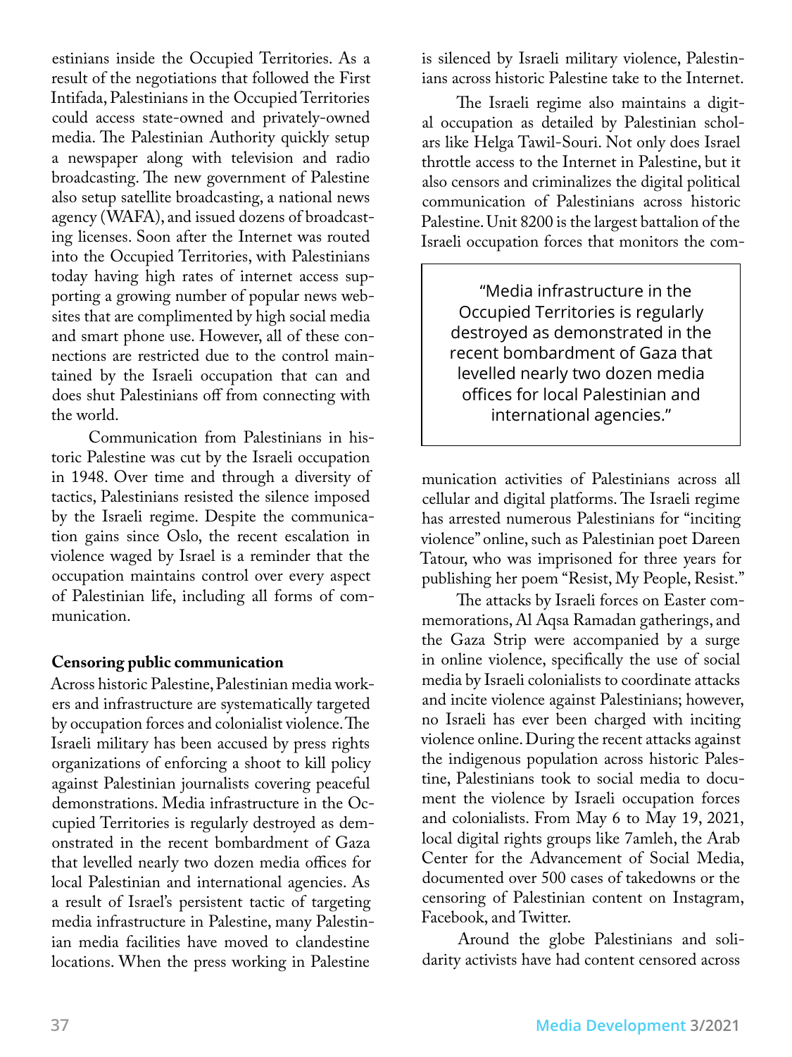estinians inside the Occupied Territories. As a result of the negotiations that followed the First Intifada, Palestinians in the Occupied Territories could access state-owned and privately-owned media. The Palestinian Authority quickly setup a newspaper along with television and radio broadcasting. The new government of Palestine also setup satellite broadcasting, a national news agency (WAFA), and issued dozens of broadcasting licenses. Soon after the Internet was routed into the Occupied Territories, with Palestinians today having high rates of internet access supporting a growing number of popular news websites that are complimented by high social media and smart phone use. However, all of these connections are restricted due to the control maintained by the Israeli occupation that can and does shut Palestinians off from connecting with the world.

Communication from Palestinians in historic Palestine was cut by the Israeli occupation in 1948. Over time and through a diversity of tactics, Palestinians resisted the silence imposed by the Israeli regime. Despite the communication gains since Oslo, the recent escalation in violence waged by Israel is a reminder that the occupation maintains control over every aspect of Palestinian life, including all forms of communication.

**Censoring public communication**

Across historic Palestine, Palestinian media workers and infrastructure are systematically targeted by occupation forces and colonialist violence. The Israeli military has been accused by press rights organizations of enforcing a shoot to kill policy against Palestinian journalists covering peaceful demonstrations. Media infrastructure in the Occupied Territories is regularly destroyed as demonstrated in the recent bombardment of Gaza that levelled nearly two dozen media offices for local Palestinian and international agencies. As a result of Israel's persistent tactic of targeting media infrastructure in Palestine, many Palestinian media facilities have moved to clandestine locations. When the press working in Palestine is silenced by Israeli military violence, Palestinians across historic Palestine take to the Internet.

The Israeli regime also maintains a digital occupation as detailed by Palestinian scholars like Helga Tawil-Souri. Not only does Israel throttle access to the Internet in Palestine, but it also censors and criminalizes the digital political communication of Palestinians across historic Palestine. Unit 8200 is the largest battalion of the Israeli occupation forces that monitors the communication activities of Palestinians across all cellular and digital platforms. The Israeli regime has arrested numerous Palestinians for "inciting violence" online, such as Palestinian poet Dareen Tatour, who was imprisoned for three years for publishing her poem "Resist, My People, Resist."

> "Media infrastructure in the Occupied Territories is regularly destroyed as demonstrated in the recent bombardment of Gaza that levelled nearly two dozen media offices for local Palestinian and international agencies."

The attacks by Israeli forces on Easter commemorations, Al Aqsa Ramadan gatherings, and the Gaza Strip were accompanied by a surge in online violence, specifically the use of social media by Israeli colonialists to coordinate attacks and incite violence against Palestinians; however, no Israeli has ever been charged with inciting violence online. During the recent attacks against the indigenous population across historic Palestine, Palestinians took to social media to document the violence by Israeli occupation forces and colonialists. From May 6 to May 19, 2021, local digital rights groups like 7amleh, the Arab Center for the Advancement of Social Media, documented over 500 cases of takedowns or the censoring of Palestinian content on Instagram, Facebook, and Twitter.

Around the globe Palestinians and solidarity activists have had content censored across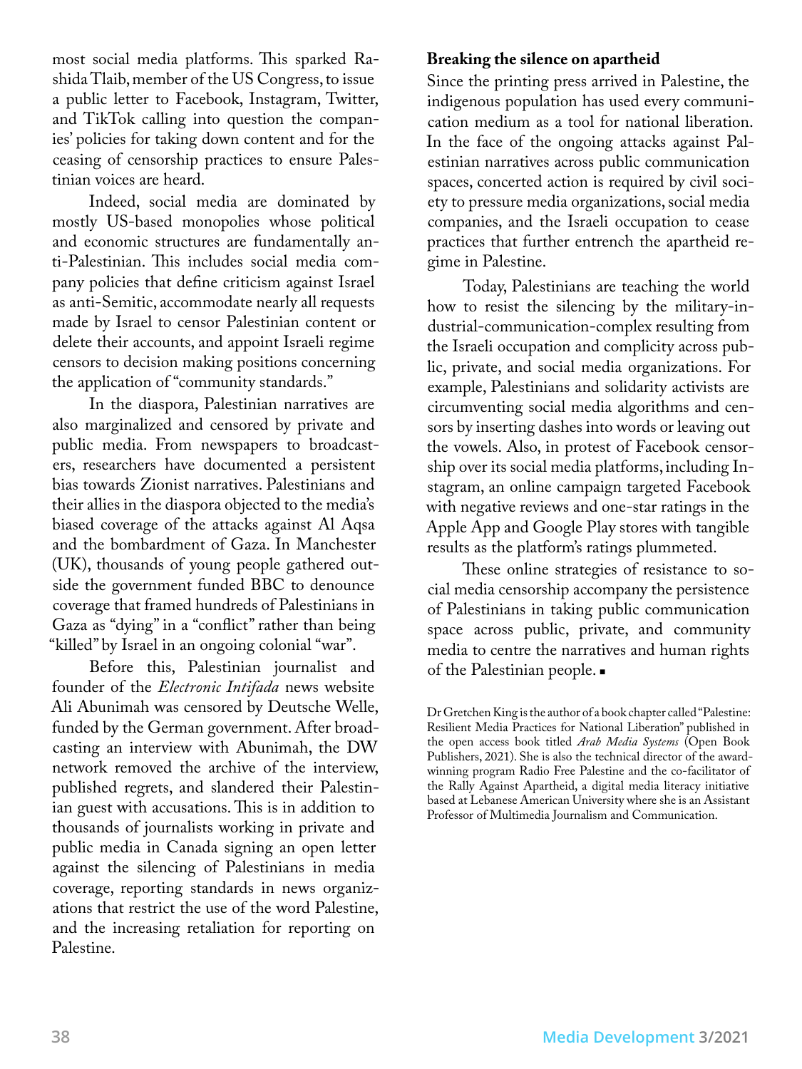most social media platforms. This sparked Rashida Tlaib, member of the US Congress, to issue a public letter to Facebook, Instagram, Twitter, and TikTok calling into question the companies' policies for taking down content and for the ceasing of censorship practices to ensure Palestinian voices are heard.

Indeed, social media are dominated by mostly US-based monopolies whose political and economic structures are fundamentally anti-Palestinian. This includes social media company policies that define criticism against Israel as anti-Semitic, accommodate nearly all requests made by Israel to censor Palestinian content or delete their accounts, and appoint Israeli regime censors to decision making positions concerning the application of "community standards."

In the diaspora, Palestinian narratives are also marginalized and censored by private and public media. From newspapers to broadcasters, researchers have documented a persistent bias towards Zionist narratives. Palestinians and their allies in the diaspora objected to the media's biased coverage of the attacks against Al Aqsa and the bombardment of Gaza. In Manchester (UK), thousands of young people gathered outside the government funded BBC to denounce coverage that framed hundreds of Palestinians in Gaza as "dying" in a "conflict" rather than being "killed" by Israel in an ongoing colonial "war".

Before this, Palestinian journalist and founder of the *Electronic Intifada* news website Ali Abunimah was censored by Deutsche Welle, funded by the German government. After broadcasting an interview with Abunimah, the DW network removed the archive of the interview, published regrets, and slandered their Palestinian guest with accusations. This is in addition to thousands of journalists working in private and public media in Canada signing an open letter against the silencing of Palestinians in media coverage, reporting standards in news organizations that restrict the use of the word Palestine, and the increasing retaliation for reporting on Palestine.

**Breaking the silence on apartheid**

Since the printing press arrived in Palestine, the indigenous population has used every communication medium as a tool for national liberation. In the face of the ongoing attacks against Palestinian narratives across public communication spaces, concerted action is required by civil society to pressure media organizations, social media companies, and the Israeli occupation to cease practices that further entrench the apartheid regime in Palestine.

Today, Palestinians are teaching the world how to resist the silencing by the military-industrial-communication-complex resulting from the Israeli occupation and complicity across public, private, and social media organizations. For example, Palestinians and solidarity activists are circumventing social media algorithms and censors by inserting dashes into words or leaving out the vowels. Also, in protest of Facebook censorship over its social media platforms, including Instagram, an online campaign targeted Facebook with negative reviews and one-star ratings in the Apple App and Google Play stores with tangible results as the platform's ratings plummeted.

These online strategies of resistance to social media censorship accompany the persistence of Palestinians in taking public communication space across public, private, and community media to centre the narratives and human rights of the Palestinian people. ■

Dr Gretchen King is the author of a book chapter called "Palestine: Resilient Media Practices for National Liberation" published in the open access book titled *Arab Media Systems* (Open Book Publishers, 2021). She is also the technical director of the award-winning program Radio Free Palestine and the co-facilitator of the Rally Against Apartheid, a digital media literacy initiative based at Lebanese American University where she is an Assistant Professor of Multimedia Journalism and Communication.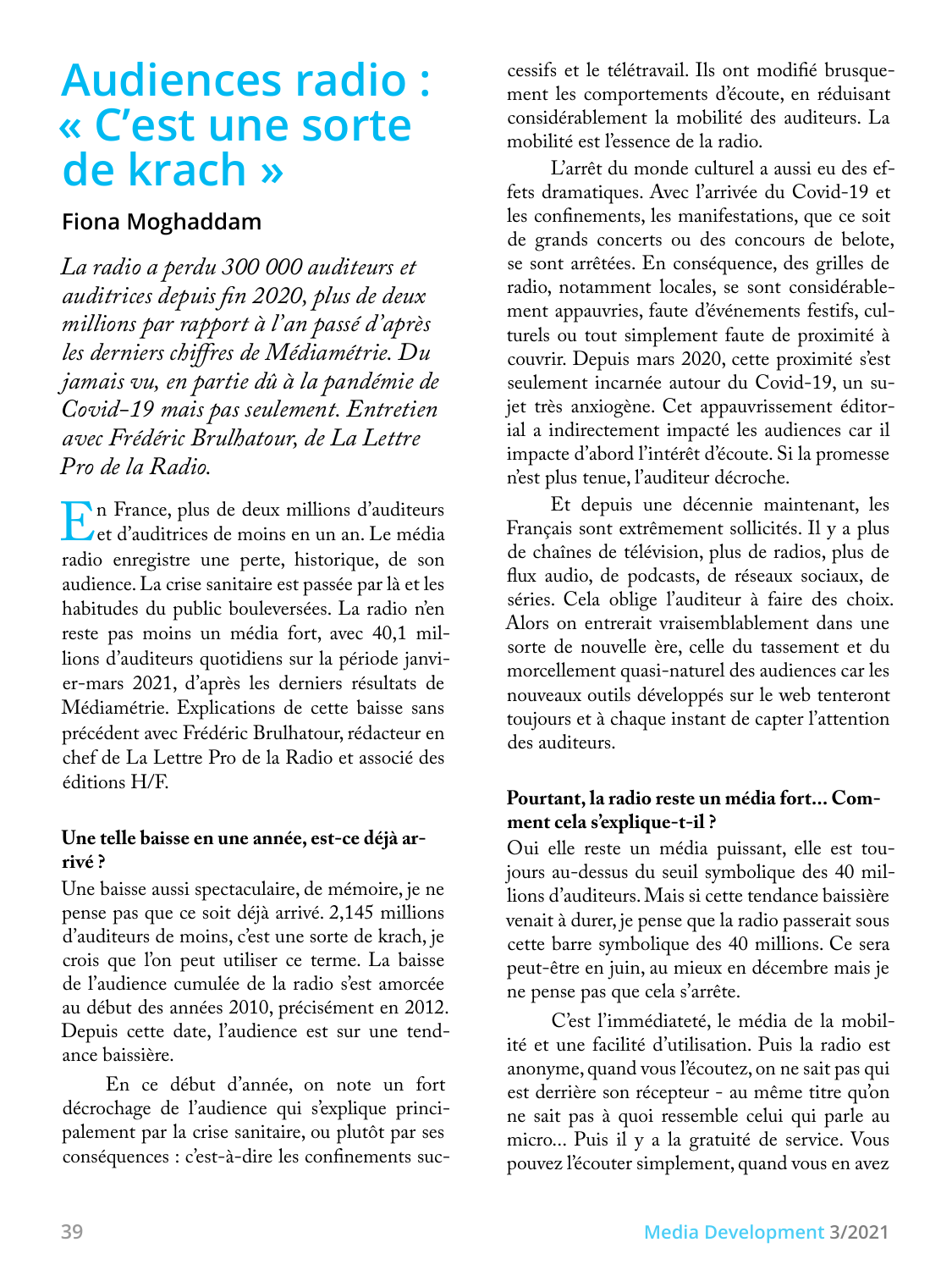# Audiences radio : « C'est une sorte de krach »

**Fiona Moghaddam**

*La radio a perdu 300 000 auditeurs et auditrices depuis fin 2020, plus de deux millions par rapport à l'an passé d'après les derniers chiffres de Médiamétrie. Du jamais vu, en partie dû à la pandémie de Covid-19 mais pas seulement. Entretien avec Frédéric Brulhatour, de La Lettre Pro de la Radio.*

En France, plus de deux millions d'auditeurs et d'auditrices de moins en un an. Le média radio enregistre une perte, historique, de son audience. La crise sanitaire est passée par là et les habitudes du public bouleversées. La radio n'en reste pas moins un média fort, avec 40,1 millions d'auditeurs quotidiens sur la période janvier-mars 2021, d'après les derniers résultats de Médiamétrie. Explications de cette baisse sans précédent avec Frédéric Brulhatour, rédacteur en chef de La Lettre Pro de la Radio et associé des éditions H/F.

**Une telle baisse en une année, est-ce déjà arrivé ?**

Une baisse aussi spectaculaire, de mémoire, je ne pense pas que ce soit déjà arrivé. 2,145 millions d'auditeurs de moins, c'est une sorte de krach, je crois que l'on peut utiliser ce terme. La baisse de l'audience cumulée de la radio s'est amorcée au début des années 2010, précisément en 2012. Depuis cette date, l'audience est sur une tendance baissière.

En ce début d'année, on note un fort décrochage de l'audience qui s'explique principalement par la crise sanitaire, ou plutôt par ses conséquences : c'est-à-dire les confinements successifs et le télétravail. Ils ont modifié brusquement les comportements d'écoute, en réduisant considérablement la mobilité des auditeurs. La mobilité est l'essence de la radio.

L'arrêt du monde culturel a aussi eu des effets dramatiques. Avec l'arrivée du Covid-19 et les confinements, les manifestations, que ce soit de grands concerts ou des concours de belote, se sont arrêtées. En conséquence, des grilles de radio, notamment locales, se sont considérablement appauvries, faute d'événements festifs, culturels ou tout simplement faute de proximité à couvrir. Depuis mars 2020, cette proximité s'est seulement incarnée autour du Covid-19, un sujet très anxiogène. Cet appauvrissement éditorial a indirectement impacté les audiences car il impacte d'abord l'intérêt d'écoute. Si la promesse n'est plus tenue, l'auditeur décroche.

Et depuis une décennie maintenant, les Français sont extrêmement sollicités. Il y a plus de chaînes de télévision, plus de radios, plus de flux audio, de podcasts, de réseaux sociaux, de séries. Cela oblige l'auditeur à faire des choix. Alors on entrerait vraisemblablement dans une sorte de nouvelle ère, celle du tassement et du morcellement quasi-naturel des audiences car les nouveaux outils développés sur le web tenteront toujours et à chaque instant de capter l'attention des auditeurs.

**Pourtant, la radio reste un média fort... Comment cela s'explique-t-il ?**

Oui elle reste un média puissant, elle est toujours au-dessus du seuil symbolique des 40 millions d'auditeurs. Mais si cette tendance baissière venait à durer, je pense que la radio passerait sous cette barre symbolique des 40 millions. Ce sera peut-être en juin, au mieux en décembre mais je ne pense pas que cela s'arrête.

C'est l'immédiateté, le média de la mobilité et une facilité d'utilisation. Puis la radio est anonyme, quand vous l'écoutez, on ne sait pas qui est derrière son récepteur - au même titre qu'on ne sait pas à quoi ressemble celui qui parle au micro... Puis il y a la gratuité de service. Vous pouvez l'écouter simplement, quand vous en avez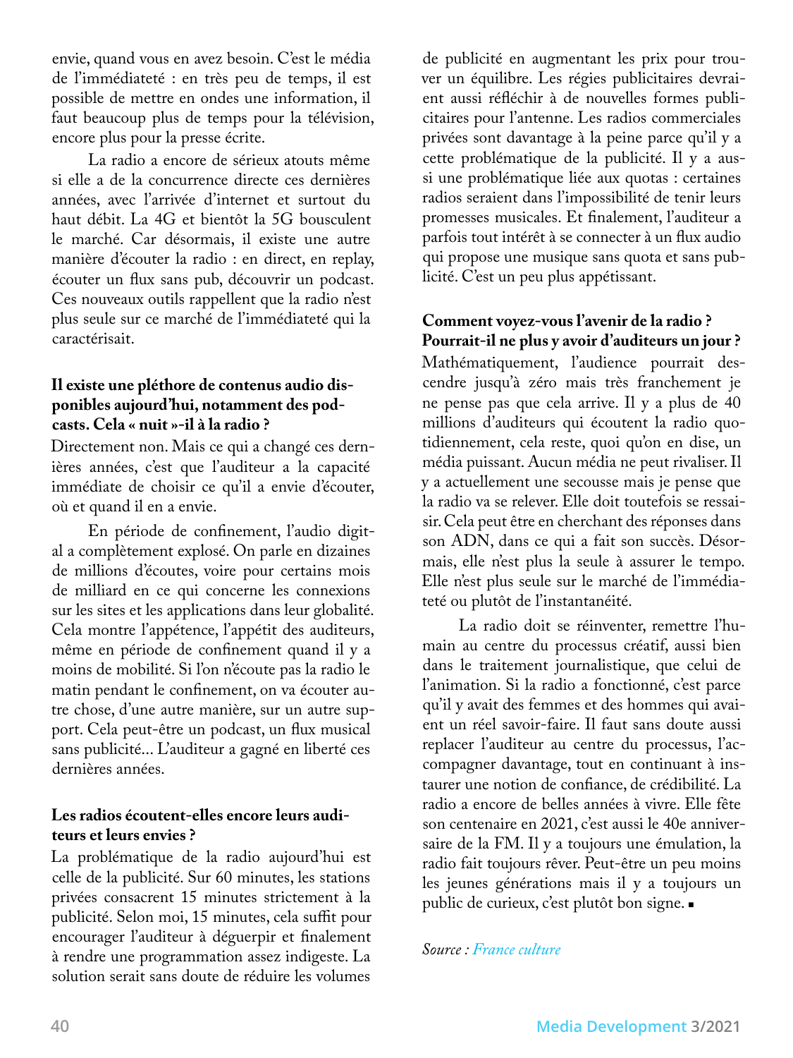envie, quand vous en avez besoin. C'est le média de l'immédiateté : en très peu de temps, il est possible de mettre en ondes une information, il faut beaucoup plus de temps pour la télévision, encore plus pour la presse écrite.

La radio a encore de sérieux atouts même si elle a de la concurrence directe ces dernières années, avec l'arrivée d'internet et surtout du haut débit. La 4G et bientôt la 5G bousculent le marché. Car désormais, il existe une autre manière d'écouter la radio : en direct, en replay, écouter un flux sans pub, découvrir un podcast. Ces nouveaux outils rappellent que la radio n'est plus seule sur ce marché de l'immédiateté qui la caractérisait.

**Il existe une pléthore de contenus audio disponibles aujourd'hui, notamment des podcasts. Cela « nuit »-il à la radio ?**

Directement non. Mais ce qui a changé ces dernières années, c'est que l'auditeur a la capacité immédiate de choisir ce qu'il a envie d'écouter, où et quand il en a envie.

En période de confinement, l'audio digital a complètement explosé. On parle en dizaines de millions d'écoutes, voire pour certains mois de milliard en ce qui concerne les connexions sur les sites et les applications dans leur globalité. Cela montre l'appétence, l'appétit des auditeurs, même en période de confinement quand il y a moins de mobilité. Si l'on n'écoute pas la radio le matin pendant le confinement, on va écouter autre chose, d'une autre manière, sur un autre support. Cela peut-être un podcast, un flux musical sans publicité... L'auditeur a gagné en liberté ces dernières années.

**Les radios écoutent-elles encore leurs auditeurs et leurs envies ?**

La problématique de la radio aujourd'hui est celle de la publicité. Sur 60 minutes, les stations privées consacrent 15 minutes strictement à la publicité. Selon moi, 15 minutes, cela suffit pour encourager l'auditeur à déguerpir et finalement à rendre une programmation assez indigeste. La solution serait sans doute de réduire les volumes de publicité en augmentant les prix pour trouver un équilibre. Les régies publicitaires devraient aussi réfléchir à de nouvelles formes publicitaires pour l'antenne. Les radios commerciales privées sont davantage à la peine parce qu'il y a cette problématique de la publicité. Il y a aussi une problématique liée aux quotas : certaines radios seraient dans l'impossibilité de tenir leurs promesses musicales. Et finalement, l'auditeur a parfois tout intérêt à se connecter à un flux audio qui propose une musique sans quota et sans publicité. C'est un peu plus appétissant.

**Comment voyez-vous l'avenir de la radio ? Pourrait-il ne plus y avoir d'auditeurs un jour ?**

Mathématiquement, l'audience pourrait descendre jusqu'à zéro mais très franchement je ne pense pas que cela arrive. Il y a plus de 40 millions d'auditeurs qui écoutent la radio quotidiennement, cela reste, quoi qu'on en dise, un média puissant. Aucun média ne peut rivaliser. Il y a actuellement une secousse mais je pense que la radio va se relever. Elle doit toutefois se ressaisir. Cela peut être en cherchant des réponses dans son ADN, dans ce qui a fait son succès. Désormais, elle n'est plus la seule à assurer le tempo. Elle n'est plus seule sur le marché de l'immédiateté ou plutôt de l'instantanéité.

La radio doit se réinventer, remettre l'humain au centre du processus créatif, aussi bien dans le traitement journalistique, que celui de l'animation. Si la radio a fonctionné, c'est parce qu'il y avait des femmes et des hommes qui avaient un réel savoir-faire. Il faut sans doute aussi replacer l'auditeur au centre du processus, l'accompagner davantage, tout en continuant à instaurer une notion de confiance, de crédibilité. La radio a encore de belles années à vivre. Elle fête son centenaire en 2021, c'est aussi le 40e anniversaire de la FM. Il y a toujours une émulation, la radio fait toujours rêver. Peut-être un peu moins les jeunes générations mais il y a toujours un public de curieux, c'est plutôt bon signe. ■

*Source : France culture*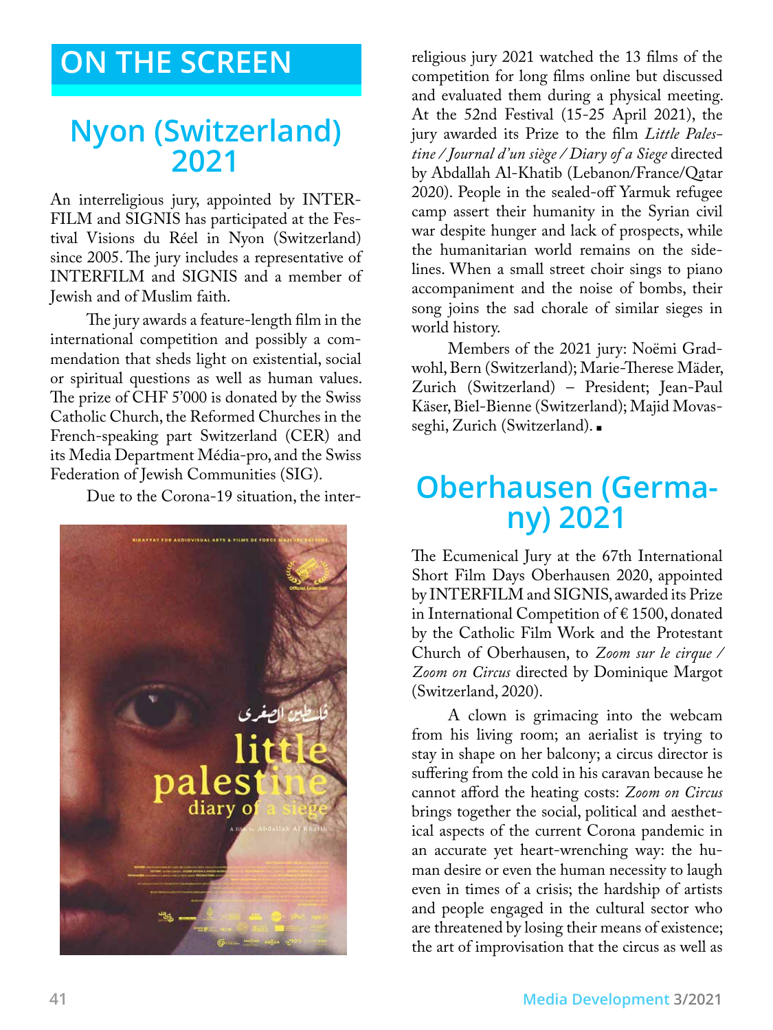# ON THE SCREEN

## Nyon (Switzerland) 2021

An interreligious jury, appointed by INTERFILM and SIGNIS has participated at the Festival Visions du Réel in Nyon (Switzerland) since 2005. The jury includes a representative of INTERFILM and SIGNIS and a member of Jewish and of Muslim faith.

The jury awards a feature-length film in the international competition and possibly a commendation that sheds light on existential, social or spiritual questions as well as human values. The prize of CHF 5'000 is donated by the Swiss Catholic Church, the Reformed Churches in the French-speaking part Switzerland (CER) and its Media Department Média-pro, and the Swiss Federation of Jewish Communities (SIG).

Due to the Corona-19 situation, the interreligious jury 2021 watched the 13 films of the competition for long films online but discussed and evaluated them during a physical meeting. At the 52nd Festival (15-25 April 2021), the jury awarded its Prize to the film *Little Palestine / Journal d'un siège / Diary of a Siege* directed by Abdallah Al-Khatib (Lebanon/France/Qatar 2020). People in the sealed-off Yarmuk refugee camp assert their humanity in the Syrian civil war despite hunger and lack of prospects, while the humanitarian world remains on the sidelines. When a small street choir sings to piano accompaniment and the noise of bombs, their song joins the sad chorale of similar sieges in world history.

Members of the 2021 jury: Noëmi Gradwohl, Bern (Switzerland); Marie-Therese Mäder, Zurich (Switzerland) – President; Jean-Paul Käser, Biel-Bienne (Switzerland); Majid Movasseghi, Zurich (Switzerland).

## Oberhausen (Germany) 2021

The Ecumenical Jury at the 67th International Short Film Days Oberhausen 2020, appointed by INTERFILM and SIGNIS, awarded its Prize in International Competition of € 1500, donated by the Catholic Film Work and the Protestant Church of Oberhausen, to *Zoom sur le cirque / Zoom on Circus* directed by Dominique Margot (Switzerland, 2020).

A clown is grimacing into the webcam from his living room; an aerialist is trying to stay in shape on her balcony; a circus director is suffering from the cold in his caravan because he cannot afford the heating costs: *Zoom on Circus* brings together the social, political and aesthetical aspects of the current Corona pandemic in an accurate yet heart-wrenching way: the human desire or even the human necessity to laugh even in times of a crisis; the hardship of artists and people engaged in the cultural sector who are threatened by losing their means of existence; the art of improvisation that the circus as well as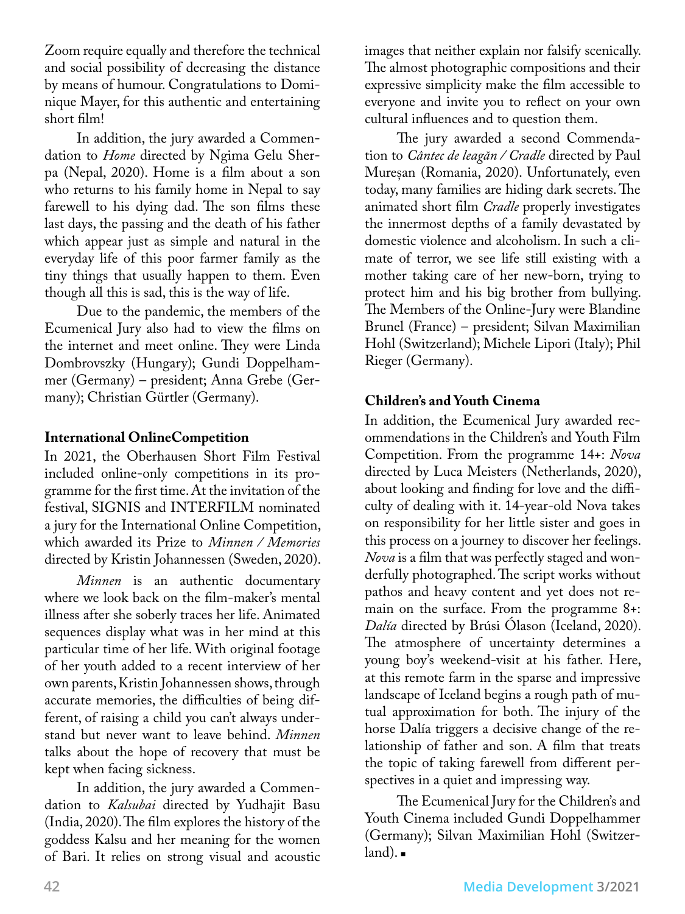Zoom require equally and therefore the technical and social possibility of decreasing the distance by means of humour. Congratulations to Dominique Mayer, for this authentic and entertaining short film!

In addition, the jury awarded a Commendation to *Home* directed by Ngima Gelu Sherpa (Nepal, 2020). Home is a film about a son who returns to his family home in Nepal to say farewell to his dying dad. The son films these last days, the passing and the death of his father which appear just as simple and natural in the everyday life of this poor farmer family as the tiny things that usually happen to them. Even though all this is sad, this is the way of life.

Due to the pandemic, the members of the Ecumenical Jury also had to view the films on the internet and meet online. They were Linda Dombrovszky (Hungary); Gundi Doppelhammer (Germany) – president; Anna Grebe (Germany); Christian Gürtler (Germany).

**International OnlineCompetition**

In 2021, the Oberhausen Short Film Festival included online-only competitions in its programme for the first time. At the invitation of the festival, SIGNIS and INTERFILM nominated a jury for the International Online Competition, which awarded its Prize to *Minnen / Memories* directed by Kristin Johannessen (Sweden, 2020).

*Minnen* is an authentic documentary where we look back on the film-maker's mental illness after she soberly traces her life. Animated sequences display what was in her mind at this particular time of her life. With original footage of her youth added to a recent interview of her own parents, Kristin Johannessen shows, through accurate memories, the difficulties of being different, of raising a child you can't always understand but never want to leave behind. *Minnen* talks about the hope of recovery that must be kept when facing sickness.

In addition, the jury awarded a Commendation to *Kalsubai* directed by Yudhajit Basu (India, 2020). The film explores the history of the goddess Kalsu and her meaning for the women of Bari. It relies on strong visual and acoustic images that neither explain nor falsify scenically. The almost photographic compositions and their expressive simplicity make the film accessible to everyone and invite you to reflect on your own cultural influences and to question them.

The jury awarded a second Commendation to *Cântec de leagăn / Cradle* directed by Paul Mureșan (Romania, 2020). Unfortunately, even today, many families are hiding dark secrets. The animated short film *Cradle* properly investigates the innermost depths of a family devastated by domestic violence and alcoholism. In such a climate of terror, we see life still existing with a mother taking care of her new-born, trying to protect him and his big brother from bullying. The Members of the Online-Jury were Blandine Brunel (France) – president; Silvan Maximilian Hohl (Switzerland); Michele Lipori (Italy); Phil Rieger (Germany).

**Children's and Youth Cinema**

In addition, the Ecumenical Jury awarded recommendations in the Children's and Youth Film Competition. From the programme 14+: *Nova* directed by Luca Meisters (Netherlands, 2020), about looking and finding for love and the difficulty of dealing with it. 14-year-old Nova takes on responsibility for her little sister and goes in this process on a journey to discover her feelings. *Nova* is a film that was perfectly staged and wonderfully photographed. The script works without pathos and heavy content and yet does not remain on the surface. From the programme 8+: *Dalía* directed by Brúsi Ólason (Iceland, 2020). The atmosphere of uncertainty determines a young boy's weekend-visit at his father. Here, at this remote farm in the sparse and impressive landscape of Iceland begins a rough path of mutual approximation for both. The injury of the horse Dalía triggers a decisive change of the relationship of father and son. A film that treats the topic of taking farewell from different perspectives in a quiet and impressing way.

The Ecumenical Jury for the Children's and Youth Cinema included Gundi Doppelhammer (Germany); Silvan Maximilian Hohl (Switzerland). ■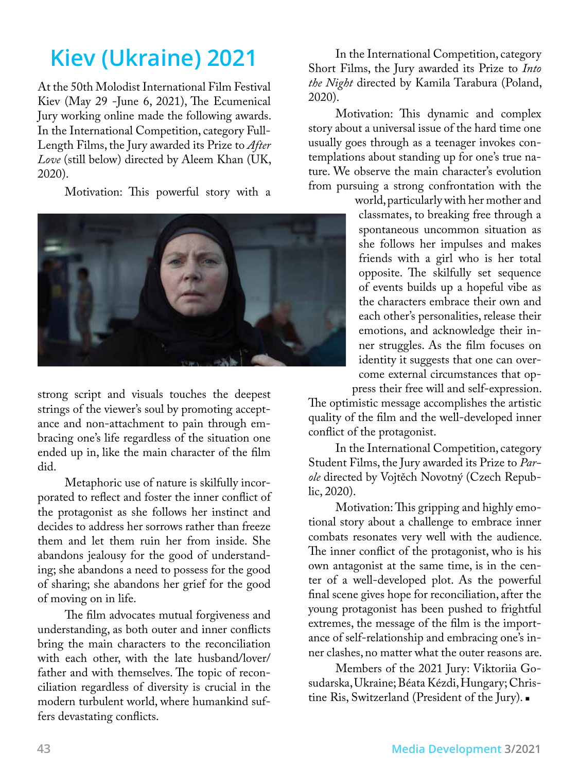# Kiev (Ukraine) 2021

At the 50th Molodist International Film Festival Kiev (May 29 -June 6, 2021), The Ecumenical Jury working online made the following awards. In the International Competition, category Full-Length Films, the Jury awarded its Prize to *After Love* (still below) directed by Aleem Khan (UK, 2020).

Motivation: This powerful story with a strong script and visuals touches the deepest strings of the viewer's soul by promoting acceptance and non-attachment to pain through embracing one's life regardless of the situation one ended up in, like the main character of the film did.

Metaphoric use of nature is skilfully incorporated to reflect and foster the inner conflict of the protagonist as she follows her instinct and decides to address her sorrows rather than freeze them and let them ruin her from inside. She abandons jealousy for the good of understanding; she abandons a need to possess for the good of sharing; she abandons her grief for the good of moving on in life.

The film advocates mutual forgiveness and understanding, as both outer and inner conflicts bring the main characters to the reconciliation with each other, with the late husband/lover/father and with themselves. The topic of reconciliation regardless of diversity is crucial in the modern turbulent world, where humankind suffers devastating conflicts.

In the International Competition, category Short Films, the Jury awarded its Prize to *Into the Night* directed by Kamila Tarabura (Poland, 2020).

Motivation: This dynamic and complex story about a universal issue of the hard time one usually goes through as a teenager invokes contemplations about standing up for one's true nature. We observe the main character's evolution from pursuing a strong confrontation with the world, particularly with her mother and classmates, to breaking free through a spontaneous uncommon situation as she follows her impulses and makes friends with a girl who is her total opposite. The skilfully set sequence of events builds up a hopeful vibe as the characters embrace their own and each other's personalities, release their emotions, and acknowledge their inner struggles. As the film focuses on identity it suggests that one can overcome external circumstances that oppress their free will and self-expression. The optimistic message accomplishes the artistic quality of the film and the well-developed inner conflict of the protagonist.

In the International Competition, category Student Films, the Jury awarded its Prize to *Parole* directed by Vojtěch Novotný (Czech Republic, 2020).

Motivation: This gripping and highly emotional story about a challenge to embrace inner combats resonates very well with the audience. The inner conflict of the protagonist, who is his own antagonist at the same time, is in the center of a well-developed plot. As the powerful final scene gives hope for reconciliation, after the young protagonist has been pushed to frightful extremes, the message of the film is the importance of self-relationship and embracing one's inner clashes, no matter what the outer reasons are.

Members of the 2021 Jury: Viktoriia Gosudarska, Ukraine; Béata Kézdi, Hungary; Christine Ris, Switzerland (President of the Jury). ■